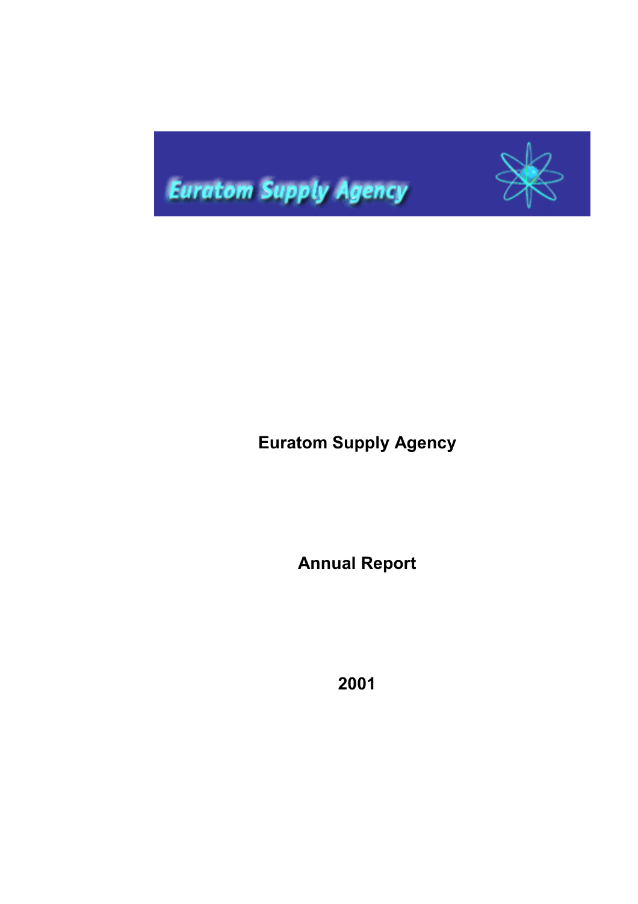Euratom Supply Agency

# Euratom Supply Agency

## Annual Report

## 2001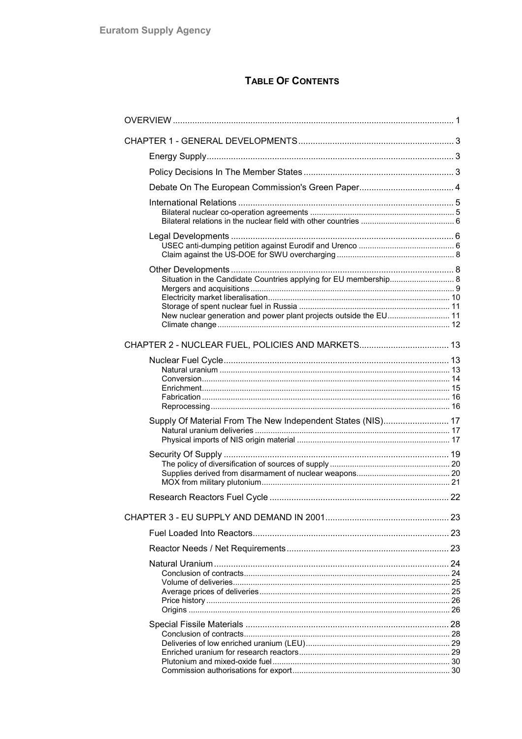# TABLE OF CONTENTS

- OVERVIEW ..... 1
- CHAPTER 1 - GENERAL DEVELOPMENTS ..... 3
  - Energy Supply ..... 3
  - Policy Decisions In The Member States ..... 3
  - Debate On The European Commission's Green Paper ..... 4
  - International Relations ..... 5
    - Bilateral nuclear co-operation agreements ..... 5
    - Bilateral relations in the nuclear field with other countries ..... 6
  - Legal Developments ..... 6
    - USEC anti-dumping petition against Eurodif and Urenco ..... 6
    - Claim against the US-DOE for SWU overcharging ..... 8
  - Other Developments ..... 8
    - Situation in the Candidate Countries applying for EU membership ..... 8
    - Mergers and acquisitions ..... 9
    - Electricity market liberalisation ..... 10
    - Storage of spent nuclear fuel in Russia ..... 11
    - New nuclear generation and power plant projects outside the EU ..... 11
    - Climate change ..... 12
- CHAPTER 2 - NUCLEAR FUEL, POLICIES AND MARKETS ..... 13
  - Nuclear Fuel Cycle ..... 13
    - Natural uranium ..... 13
    - Conversion ..... 14
    - Enrichment ..... 15
    - Fabrication ..... 16
    - Reprocessing ..... 16
  - Supply Of Material From The New Independent States (NIS) ..... 17
    - Natural uranium deliveries ..... 17
    - Physical imports of NIS origin material ..... 17
  - Security Of Supply ..... 19
    - The policy of diversification of sources of supply ..... 20
    - Supplies derived from disarmament of nuclear weapons ..... 20
    - MOX from military plutonium ..... 21
  - Research Reactors Fuel Cycle ..... 22
- CHAPTER 3 - EU SUPPLY AND DEMAND IN 2001 ..... 23
  - Fuel Loaded Into Reactors ..... 23
  - Reactor Needs / Net Requirements ..... 23
  - Natural Uranium ..... 24
    - Conclusion of contracts ..... 24
    - Volume of deliveries ..... 25
    - Average prices of deliveries ..... 25
    - Price history ..... 26
    - Origins ..... 26
  - Special Fissile Materials ..... 28
    - Conclusion of contracts ..... 28
    - Deliveries of low enriched uranium (LEU) ..... 29
    - Enriched uranium for research reactors ..... 29
    - Plutonium and mixed-oxide fuel ..... 30
    - Commission authorisations for export ..... 30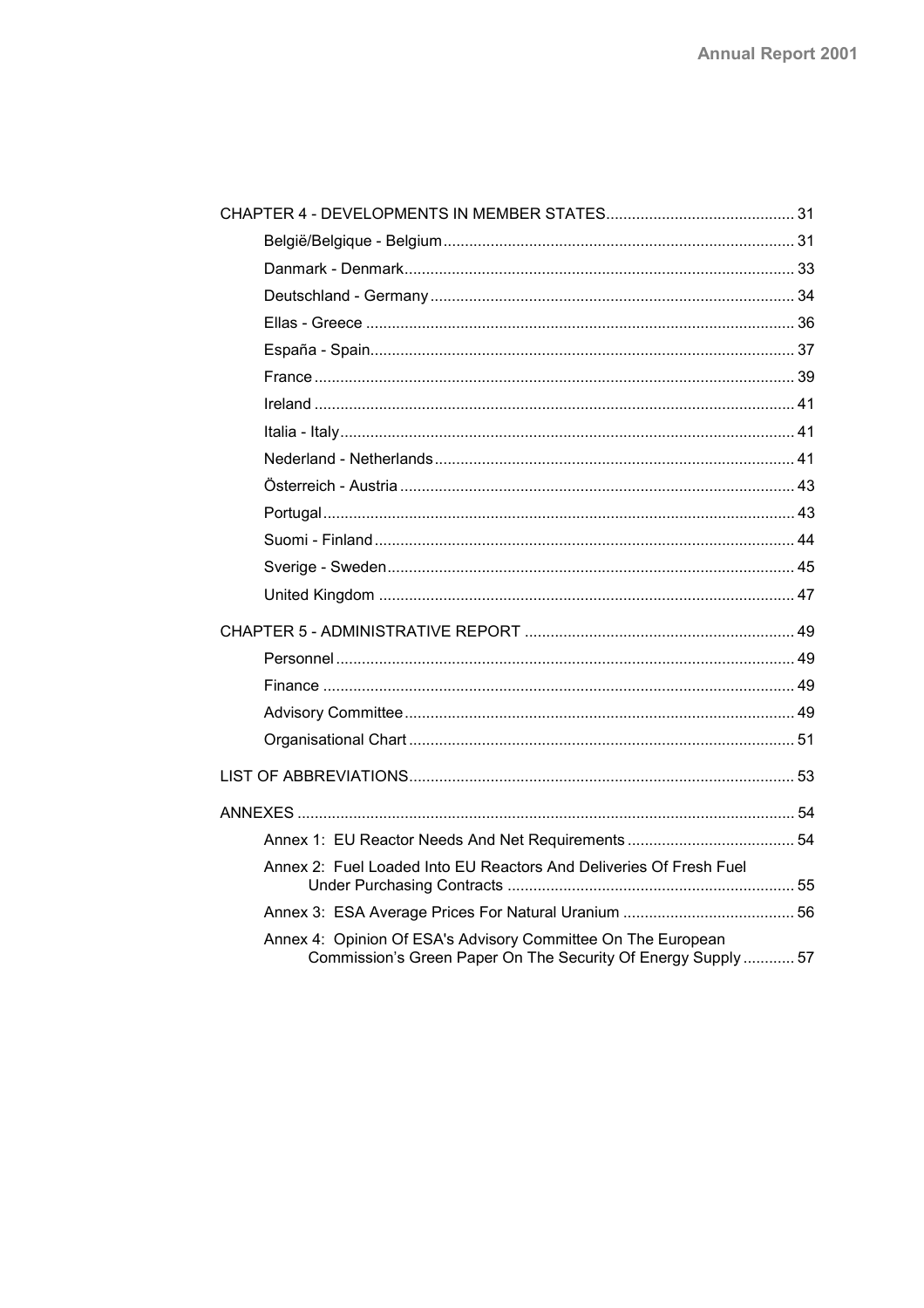CHAPTER 4 - DEVELOPMENTS IN MEMBER STATES ........................................ 31

- België/Belgique - Belgium ........................................ 31
- Danmark - Denmark ........................................ 33
- Deutschland - Germany ........................................ 34
- Ellas - Greece ........................................ 36
- España - Spain ........................................ 37
- France ........................................ 39
- Ireland ........................................ 41
- Italia - Italy ........................................ 41
- Nederland - Netherlands ........................................ 41
- Österreich - Austria ........................................ 43
- Portugal ........................................ 43
- Suomi - Finland ........................................ 44
- Sverige - Sweden ........................................ 45
- United Kingdom ........................................ 47

CHAPTER 5 - ADMINISTRATIVE REPORT ........................................ 49

- Personnel ........................................ 49
- Finance ........................................ 49
- Advisory Committee ........................................ 49
- Organisational Chart ........................................ 51

LIST OF ABBREVIATIONS ........................................ 53

ANNEXES ........................................ 54

- Annex 1: EU Reactor Needs And Net Requirements ........................................ 54
- Annex 2: Fuel Loaded Into EU Reactors And Deliveries Of Fresh Fuel Under Purchasing Contracts ........................................ 55
- Annex 3: ESA Average Prices For Natural Uranium ........................................ 56
- Annex 4: Opinion Of ESA's Advisory Committee On The European Commission's Green Paper On The Security Of Energy Supply ........................................ 57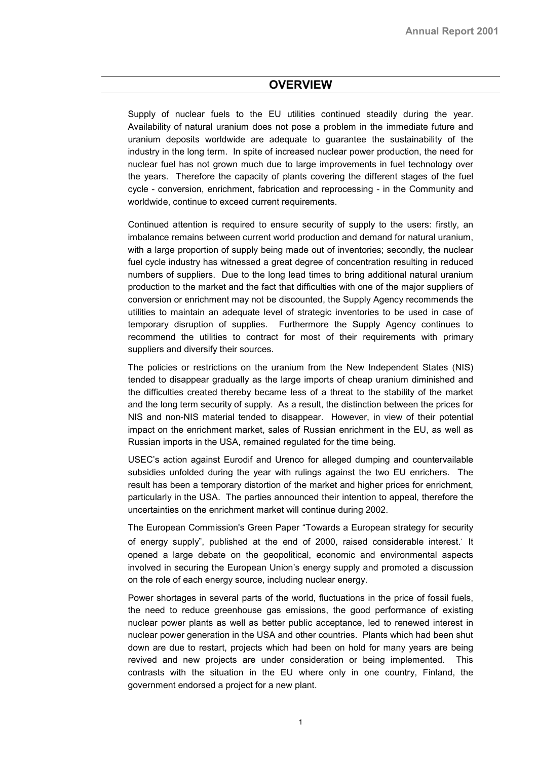# OVERVIEW

Supply of nuclear fuels to the EU utilities continued steadily during the year. Availability of natural uranium does not pose a problem in the immediate future and uranium deposits worldwide are adequate to guarantee the sustainability of the industry in the long term. In spite of increased nuclear power production, the need for nuclear fuel has not grown much due to large improvements in fuel technology over the years. Therefore the capacity of plants covering the different stages of the fuel cycle - conversion, enrichment, fabrication and reprocessing - in the Community and worldwide, continue to exceed current requirements.

Continued attention is required to ensure security of supply to the users: firstly, an imbalance remains between current world production and demand for natural uranium, with a large proportion of supply being made out of inventories; secondly, the nuclear fuel cycle industry has witnessed a great degree of concentration resulting in reduced numbers of suppliers. Due to the long lead times to bring additional natural uranium production to the market and the fact that difficulties with one of the major suppliers of conversion or enrichment may not be discounted, the Supply Agency recommends the utilities to maintain an adequate level of strategic inventories to be used in case of temporary disruption of supplies. Furthermore the Supply Agency continues to recommend the utilities to contract for most of their requirements with primary suppliers and diversify their sources.

The policies or restrictions on the uranium from the New Independent States (NIS) tended to disappear gradually as the large imports of cheap uranium diminished and the difficulties created thereby became less of a threat to the stability of the market and the long term security of supply. As a result, the distinction between the prices for NIS and non-NIS material tended to disappear. However, in view of their potential impact on the enrichment market, sales of Russian enrichment in the EU, as well as Russian imports in the USA, remained regulated for the time being.

USEC's action against Eurodif and Urenco for alleged dumping and countervailable subsidies unfolded during the year with rulings against the two EU enrichers. The result has been a temporary distortion of the market and higher prices for enrichment, particularly in the USA. The parties announced their intention to appeal, therefore the uncertainties on the enrichment market will continue during 2002.

The European Commission's Green Paper "Towards a European strategy for security of energy supply", published at the end of 2000, raised considerable interest. It opened a large debate on the geopolitical, economic and environmental aspects involved in securing the European Union's energy supply and promoted a discussion on the role of each energy source, including nuclear energy.

Power shortages in several parts of the world, fluctuations in the price of fossil fuels, the need to reduce greenhouse gas emissions, the good performance of existing nuclear power plants as well as better public acceptance, led to renewed interest in nuclear power generation in the USA and other countries. Plants which had been shut down are due to restart, projects which had been on hold for many years are being revived and new projects are under consideration or being implemented. This contrasts with the situation in the EU where only in one country, Finland, the government endorsed a project for a new plant.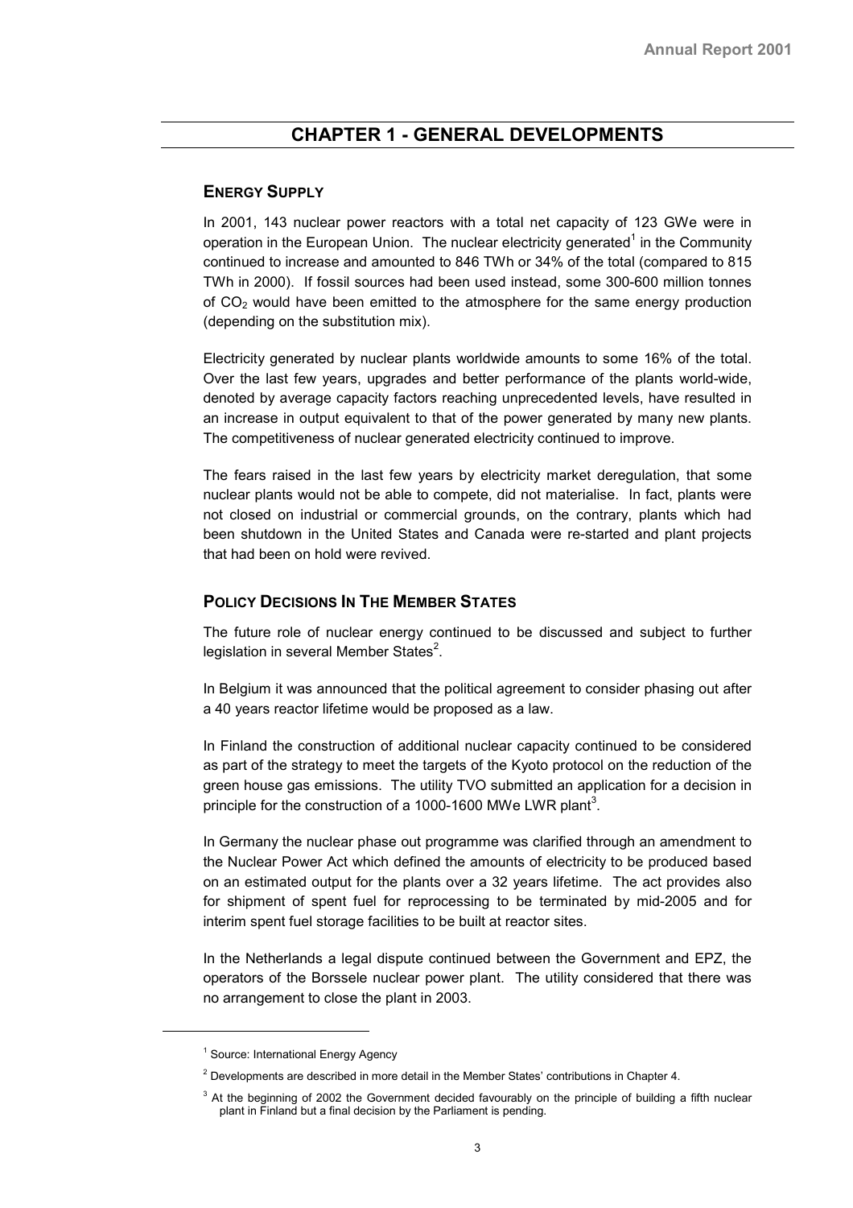# CHAPTER 1 - GENERAL DEVELOPMENTS

## ENERGY SUPPLY

In 2001, 143 nuclear power reactors with a total net capacity of 123 GWe were in operation in the European Union. The nuclear electricity generated[1] in the Community continued to increase and amounted to 846 TWh or 34% of the total (compared to 815 TWh in 2000). If fossil sources had been used instead, some 300-600 million tonnes of $CO_2$ would have been emitted to the atmosphere for the same energy production (depending on the substitution mix).

Electricity generated by nuclear plants worldwide amounts to some 16% of the total. Over the last few years, upgrades and better performance of the plants world-wide, denoted by average capacity factors reaching unprecedented levels, have resulted in an increase in output equivalent to that of the power generated by many new plants. The competitiveness of nuclear generated electricity continued to improve.

The fears raised in the last few years by electricity market deregulation, that some nuclear plants would not be able to compete, did not materialise. In fact, plants were not closed on industrial or commercial grounds, on the contrary, plants which had been shutdown in the United States and Canada were re-started and plant projects that had been on hold were revived.

## POLICY DECISIONS IN THE MEMBER STATES

The future role of nuclear energy continued to be discussed and subject to further legislation in several Member States[2].

In Belgium it was announced that the political agreement to consider phasing out after a 40 years reactor lifetime would be proposed as a law.

In Finland the construction of additional nuclear capacity continued to be considered as part of the strategy to meet the targets of the Kyoto protocol on the reduction of the green house gas emissions. The utility TVO submitted an application for a decision in principle for the construction of a 1000-1600 MWe LWR plant[3].

In Germany the nuclear phase out programme was clarified through an amendment to the Nuclear Power Act which defined the amounts of electricity to be produced based on an estimated output for the plants over a 32 years lifetime. The act provides also for shipment of spent fuel for reprocessing to be terminated by mid-2005 and for interim spent fuel storage facilities to be built at reactor sites.

In the Netherlands a legal dispute continued between the Government and EPZ, the operators of the Borssele nuclear power plant. The utility considered that there was no arrangement to close the plant in 2003.

---

[1] Source: International Energy Agency

[2] Developments are described in more detail in the Member States' contributions in Chapter 4.

[3] At the beginning of 2002 the Government decided favourably on the principle of building a fifth nuclear plant in Finland but a final decision by the Parliament is pending.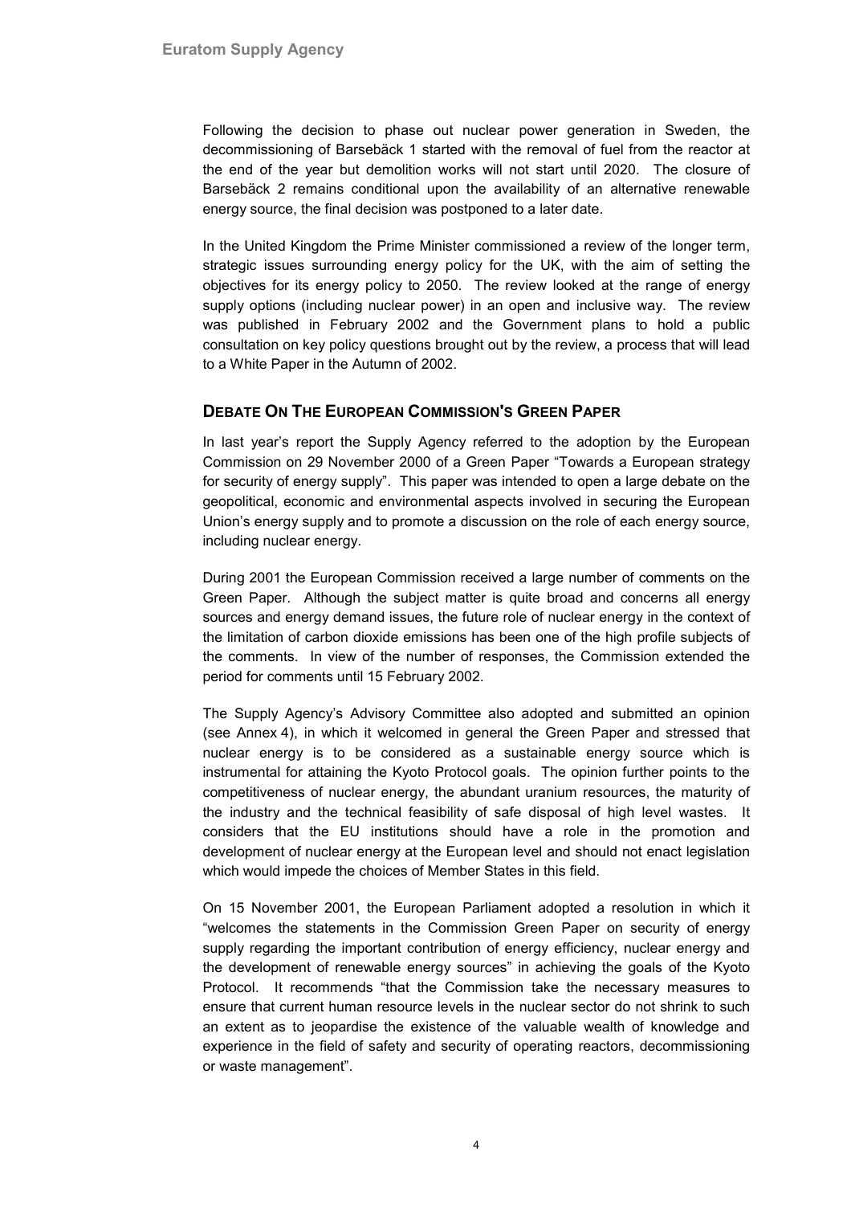Following the decision to phase out nuclear power generation in Sweden, the decommissioning of Barsebäck 1 started with the removal of fuel from the reactor at the end of the year but demolition works will not start until 2020. The closure of Barsebäck 2 remains conditional upon the availability of an alternative renewable energy source, the final decision was postponed to a later date.

In the United Kingdom the Prime Minister commissioned a review of the longer term, strategic issues surrounding energy policy for the UK, with the aim of setting the objectives for its energy policy to 2050. The review looked at the range of energy supply options (including nuclear power) in an open and inclusive way. The review was published in February 2002 and the Government plans to hold a public consultation on key policy questions brought out by the review, a process that will lead to a White Paper in the Autumn of 2002.

## Debate On The European Commission's Green Paper

In last year's report the Supply Agency referred to the adoption by the European Commission on 29 November 2000 of a Green Paper "Towards a European strategy for security of energy supply". This paper was intended to open a large debate on the geopolitical, economic and environmental aspects involved in securing the European Union's energy supply and to promote a discussion on the role of each energy source, including nuclear energy.

During 2001 the European Commission received a large number of comments on the Green Paper. Although the subject matter is quite broad and concerns all energy sources and energy demand issues, the future role of nuclear energy in the context of the limitation of carbon dioxide emissions has been one of the high profile subjects of the comments. In view of the number of responses, the Commission extended the period for comments until 15 February 2002.

The Supply Agency's Advisory Committee also adopted and submitted an opinion (see Annex 4), in which it welcomed in general the Green Paper and stressed that nuclear energy is to be considered as a sustainable energy source which is instrumental for attaining the Kyoto Protocol goals. The opinion further points to the competitiveness of nuclear energy, the abundant uranium resources, the maturity of the industry and the technical feasibility of safe disposal of high level wastes. It considers that the EU institutions should have a role in the promotion and development of nuclear energy at the European level and should not enact legislation which would impede the choices of Member States in this field.

On 15 November 2001, the European Parliament adopted a resolution in which it "welcomes the statements in the Commission Green Paper on security of energy supply regarding the important contribution of energy efficiency, nuclear energy and the development of renewable energy sources" in achieving the goals of the Kyoto Protocol. It recommends "that the Commission take the necessary measures to ensure that current human resource levels in the nuclear sector do not shrink to such an extent as to jeopardise the existence of the valuable wealth of knowledge and experience in the field of safety and security of operating reactors, decommissioning or waste management".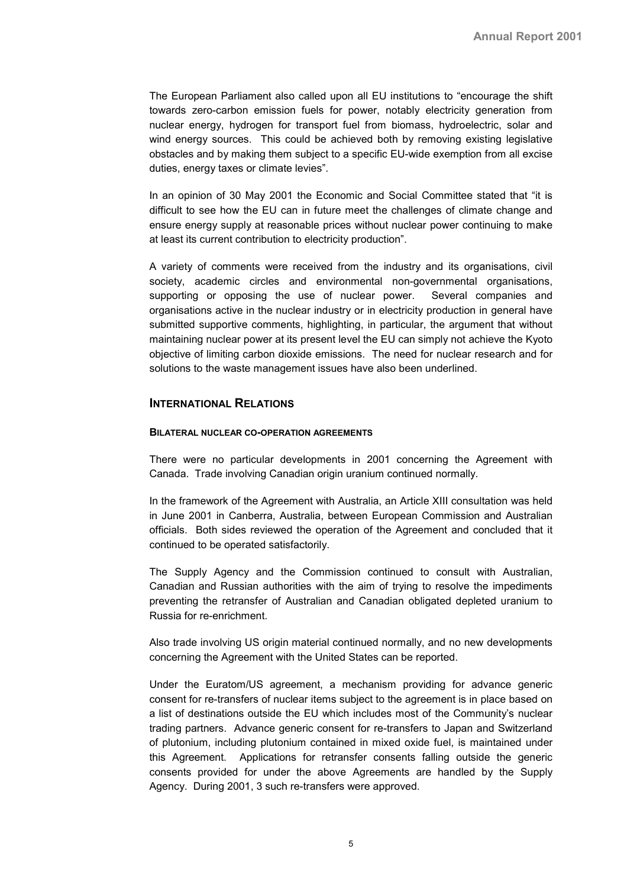The European Parliament also called upon all EU institutions to "encourage the shift towards zero-carbon emission fuels for power, notably electricity generation from nuclear energy, hydrogen for transport fuel from biomass, hydroelectric, solar and wind energy sources. This could be achieved both by removing existing legislative obstacles and by making them subject to a specific EU-wide exemption from all excise duties, energy taxes or climate levies".

In an opinion of 30 May 2001 the Economic and Social Committee stated that "it is difficult to see how the EU can in future meet the challenges of climate change and ensure energy supply at reasonable prices without nuclear power continuing to make at least its current contribution to electricity production".

A variety of comments were received from the industry and its organisations, civil society, academic circles and environmental non-governmental organisations, supporting or opposing the use of nuclear power. Several companies and organisations active in the nuclear industry or in electricity production in general have submitted supportive comments, highlighting, in particular, the argument that without maintaining nuclear power at its present level the EU can simply not achieve the Kyoto objective of limiting carbon dioxide emissions. The need for nuclear research and for solutions to the waste management issues have also been underlined.

## International Relations

### Bilateral nuclear co-operation agreements

There were no particular developments in 2001 concerning the Agreement with Canada. Trade involving Canadian origin uranium continued normally.

In the framework of the Agreement with Australia, an Article XIII consultation was held in June 2001 in Canberra, Australia, between European Commission and Australian officials. Both sides reviewed the operation of the Agreement and concluded that it continued to be operated satisfactorily.

The Supply Agency and the Commission continued to consult with Australian, Canadian and Russian authorities with the aim of trying to resolve the impediments preventing the retransfer of Australian and Canadian obligated depleted uranium to Russia for re-enrichment.

Also trade involving US origin material continued normally, and no new developments concerning the Agreement with the United States can be reported.

Under the Euratom/US agreement, a mechanism providing for advance generic consent for re-transfers of nuclear items subject to the agreement is in place based on a list of destinations outside the EU which includes most of the Community's nuclear trading partners. Advance generic consent for re-transfers to Japan and Switzerland of plutonium, including plutonium contained in mixed oxide fuel, is maintained under this Agreement. Applications for retransfer consents falling outside the generic consents provided for under the above Agreements are handled by the Supply Agency. During 2001, 3 such re-transfers were approved.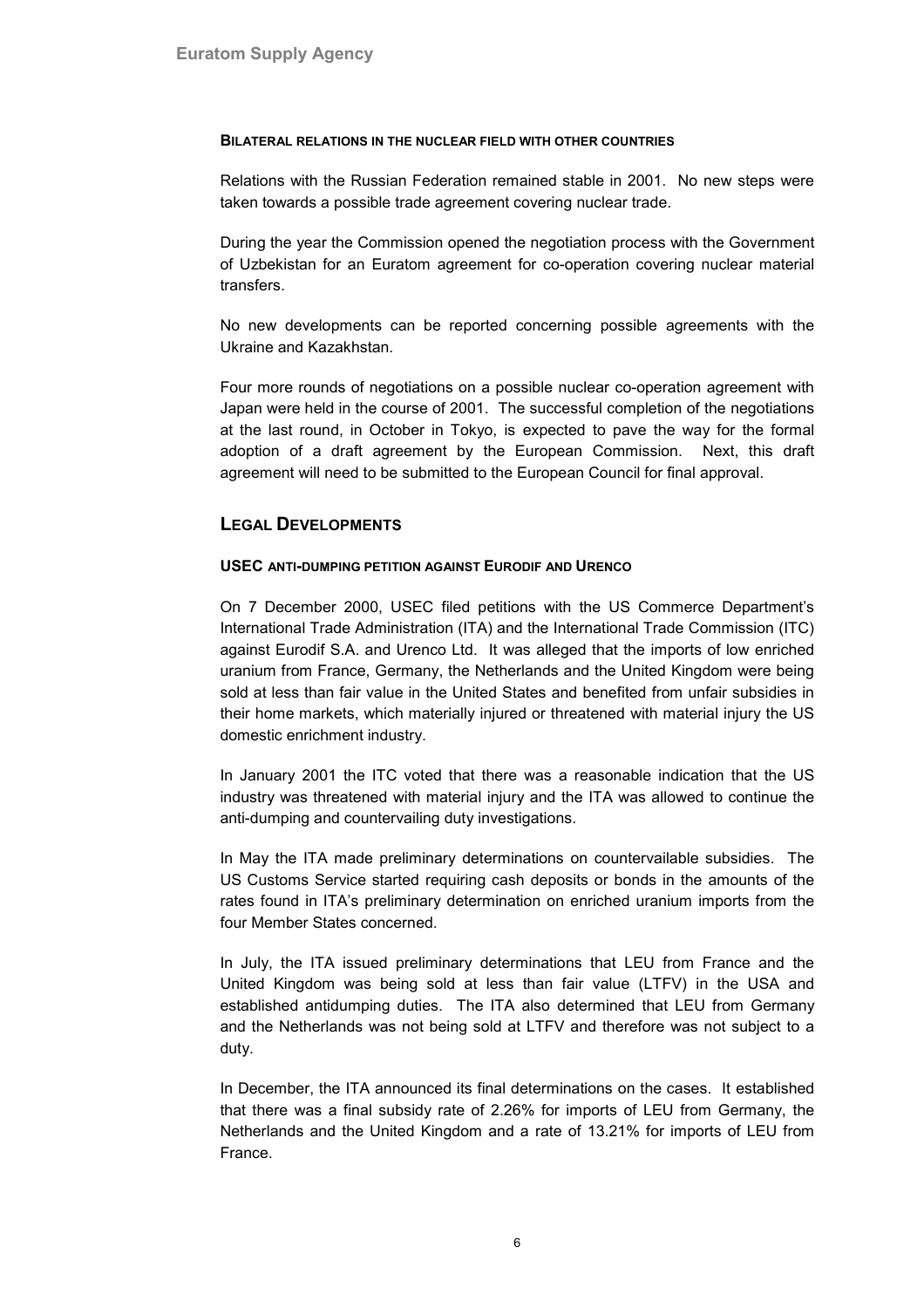#### BILATERAL RELATIONS IN THE NUCLEAR FIELD WITH OTHER COUNTRIES

Relations with the Russian Federation remained stable in 2001. No new steps were taken towards a possible trade agreement covering nuclear trade.

During the year the Commission opened the negotiation process with the Government of Uzbekistan for an Euratom agreement for co-operation covering nuclear material transfers.

No new developments can be reported concerning possible agreements with the Ukraine and Kazakhstan.

Four more rounds of negotiations on a possible nuclear co-operation agreement with Japan were held in the course of 2001. The successful completion of the negotiations at the last round, in October in Tokyo, is expected to pave the way for the formal adoption of a draft agreement by the European Commission. Next, this draft agreement will need to be submitted to the European Council for final approval.

## LEGAL DEVELOPMENTS

#### USEC ANTI-DUMPING PETITION AGAINST EURODIF AND URENCO

On 7 December 2000, USEC filed petitions with the US Commerce Department's International Trade Administration (ITA) and the International Trade Commission (ITC) against Eurodif S.A. and Urenco Ltd. It was alleged that the imports of low enriched uranium from France, Germany, the Netherlands and the United Kingdom were being sold at less than fair value in the United States and benefited from unfair subsidies in their home markets, which materially injured or threatened with material injury the US domestic enrichment industry.

In January 2001 the ITC voted that there was a reasonable indication that the US industry was threatened with material injury and the ITA was allowed to continue the anti-dumping and countervailing duty investigations.

In May the ITA made preliminary determinations on countervailable subsidies. The US Customs Service started requiring cash deposits or bonds in the amounts of the rates found in ITA's preliminary determination on enriched uranium imports from the four Member States concerned.

In July, the ITA issued preliminary determinations that LEU from France and the United Kingdom was being sold at less than fair value (LTFV) in the USA and established antidumping duties. The ITA also determined that LEU from Germany and the Netherlands was not being sold at LTFV and therefore was not subject to a duty.

In December, the ITA announced its final determinations on the cases. It established that there was a final subsidy rate of 2.26% for imports of LEU from Germany, the Netherlands and the United Kingdom and a rate of 13.21% for imports of LEU from France.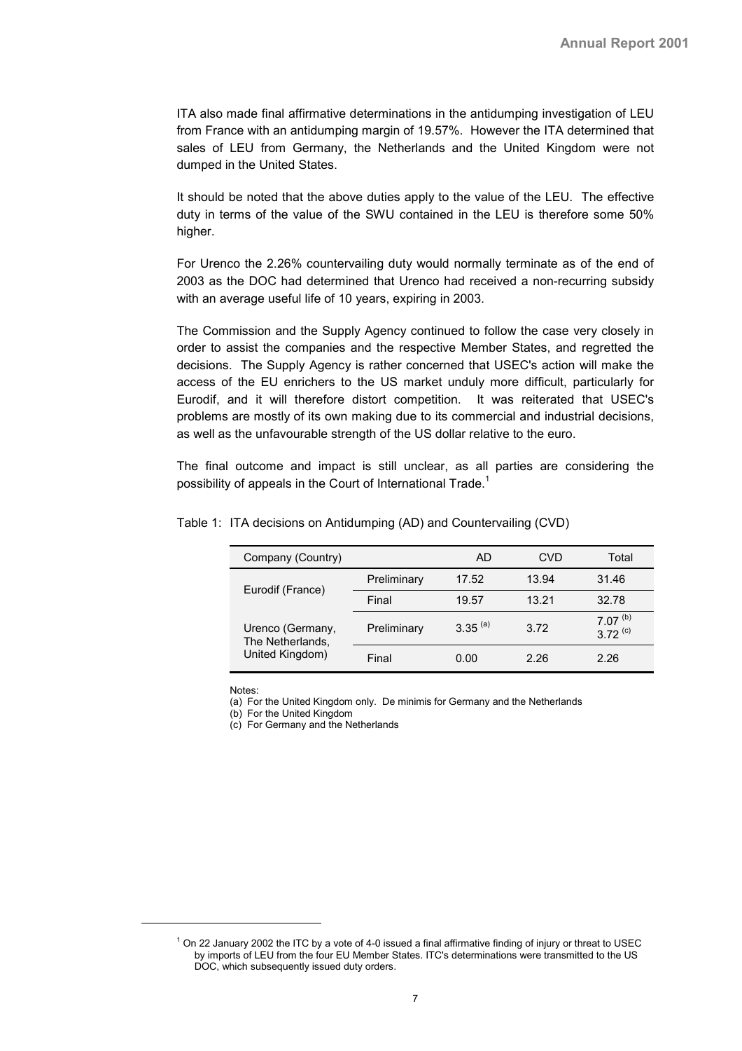ITA also made final affirmative determinations in the antidumping investigation of LEU from France with an antidumping margin of 19.57%. However the ITA determined that sales of LEU from Germany, the Netherlands and the United Kingdom were not dumped in the United States.

It should be noted that the above duties apply to the value of the LEU. The effective duty in terms of the value of the SWU contained in the LEU is therefore some 50% higher.

For Urenco the 2.26% countervailing duty would normally terminate as of the end of 2003 as the DOC had determined that Urenco had received a non-recurring subsidy with an average useful life of 10 years, expiring in 2003.

The Commission and the Supply Agency continued to follow the case very closely in order to assist the companies and the respective Member States, and regretted the decisions. The Supply Agency is rather concerned that USEC's action will make the access of the EU enrichers to the US market unduly more difficult, particularly for Eurodif, and it will therefore distort competition. It was reiterated that USEC's problems are mostly of its own making due to its commercial and industrial decisions, as well as the unfavourable strength of the US dollar relative to the euro.

The final outcome and impact is still unclear, as all parties are considering the possibility of appeals in the Court of International Trade.[1]

Table 1: ITA decisions on Antidumping (AD) and Countervailing (CVD)

| Company (Country) | | AD | CVD | Total |
|---|---|---|---|---|
| Eurodif (France) | Preliminary | 17.52 | 13.94 | 31.46 |
| | Final | 19.57 | 13.21 | 32.78 |
| Urenco (Germany, The Netherlands, United Kingdom) | Preliminary | 3.35 [a] | 3.72 | 7.07 [b] 3.72 [c] |
| | Final | 0.00 | 2.26 | 2.26 |

Notes:

(a) For the United Kingdom only. De minimis for Germany and the Netherlands

(b) For the United Kingdom

(c) For Germany and the Netherlands

[1] On 22 January 2002 the ITC by a vote of 4-0 issued a final affirmative finding of injury or threat to USEC by imports of LEU from the four EU Member States. ITC's determinations were transmitted to the US DOC, which subsequently issued duty orders.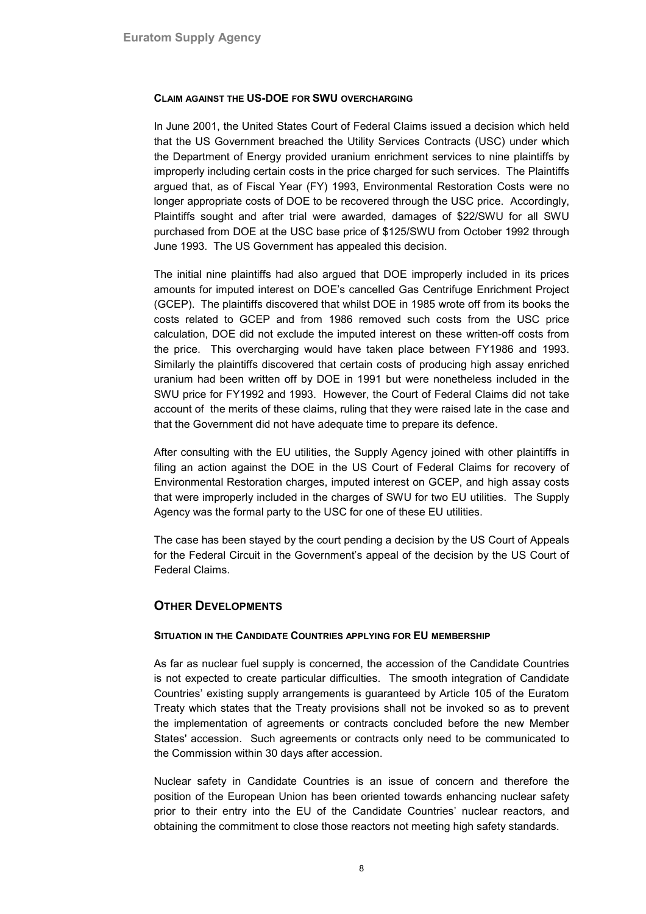#### CLAIM AGAINST THE US-DOE FOR SWU OVERCHARGING

In June 2001, the United States Court of Federal Claims issued a decision which held that the US Government breached the Utility Services Contracts (USC) under which the Department of Energy provided uranium enrichment services to nine plaintiffs by improperly including certain costs in the price charged for such services. The Plaintiffs argued that, as of Fiscal Year (FY) 1993, Environmental Restoration Costs were no longer appropriate costs of DOE to be recovered through the USC price. Accordingly, Plaintiffs sought and after trial were awarded, damages of $22/SWU for all SWU purchased from DOE at the USC base price of $125/SWU from October 1992 through June 1993. The US Government has appealed this decision.

The initial nine plaintiffs had also argued that DOE improperly included in its prices amounts for imputed interest on DOE's cancelled Gas Centrifuge Enrichment Project (GCEP). The plaintiffs discovered that whilst DOE in 1985 wrote off from its books the costs related to GCEP and from 1986 removed such costs from the USC price calculation, DOE did not exclude the imputed interest on these written-off costs from the price. This overcharging would have taken place between FY1986 and 1993. Similarly the plaintiffs discovered that certain costs of producing high assay enriched uranium had been written off by DOE in 1991 but were nonetheless included in the SWU price for FY1992 and 1993. However, the Court of Federal Claims did not take account of the merits of these claims, ruling that they were raised late in the case and that the Government did not have adequate time to prepare its defence.

After consulting with the EU utilities, the Supply Agency joined with other plaintiffs in filing an action against the DOE in the US Court of Federal Claims for recovery of Environmental Restoration charges, imputed interest on GCEP, and high assay costs that were improperly included in the charges of SWU for two EU utilities. The Supply Agency was the formal party to the USC for one of these EU utilities.

The case has been stayed by the court pending a decision by the US Court of Appeals for the Federal Circuit in the Government's appeal of the decision by the US Court of Federal Claims.

## OTHER DEVELOPMENTS

#### SITUATION IN THE CANDIDATE COUNTRIES APPLYING FOR EU MEMBERSHIP

As far as nuclear fuel supply is concerned, the accession of the Candidate Countries is not expected to create particular difficulties. The smooth integration of Candidate Countries' existing supply arrangements is guaranteed by Article 105 of the Euratom Treaty which states that the Treaty provisions shall not be invoked so as to prevent the implementation of agreements or contracts concluded before the new Member States' accession. Such agreements or contracts only need to be communicated to the Commission within 30 days after accession.

Nuclear safety in Candidate Countries is an issue of concern and therefore the position of the European Union has been oriented towards enhancing nuclear safety prior to their entry into the EU of the Candidate Countries' nuclear reactors, and obtaining the commitment to close those reactors not meeting high safety standards.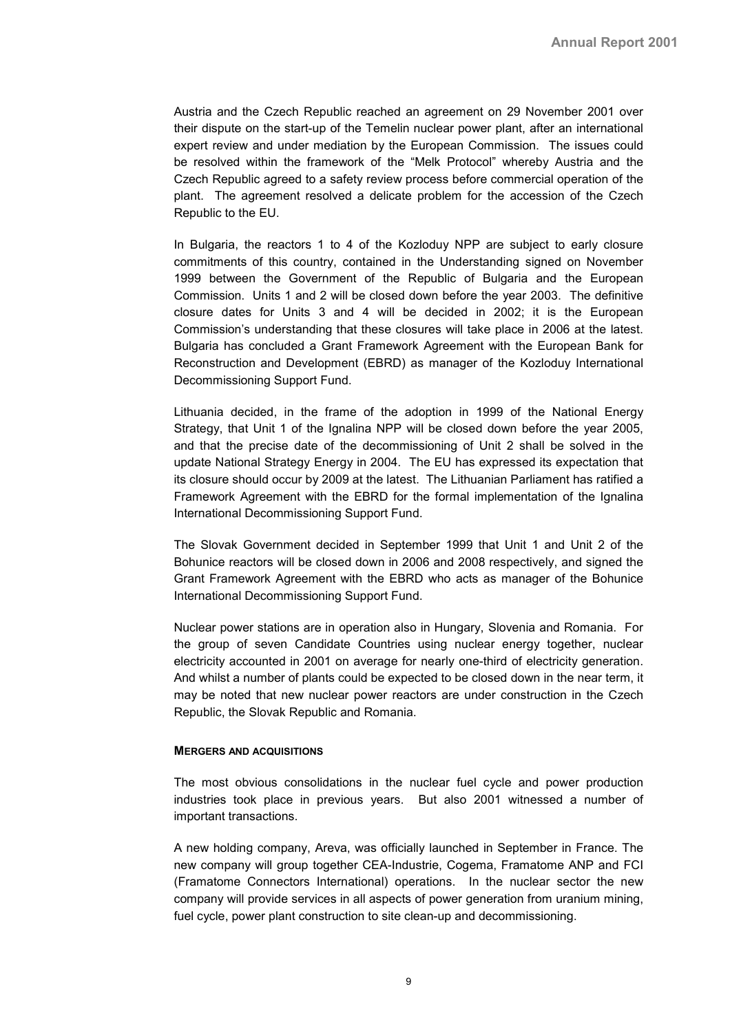Austria and the Czech Republic reached an agreement on 29 November 2001 over their dispute on the start-up of the Temelin nuclear power plant, after an international expert review and under mediation by the European Commission. The issues could be resolved within the framework of the "Melk Protocol" whereby Austria and the Czech Republic agreed to a safety review process before commercial operation of the plant. The agreement resolved a delicate problem for the accession of the Czech Republic to the EU.

In Bulgaria, the reactors 1 to 4 of the Kozloduy NPP are subject to early closure commitments of this country, contained in the Understanding signed on November 1999 between the Government of the Republic of Bulgaria and the European Commission. Units 1 and 2 will be closed down before the year 2003. The definitive closure dates for Units 3 and 4 will be decided in 2002; it is the European Commission's understanding that these closures will take place in 2006 at the latest. Bulgaria has concluded a Grant Framework Agreement with the European Bank for Reconstruction and Development (EBRD) as manager of the Kozloduy International Decommissioning Support Fund.

Lithuania decided, in the frame of the adoption in 1999 of the National Energy Strategy, that Unit 1 of the Ignalina NPP will be closed down before the year 2005, and that the precise date of the decommissioning of Unit 2 shall be solved in the update National Strategy Energy in 2004. The EU has expressed its expectation that its closure should occur by 2009 at the latest. The Lithuanian Parliament has ratified a Framework Agreement with the EBRD for the formal implementation of the Ignalina International Decommissioning Support Fund.

The Slovak Government decided in September 1999 that Unit 1 and Unit 2 of the Bohunice reactors will be closed down in 2006 and 2008 respectively, and signed the Grant Framework Agreement with the EBRD who acts as manager of the Bohunice International Decommissioning Support Fund.

Nuclear power stations are in operation also in Hungary, Slovenia and Romania. For the group of seven Candidate Countries using nuclear energy together, nuclear electricity accounted in 2001 on average for nearly one-third of electricity generation. And whilst a number of plants could be expected to be closed down in the near term, it may be noted that new nuclear power reactors are under construction in the Czech Republic, the Slovak Republic and Romania.

#### MERGERS AND ACQUISITIONS

The most obvious consolidations in the nuclear fuel cycle and power production industries took place in previous years. But also 2001 witnessed a number of important transactions.

A new holding company, Areva, was officially launched in September in France. The new company will group together CEA-Industrie, Cogema, Framatome ANP and FCI (Framatome Connectors International) operations. In the nuclear sector the new company will provide services in all aspects of power generation from uranium mining, fuel cycle, power plant construction to site clean-up and decommissioning.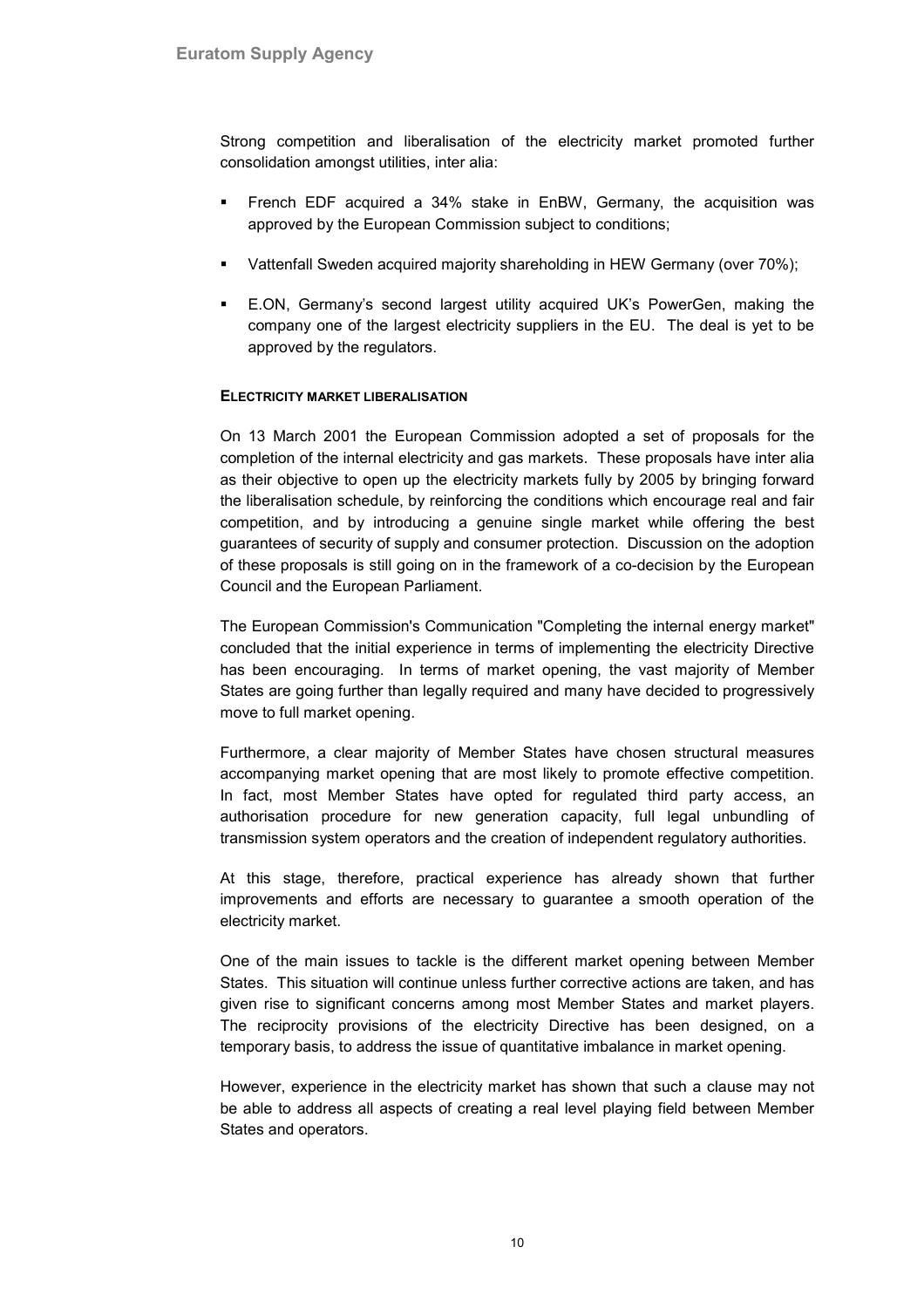Strong competition and liberalisation of the electricity market promoted further consolidation amongst utilities, inter alia:

- French EDF acquired a 34% stake in EnBW, Germany, the acquisition was approved by the European Commission subject to conditions;
- Vattenfall Sweden acquired majority shareholding in HEW Germany (over 70%);
- E.ON, Germany's second largest utility acquired UK's PowerGen, making the company one of the largest electricity suppliers in the EU. The deal is yet to be approved by the regulators.

#### ELECTRICITY MARKET LIBERALISATION

On 13 March 2001 the European Commission adopted a set of proposals for the completion of the internal electricity and gas markets. These proposals have inter alia as their objective to open up the electricity markets fully by 2005 by bringing forward the liberalisation schedule, by reinforcing the conditions which encourage real and fair competition, and by introducing a genuine single market while offering the best guarantees of security of supply and consumer protection. Discussion on the adoption of these proposals is still going on in the framework of a co-decision by the European Council and the European Parliament.

The European Commission's Communication "Completing the internal energy market" concluded that the initial experience in terms of implementing the electricity Directive has been encouraging. In terms of market opening, the vast majority of Member States are going further than legally required and many have decided to progressively move to full market opening.

Furthermore, a clear majority of Member States have chosen structural measures accompanying market opening that are most likely to promote effective competition. In fact, most Member States have opted for regulated third party access, an authorisation procedure for new generation capacity, full legal unbundling of transmission system operators and the creation of independent regulatory authorities.

At this stage, therefore, practical experience has already shown that further improvements and efforts are necessary to guarantee a smooth operation of the electricity market.

One of the main issues to tackle is the different market opening between Member States. This situation will continue unless further corrective actions are taken, and has given rise to significant concerns among most Member States and market players. The reciprocity provisions of the electricity Directive has been designed, on a temporary basis, to address the issue of quantitative imbalance in market opening.

However, experience in the electricity market has shown that such a clause may not be able to address all aspects of creating a real level playing field between Member States and operators.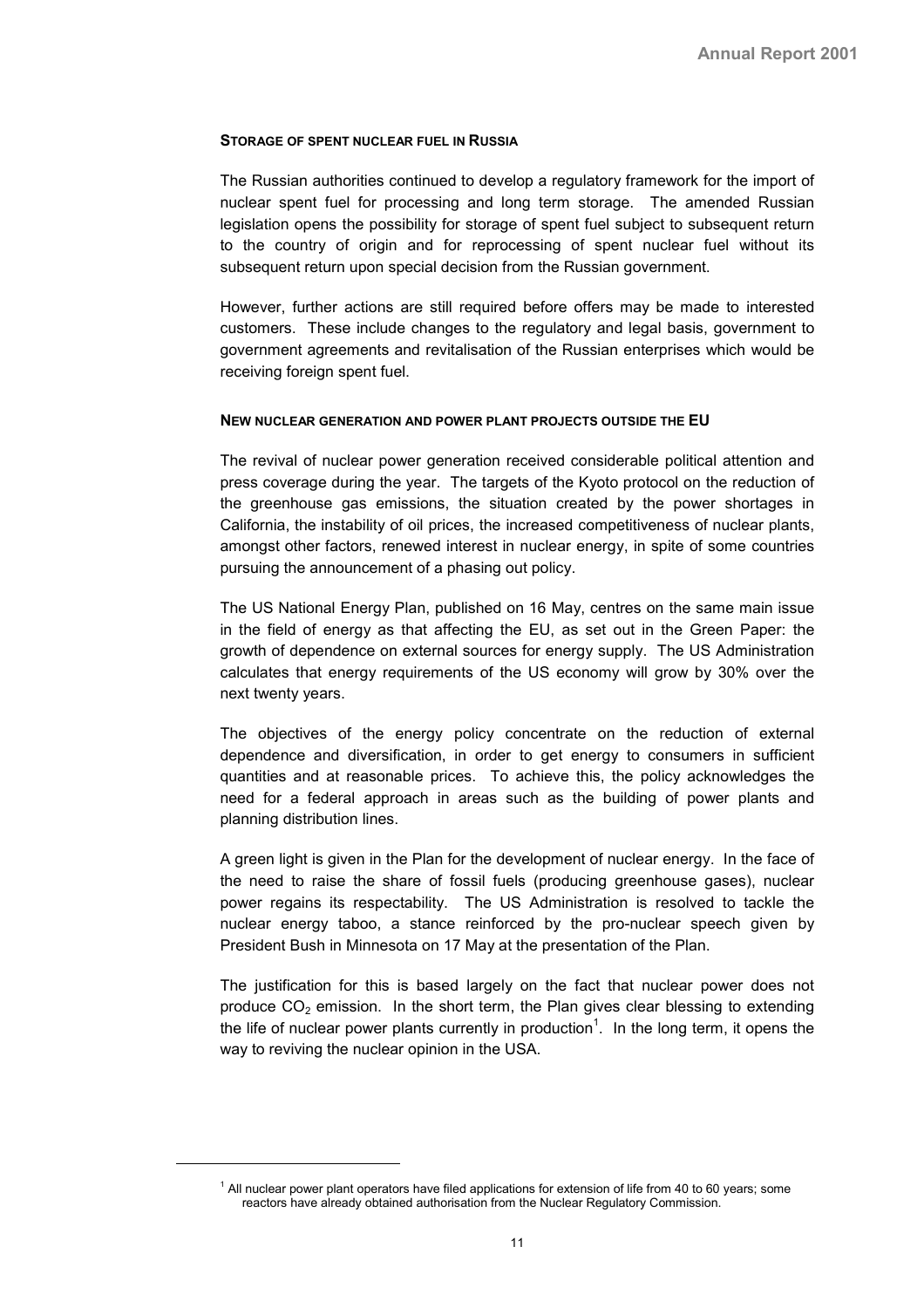#### Storage of spent nuclear fuel in Russia

The Russian authorities continued to develop a regulatory framework for the import of nuclear spent fuel for processing and long term storage. The amended Russian legislation opens the possibility for storage of spent fuel subject to subsequent return to the country of origin and for reprocessing of spent nuclear fuel without its subsequent return upon special decision from the Russian government.

However, further actions are still required before offers may be made to interested customers. These include changes to the regulatory and legal basis, government to government agreements and revitalisation of the Russian enterprises which would be receiving foreign spent fuel.

#### New nuclear generation and power plant projects outside the EU

The revival of nuclear power generation received considerable political attention and press coverage during the year. The targets of the Kyoto protocol on the reduction of the greenhouse gas emissions, the situation created by the power shortages in California, the instability of oil prices, the increased competitiveness of nuclear plants, amongst other factors, renewed interest in nuclear energy, in spite of some countries pursuing the announcement of a phasing out policy.

The US National Energy Plan, published on 16 May, centres on the same main issue in the field of energy as that affecting the EU, as set out in the Green Paper: the growth of dependence on external sources for energy supply. The US Administration calculates that energy requirements of the US economy will grow by 30% over the next twenty years.

The objectives of the energy policy concentrate on the reduction of external dependence and diversification, in order to get energy to consumers in sufficient quantities and at reasonable prices. To achieve this, the policy acknowledges the need for a federal approach in areas such as the building of power plants and planning distribution lines.

A green light is given in the Plan for the development of nuclear energy. In the face of the need to raise the share of fossil fuels (producing greenhouse gases), nuclear power regains its respectability. The US Administration is resolved to tackle the nuclear energy taboo, a stance reinforced by the pro-nuclear speech given by President Bush in Minnesota on 17 May at the presentation of the Plan.

The justification for this is based largely on the fact that nuclear power does not produce $CO_2$ emission. In the short term, the Plan gives clear blessing to extending the life of nuclear power plants currently in production[1]. In the long term, it opens the way to reviving the nuclear opinion in the USA.

[1] All nuclear power plant operators have filed applications for extension of life from 40 to 60 years; some reactors have already obtained authorisation from the Nuclear Regulatory Commission.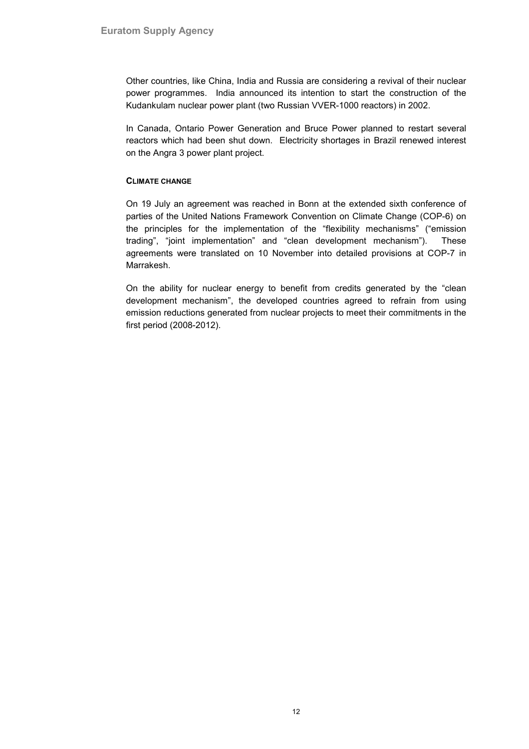Other countries, like China, India and Russia are considering a revival of their nuclear power programmes. India announced its intention to start the construction of the Kudankulam nuclear power plant (two Russian VVER-1000 reactors) in 2002.

In Canada, Ontario Power Generation and Bruce Power planned to restart several reactors which had been shut down. Electricity shortages in Brazil renewed interest on the Angra 3 power plant project.

#### CLIMATE CHANGE

On 19 July an agreement was reached in Bonn at the extended sixth conference of parties of the United Nations Framework Convention on Climate Change (COP-6) on the principles for the implementation of the "flexibility mechanisms" ("emission trading", "joint implementation" and "clean development mechanism"). These agreements were translated on 10 November into detailed provisions at COP-7 in Marrakesh.

On the ability for nuclear energy to benefit from credits generated by the "clean development mechanism", the developed countries agreed to refrain from using emission reductions generated from nuclear projects to meet their commitments in the first period (2008-2012).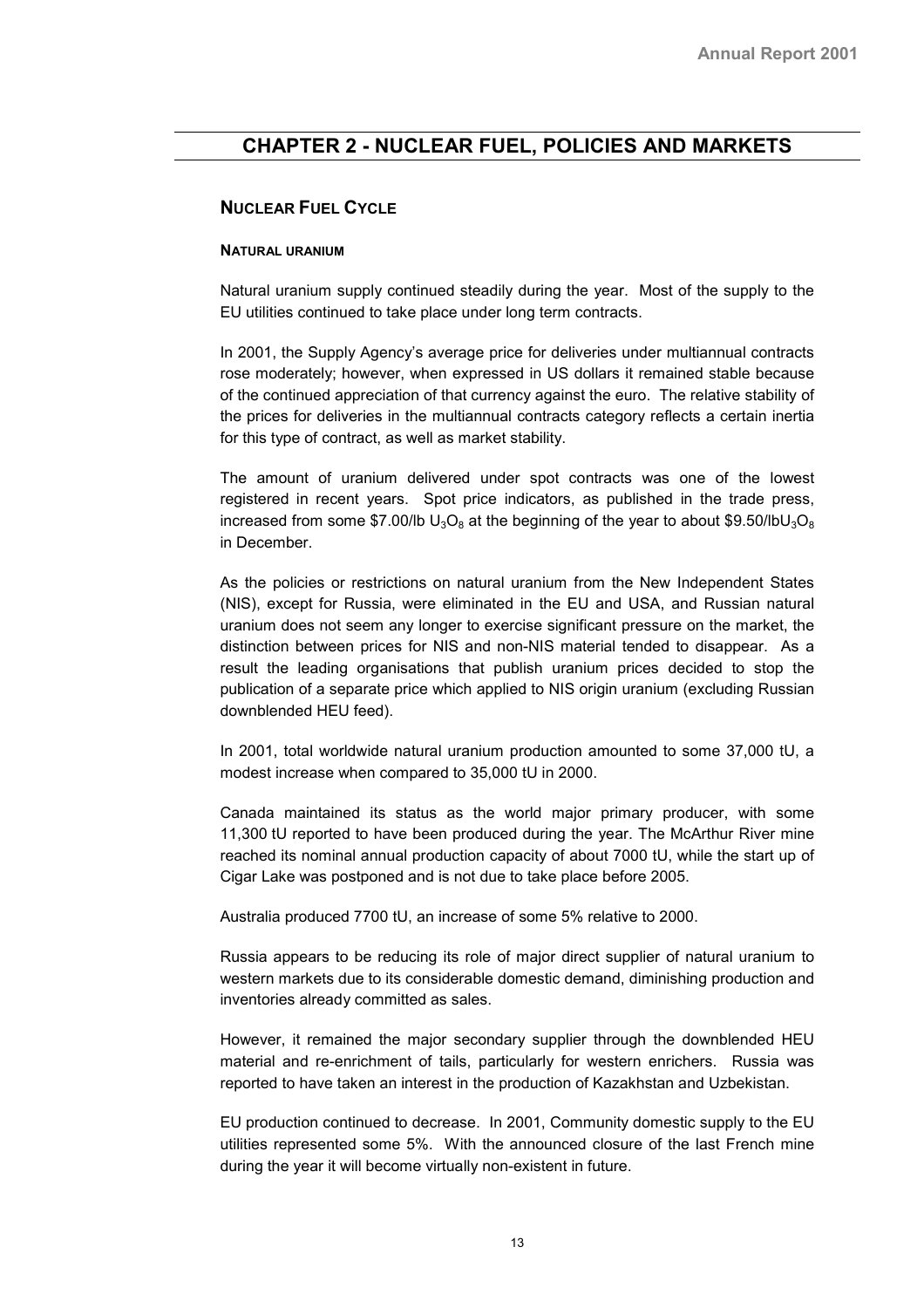# CHAPTER 2 - NUCLEAR FUEL, POLICIES AND MARKETS

## NUCLEAR FUEL CYCLE

### NATURAL URANIUM

Natural uranium supply continued steadily during the year. Most of the supply to the EU utilities continued to take place under long term contracts.

In 2001, the Supply Agency's average price for deliveries under multiannual contracts rose moderately; however, when expressed in US dollars it remained stable because of the continued appreciation of that currency against the euro. The relative stability of the prices for deliveries in the multiannual contracts category reflects a certain inertia for this type of contract, as well as market stability.

The amount of uranium delivered under spot contracts was one of the lowest registered in recent years. Spot price indicators, as published in the trade press, increased from some \$7.00/lb $U_3O_8$ at the beginning of the year to about \$9.50/lb$U_3O_8$ in December.

As the policies or restrictions on natural uranium from the New Independent States (NIS), except for Russia, were eliminated in the EU and USA, and Russian natural uranium does not seem any longer to exercise significant pressure on the market, the distinction between prices for NIS and non-NIS material tended to disappear. As a result the leading organisations that publish uranium prices decided to stop the publication of a separate price which applied to NIS origin uranium (excluding Russian downblended HEU feed).

In 2001, total worldwide natural uranium production amounted to some 37,000 tU, a modest increase when compared to 35,000 tU in 2000.

Canada maintained its status as the world major primary producer, with some 11,300 tU reported to have been produced during the year. The McArthur River mine reached its nominal annual production capacity of about 7000 tU, while the start up of Cigar Lake was postponed and is not due to take place before 2005.

Australia produced 7700 tU, an increase of some 5% relative to 2000.

Russia appears to be reducing its role of major direct supplier of natural uranium to western markets due to its considerable domestic demand, diminishing production and inventories already committed as sales.

However, it remained the major secondary supplier through the downblended HEU material and re-enrichment of tails, particularly for western enrichers. Russia was reported to have taken an interest in the production of Kazakhstan and Uzbekistan.

EU production continued to decrease. In 2001, Community domestic supply to the EU utilities represented some 5%. With the announced closure of the last French mine during the year it will become virtually non-existent in future.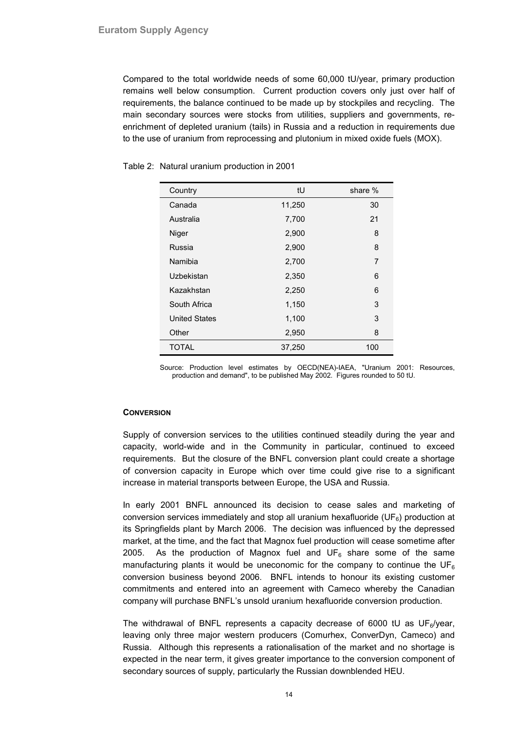Compared to the total worldwide needs of some 60,000 tU/year, primary production remains well below consumption. Current production covers only just over half of requirements, the balance continued to be made up by stockpiles and recycling. The main secondary sources were stocks from utilities, suppliers and governments, re-enrichment of depleted uranium (tails) in Russia and a reduction in requirements due to the use of uranium from reprocessing and plutonium in mixed oxide fuels (MOX).

Table 2: Natural uranium production in 2001

| Country | tU | share % |
|---|---|---|
| Canada | 11,250 | 30 |
| Australia | 7,700 | 21 |
| Niger | 2,900 | 8 |
| Russia | 2,900 | 8 |
| Namibia | 2,700 | 7 |
| Uzbekistan | 2,350 | 6 |
| Kazakhstan | 2,250 | 6 |
| South Africa | 1,150 | 3 |
| United States | 1,100 | 3 |
| Other | 2,950 | 8 |
| TOTAL | 37,250 | 100 |

Source: Production level estimates by OECD(NEA)-IAEA, "Uranium 2001: Resources, production and demand", to be published May 2002. Figures rounded to 50 tU.

#### CONVERSION

Supply of conversion services to the utilities continued steadily during the year and capacity, world-wide and in the Community in particular, continued to exceed requirements. But the closure of the BNFL conversion plant could create a shortage of conversion capacity in Europe which over time could give rise to a significant increase in material transports between Europe, the USA and Russia.

In early 2001 BNFL announced its decision to cease sales and marketing of conversion services immediately and stop all uranium hexafluoride ($UF_6$) production at its Springfields plant by March 2006. The decision was influenced by the depressed market, at the time, and the fact that Magnox fuel production will cease sometime after 2005. As the production of Magnox fuel and $UF_6$ share some of the same manufacturing plants it would be uneconomic for the company to continue the $UF_6$ conversion business beyond 2006. BNFL intends to honour its existing customer commitments and entered into an agreement with Cameco whereby the Canadian company will purchase BNFL's unsold uranium hexafluoride conversion production.

The withdrawal of BNFL represents a capacity decrease of 6000 tU as $UF_6$/year, leaving only three major western producers (Comurhex, ConverDyn, Cameco) and Russia. Although this represents a rationalisation of the market and no shortage is expected in the near term, it gives greater importance to the conversion component of secondary sources of supply, particularly the Russian downblended HEU.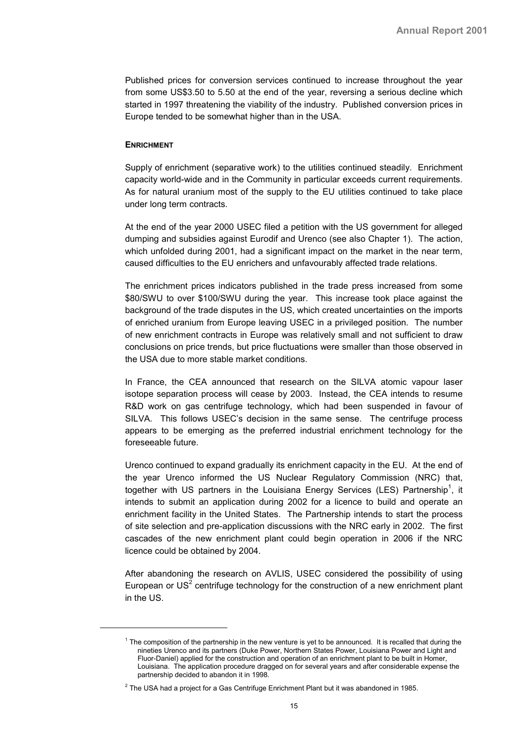Published prices for conversion services continued to increase throughout the year from some US$3.50 to 5.50 at the end of the year, reversing a serious decline which started in 1997 threatening the viability of the industry. Published conversion prices in Europe tended to be somewhat higher than in the USA.

### ENRICHMENT

Supply of enrichment (separative work) to the utilities continued steadily. Enrichment capacity world-wide and in the Community in particular exceeds current requirements. As for natural uranium most of the supply to the EU utilities continued to take place under long term contracts.

At the end of the year 2000 USEC filed a petition with the US government for alleged dumping and subsidies against Eurodif and Urenco (see also Chapter 1). The action, which unfolded during 2001, had a significant impact on the market in the near term, caused difficulties to the EU enrichers and unfavourably affected trade relations.

The enrichment prices indicators published in the trade press increased from some $80/SWU to over $100/SWU during the year. This increase took place against the background of the trade disputes in the US, which created uncertainties on the imports of enriched uranium from Europe leaving USEC in a privileged position. The number of new enrichment contracts in Europe was relatively small and not sufficient to draw conclusions on price trends, but price fluctuations were smaller than those observed in the USA due to more stable market conditions.

In France, the CEA announced that research on the SILVA atomic vapour laser isotope separation process will cease by 2003. Instead, the CEA intends to resume R&D work on gas centrifuge technology, which had been suspended in favour of SILVA. This follows USEC's decision in the same sense. The centrifuge process appears to be emerging as the preferred industrial enrichment technology for the foreseeable future.

Urenco continued to expand gradually its enrichment capacity in the EU. At the end of the year Urenco informed the US Nuclear Regulatory Commission (NRC) that, together with US partners in the Louisiana Energy Services (LES) Partnership[1], it intends to submit an application during 2002 for a licence to build and operate an enrichment facility in the United States. The Partnership intends to start the process of site selection and pre-application discussions with the NRC early in 2002. The first cascades of the new enrichment plant could begin operation in 2006 if the NRC licence could be obtained by 2004.

After abandoning the research on AVLIS, USEC considered the possibility of using European or US[2] centrifuge technology for the construction of a new enrichment plant in the US.

---

[1] The composition of the partnership in the new venture is yet to be announced. It is recalled that during the nineties Urenco and its partners (Duke Power, Northern States Power, Louisiana Power and Light and Fluor-Daniel) applied for the construction and operation of an enrichment plant to be built in Homer, Louisiana. The application procedure dragged on for several years and after considerable expense the partnership decided to abandon it in 1998.

[2] The USA had a project for a Gas Centrifuge Enrichment Plant but it was abandoned in 1985.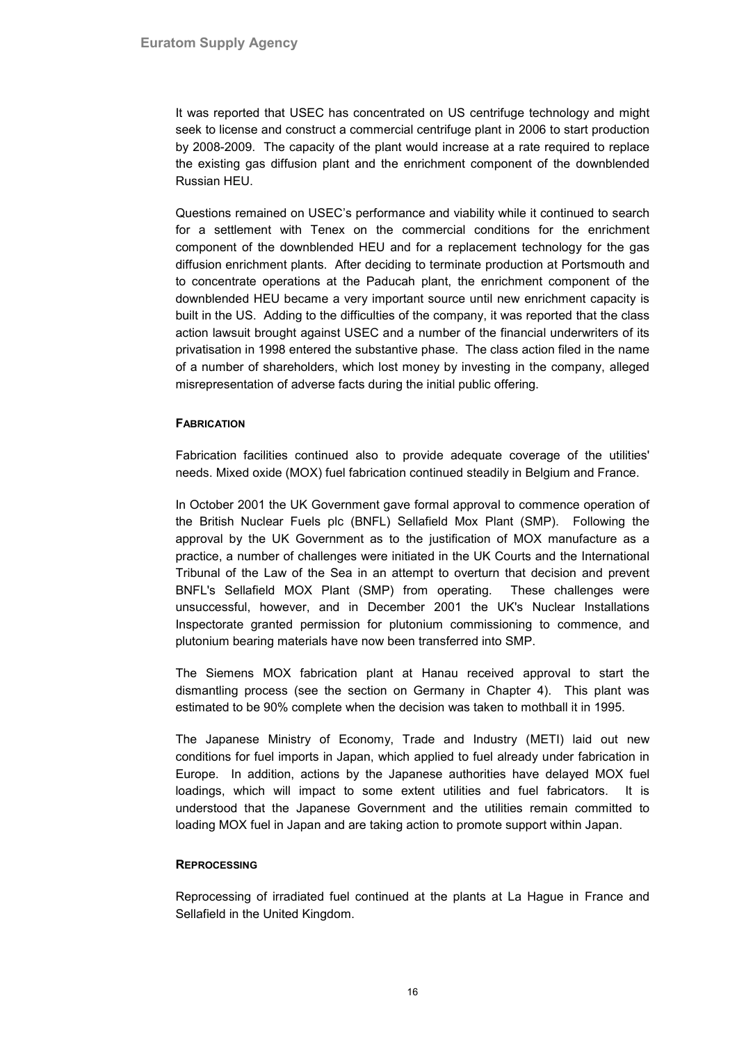It was reported that USEC has concentrated on US centrifuge technology and might seek to license and construct a commercial centrifuge plant in 2006 to start production by 2008-2009. The capacity of the plant would increase at a rate required to replace the existing gas diffusion plant and the enrichment component of the downblended Russian HEU.

Questions remained on USEC's performance and viability while it continued to search for a settlement with Tenex on the commercial conditions for the enrichment component of the downblended HEU and for a replacement technology for the gas diffusion enrichment plants. After deciding to terminate production at Portsmouth and to concentrate operations at the Paducah plant, the enrichment component of the downblended HEU became a very important source until new enrichment capacity is built in the US. Adding to the difficulties of the company, it was reported that the class action lawsuit brought against USEC and a number of the financial underwriters of its privatisation in 1998 entered the substantive phase. The class action filed in the name of a number of shareholders, which lost money by investing in the company, alleged misrepresentation of adverse facts during the initial public offering.

#### FABRICATION

Fabrication facilities continued also to provide adequate coverage of the utilities' needs. Mixed oxide (MOX) fuel fabrication continued steadily in Belgium and France.

In October 2001 the UK Government gave formal approval to commence operation of the British Nuclear Fuels plc (BNFL) Sellafield Mox Plant (SMP). Following the approval by the UK Government as to the justification of MOX manufacture as a practice, a number of challenges were initiated in the UK Courts and the International Tribunal of the Law of the Sea in an attempt to overturn that decision and prevent BNFL's Sellafield MOX Plant (SMP) from operating. These challenges were unsuccessful, however, and in December 2001 the UK's Nuclear Installations Inspectorate granted permission for plutonium commissioning to commence, and plutonium bearing materials have now been transferred into SMP.

The Siemens MOX fabrication plant at Hanau received approval to start the dismantling process (see the section on Germany in Chapter 4). This plant was estimated to be 90% complete when the decision was taken to mothball it in 1995.

The Japanese Ministry of Economy, Trade and Industry (METI) laid out new conditions for fuel imports in Japan, which applied to fuel already under fabrication in Europe. In addition, actions by the Japanese authorities have delayed MOX fuel loadings, which will impact to some extent utilities and fuel fabricators. It is understood that the Japanese Government and the utilities remain committed to loading MOX fuel in Japan and are taking action to promote support within Japan.

#### REPROCESSING

Reprocessing of irradiated fuel continued at the plants at La Hague in France and Sellafield in the United Kingdom.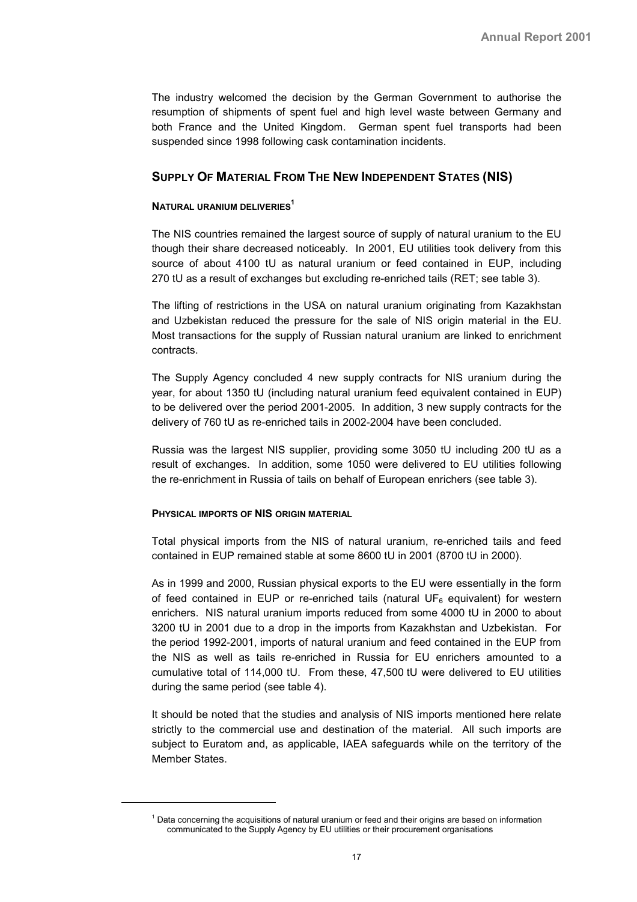The industry welcomed the decision by the German Government to authorise the resumption of shipments of spent fuel and high level waste between Germany and both France and the United Kingdom. German spent fuel transports had been suspended since 1998 following cask contamination incidents.

## Supply Of Material From The New Independent States (NIS)

### Natural uranium deliveries[1]

The NIS countries remained the largest source of supply of natural uranium to the EU though their share decreased noticeably. In 2001, EU utilities took delivery from this source of about 4100 tU as natural uranium or feed contained in EUP, including 270 tU as a result of exchanges but excluding re-enriched tails (RET; see table 3).

The lifting of restrictions in the USA on natural uranium originating from Kazakhstan and Uzbekistan reduced the pressure for the sale of NIS origin material in the EU. Most transactions for the supply of Russian natural uranium are linked to enrichment contracts.

The Supply Agency concluded 4 new supply contracts for NIS uranium during the year, for about 1350 tU (including natural uranium feed equivalent contained in EUP) to be delivered over the period 2001-2005. In addition, 3 new supply contracts for the delivery of 760 tU as re-enriched tails in 2002-2004 have been concluded.

Russia was the largest NIS supplier, providing some 3050 tU including 200 tU as a result of exchanges. In addition, some 1050 were delivered to EU utilities following the re-enrichment in Russia of tails on behalf of European enrichers (see table 3).

### Physical imports of NIS origin material

Total physical imports from the NIS of natural uranium, re-enriched tails and feed contained in EUP remained stable at some 8600 tU in 2001 (8700 tU in 2000).

As in 1999 and 2000, Russian physical exports to the EU were essentially in the form of feed contained in EUP or re-enriched tails (natural $UF_6$ equivalent) for western enrichers. NIS natural uranium imports reduced from some 4000 tU in 2000 to about 3200 tU in 2001 due to a drop in the imports from Kazakhstan and Uzbekistan. For the period 1992-2001, imports of natural uranium and feed contained in the EUP from the NIS as well as tails re-enriched in Russia for EU enrichers amounted to a cumulative total of 114,000 tU. From these, 47,500 tU were delivered to EU utilities during the same period (see table 4).

It should be noted that the studies and analysis of NIS imports mentioned here relate strictly to the commercial use and destination of the material. All such imports are subject to Euratom and, as applicable, IAEA safeguards while on the territory of the Member States.

---

[1] Data concerning the acquisitions of natural uranium or feed and their origins are based on information communicated to the Supply Agency by EU utilities or their procurement organisations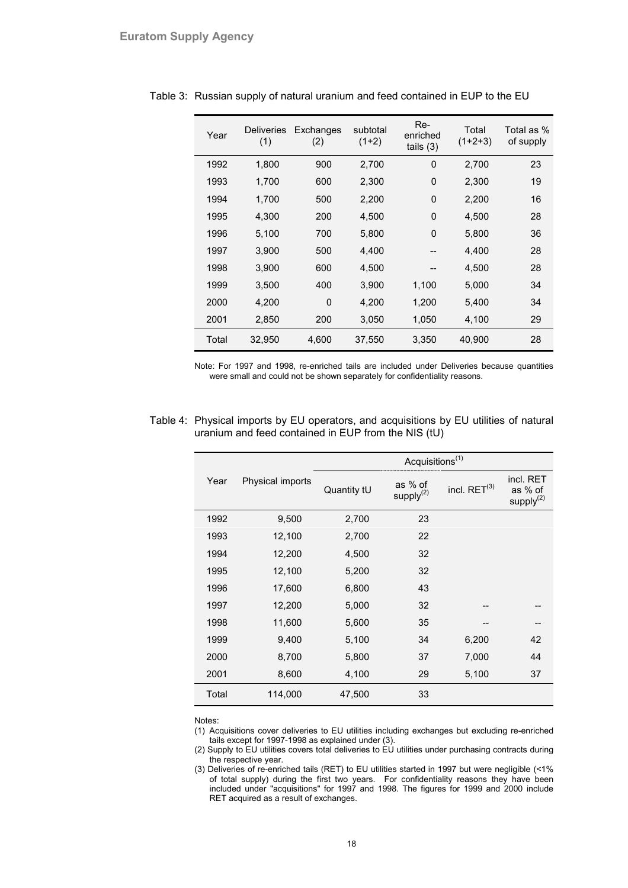Table 3: Russian supply of natural uranium and feed contained in EUP to the EU

| Year | Deliveries (1) | Exchanges (2) | subtotal (1+2) | Re-enriched tails (3) | Total (1+2+3) | Total as % of supply |
|---|---|---|---|---|---|---|
| 1992 | 1,800 | 900 | 2,700 | 0 | 2,700 | 23 |
| 1993 | 1,700 | 600 | 2,300 | 0 | 2,300 | 19 |
| 1994 | 1,700 | 500 | 2,200 | 0 | 2,200 | 16 |
| 1995 | 4,300 | 200 | 4,500 | 0 | 4,500 | 28 |
| 1996 | 5,100 | 700 | 5,800 | 0 | 5,800 | 36 |
| 1997 | 3,900 | 500 | 4,400 | -- | 4,400 | 28 |
| 1998 | 3,900 | 600 | 4,500 | -- | 4,500 | 28 |
| 1999 | 3,500 | 400 | 3,900 | 1,100 | 5,000 | 34 |
| 2000 | 4,200 | 0 | 4,200 | 1,200 | 5,400 | 34 |
| 2001 | 2,850 | 200 | 3,050 | 1,050 | 4,100 | 29 |
| Total | 32,950 | 4,600 | 37,550 | 3,350 | 40,900 | 28 |

Note: For 1997 and 1998, re-enriched tails are included under Deliveries because quantities were small and could not be shown separately for confidentiality reasons.

Table 4: Physical imports by EU operators, and acquisitions by EU utilities of natural uranium and feed contained in EUP from the NIS (tU)

| Year | Physical imports | Acquisitions[(1)] | | | |
|---|---|---|---|---|---|
| | | Quantity tU | as % of supply[(2)] | incl. RET[(3)] | incl. RET as % of supply[(2)] |
| 1992 | 9,500 | 2,700 | 23 | | |
| 1993 | 12,100 | 2,700 | 22 | | |
| 1994 | 12,200 | 4,500 | 32 | | |
| 1995 | 12,100 | 5,200 | 32 | | |
| 1996 | 17,600 | 6,800 | 43 | | |
| 1997 | 12,200 | 5,000 | 32 | -- | -- |
| 1998 | 11,600 | 5,600 | 35 | -- | -- |
| 1999 | 9,400 | 5,100 | 34 | 6,200 | 42 |
| 2000 | 8,700 | 5,800 | 37 | 7,000 | 44 |
| 2001 | 8,600 | 4,100 | 29 | 5,100 | 37 |
| Total | 114,000 | 47,500 | 33 | | |

Notes:

(1) Acquisitions cover deliveries to EU utilities including exchanges but excluding re-enriched tails except for 1997-1998 as explained under (3).

(2) Supply to EU utilities covers total deliveries to EU utilities under purchasing contracts during the respective year.

(3) Deliveries of re-enriched tails (RET) to EU utilities started in 1997 but were negligible (<1% of total supply) during the first two years. For confidentiality reasons they have been included under "acquisitions" for 1997 and 1998. The figures for 1999 and 2000 include RET acquired as a result of exchanges.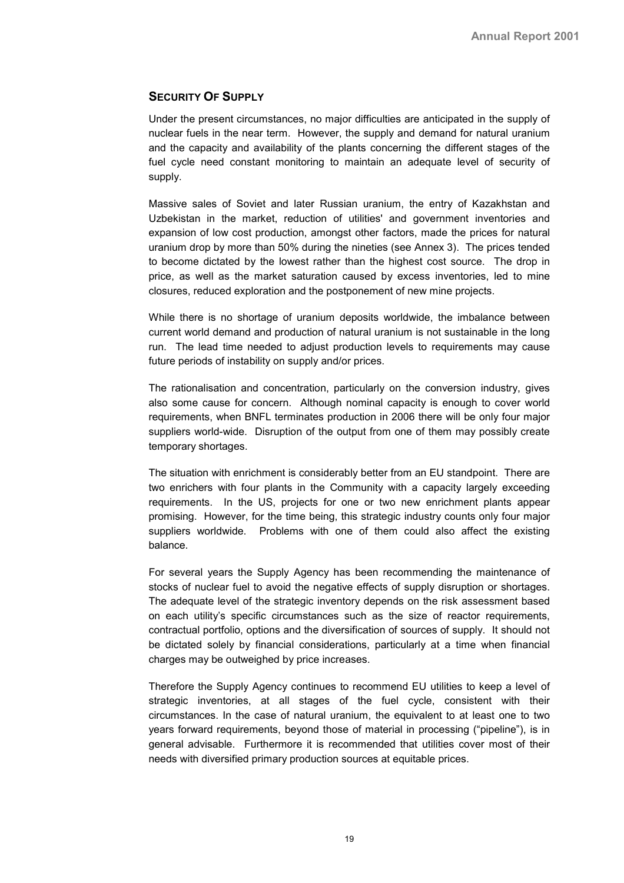## SECURITY OF SUPPLY

Under the present circumstances, no major difficulties are anticipated in the supply of nuclear fuels in the near term. However, the supply and demand for natural uranium and the capacity and availability of the plants concerning the different stages of the fuel cycle need constant monitoring to maintain an adequate level of security of supply.

Massive sales of Soviet and later Russian uranium, the entry of Kazakhstan and Uzbekistan in the market, reduction of utilities' and government inventories and expansion of low cost production, amongst other factors, made the prices for natural uranium drop by more than 50% during the nineties (see Annex 3). The prices tended to become dictated by the lowest rather than the highest cost source. The drop in price, as well as the market saturation caused by excess inventories, led to mine closures, reduced exploration and the postponement of new mine projects.

While there is no shortage of uranium deposits worldwide, the imbalance between current world demand and production of natural uranium is not sustainable in the long run. The lead time needed to adjust production levels to requirements may cause future periods of instability on supply and/or prices.

The rationalisation and concentration, particularly on the conversion industry, gives also some cause for concern. Although nominal capacity is enough to cover world requirements, when BNFL terminates production in 2006 there will be only four major suppliers world-wide. Disruption of the output from one of them may possibly create temporary shortages.

The situation with enrichment is considerably better from an EU standpoint. There are two enrichers with four plants in the Community with a capacity largely exceeding requirements. In the US, projects for one or two new enrichment plants appear promising. However, for the time being, this strategic industry counts only four major suppliers worldwide. Problems with one of them could also affect the existing balance.

For several years the Supply Agency has been recommending the maintenance of stocks of nuclear fuel to avoid the negative effects of supply disruption or shortages. The adequate level of the strategic inventory depends on the risk assessment based on each utility's specific circumstances such as the size of reactor requirements, contractual portfolio, options and the diversification of sources of supply. It should not be dictated solely by financial considerations, particularly at a time when financial charges may be outweighed by price increases.

Therefore the Supply Agency continues to recommend EU utilities to keep a level of strategic inventories, at all stages of the fuel cycle, consistent with their circumstances. In the case of natural uranium, the equivalent to at least one to two years forward requirements, beyond those of material in processing ("pipeline"), is in general advisable. Furthermore it is recommended that utilities cover most of their needs with diversified primary production sources at equitable prices.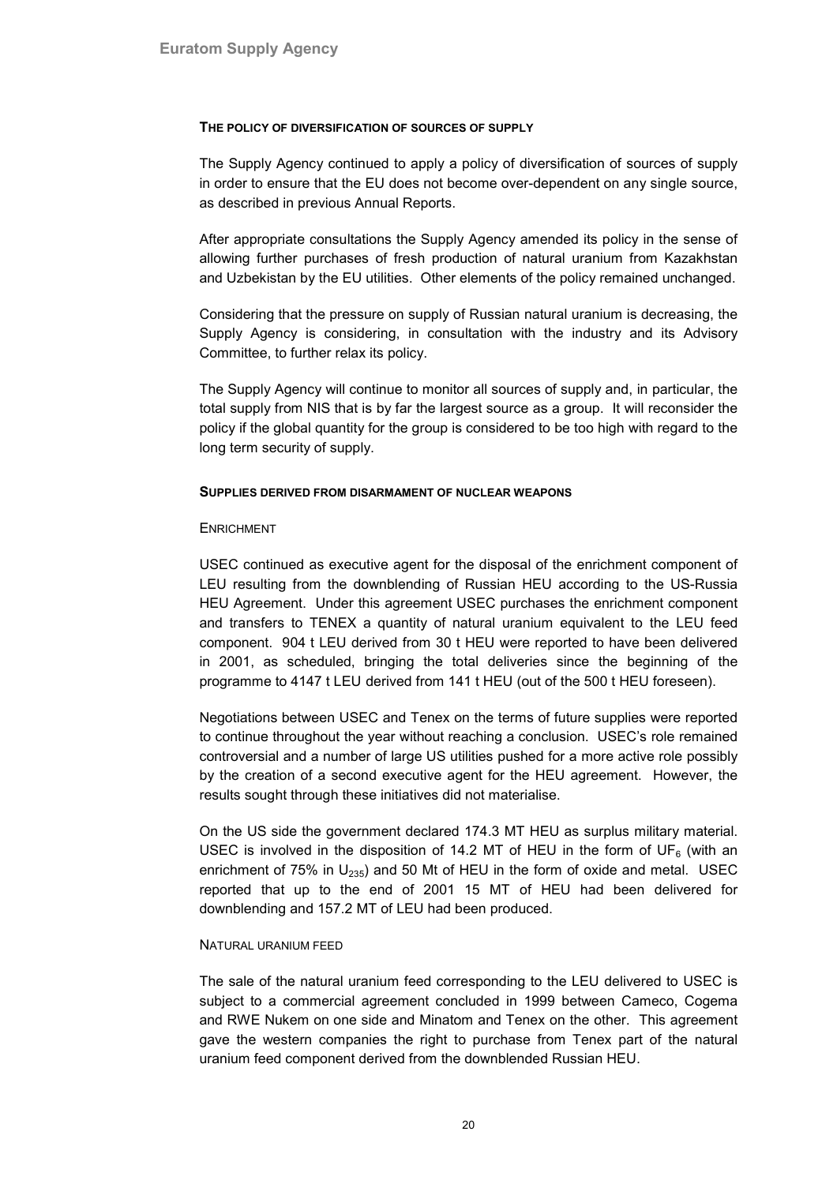#### THE POLICY OF DIVERSIFICATION OF SOURCES OF SUPPLY

The Supply Agency continued to apply a policy of diversification of sources of supply in order to ensure that the EU does not become over-dependent on any single source, as described in previous Annual Reports.

After appropriate consultations the Supply Agency amended its policy in the sense of allowing further purchases of fresh production of natural uranium from Kazakhstan and Uzbekistan by the EU utilities. Other elements of the policy remained unchanged.

Considering that the pressure on supply of Russian natural uranium is decreasing, the Supply Agency is considering, in consultation with the industry and its Advisory Committee, to further relax its policy.

The Supply Agency will continue to monitor all sources of supply and, in particular, the total supply from NIS that is by far the largest source as a group. It will reconsider the policy if the global quantity for the group is considered to be too high with regard to the long term security of supply.

#### SUPPLIES DERIVED FROM DISARMAMENT OF NUCLEAR WEAPONS

##### ENRICHMENT

USEC continued as executive agent for the disposal of the enrichment component of LEU resulting from the downblending of Russian HEU according to the US-Russia HEU Agreement. Under this agreement USEC purchases the enrichment component and transfers to TENEX a quantity of natural uranium equivalent to the LEU feed component. 904 t LEU derived from 30 t HEU were reported to have been delivered in 2001, as scheduled, bringing the total deliveries since the beginning of the programme to 4147 t LEU derived from 141 t HEU (out of the 500 t HEU foreseen).

Negotiations between USEC and Tenex on the terms of future supplies were reported to continue throughout the year without reaching a conclusion. USEC's role remained controversial and a number of large US utilities pushed for a more active role possibly by the creation of a second executive agent for the HEU agreement. However, the results sought through these initiatives did not materialise.

On the US side the government declared 174.3 MT HEU as surplus military material. USEC is involved in the disposition of 14.2 MT of HEU in the form of $UF_6$ (with an enrichment of 75% in $U_{235}$) and 50 Mt of HEU in the form of oxide and metal. USEC reported that up to the end of 2001 15 MT of HEU had been delivered for downblending and 157.2 MT of LEU had been produced.

##### NATURAL URANIUM FEED

The sale of the natural uranium feed corresponding to the LEU delivered to USEC is subject to a commercial agreement concluded in 1999 between Cameco, Cogema and RWE Nukem on one side and Minatom and Tenex on the other. This agreement gave the western companies the right to purchase from Tenex part of the natural uranium feed component derived from the downblended Russian HEU.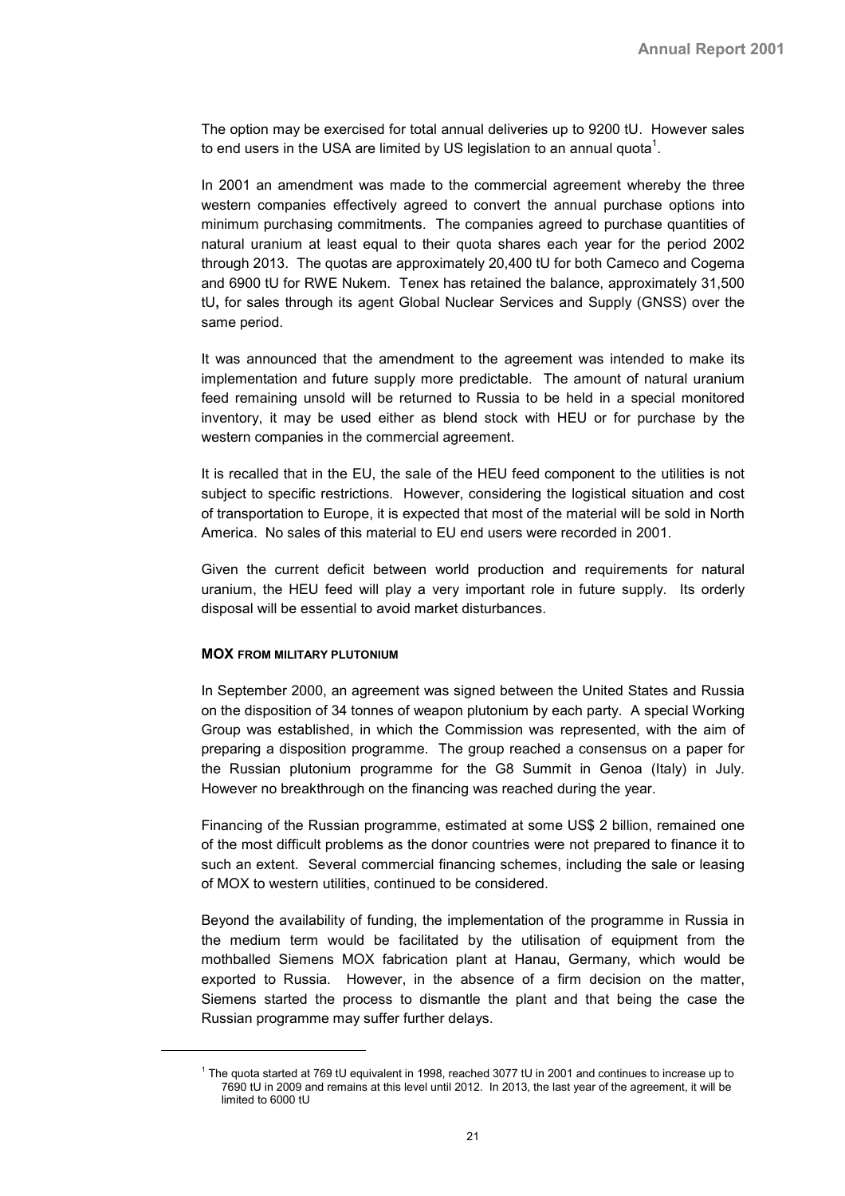The option may be exercised for total annual deliveries up to 9200 tU. However sales to end users in the USA are limited by US legislation to an annual quota[1].

In 2001 an amendment was made to the commercial agreement whereby the three western companies effectively agreed to convert the annual purchase options into minimum purchasing commitments. The companies agreed to purchase quantities of natural uranium at least equal to their quota shares each year for the period 2002 through 2013. The quotas are approximately 20,400 tU for both Cameco and Cogema and 6900 tU for RWE Nukem. Tenex has retained the balance, approximately 31,500 tU**,** for sales through its agent Global Nuclear Services and Supply (GNSS) over the same period.

It was announced that the amendment to the agreement was intended to make its implementation and future supply more predictable. The amount of natural uranium feed remaining unsold will be returned to Russia to be held in a special monitored inventory, it may be used either as blend stock with HEU or for purchase by the western companies in the commercial agreement.

It is recalled that in the EU, the sale of the HEU feed component to the utilities is not subject to specific restrictions. However, considering the logistical situation and cost of transportation to Europe, it is expected that most of the material will be sold in North America. No sales of this material to EU end users were recorded in 2001.

Given the current deficit between world production and requirements for natural uranium, the HEU feed will play a very important role in future supply. Its orderly disposal will be essential to avoid market disturbances.

#### MOX FROM MILITARY PLUTONIUM

In September 2000, an agreement was signed between the United States and Russia on the disposition of 34 tonnes of weapon plutonium by each party. A special Working Group was established, in which the Commission was represented, with the aim of preparing a disposition programme. The group reached a consensus on a paper for the Russian plutonium programme for the G8 Summit in Genoa (Italy) in July. However no breakthrough on the financing was reached during the year.

Financing of the Russian programme, estimated at some US$ 2 billion, remained one of the most difficult problems as the donor countries were not prepared to finance it to such an extent. Several commercial financing schemes, including the sale or leasing of MOX to western utilities, continued to be considered.

Beyond the availability of funding, the implementation of the programme in Russia in the medium term would be facilitated by the utilisation of equipment from the mothballed Siemens MOX fabrication plant at Hanau, Germany, which would be exported to Russia. However, in the absence of a firm decision on the matter, Siemens started the process to dismantle the plant and that being the case the Russian programme may suffer further delays.

---

[1] The quota started at 769 tU equivalent in 1998, reached 3077 tU in 2001 and continues to increase up to 7690 tU in 2009 and remains at this level until 2012. In 2013, the last year of the agreement, it will be limited to 6000 tU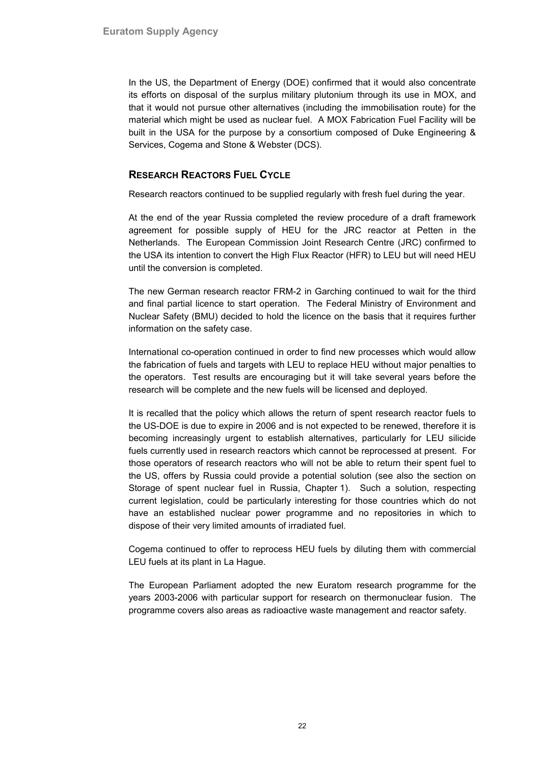In the US, the Department of Energy (DOE) confirmed that it would also concentrate its efforts on disposal of the surplus military plutonium through its use in MOX, and that it would not pursue other alternatives (including the immobilisation route) for the material which might be used as nuclear fuel. A MOX Fabrication Fuel Facility will be built in the USA for the purpose by a consortium composed of Duke Engineering & Services, Cogema and Stone & Webster (DCS).

## Research Reactors Fuel Cycle

Research reactors continued to be supplied regularly with fresh fuel during the year.

At the end of the year Russia completed the review procedure of a draft framework agreement for possible supply of HEU for the JRC reactor at Petten in the Netherlands. The European Commission Joint Research Centre (JRC) confirmed to the USA its intention to convert the High Flux Reactor (HFR) to LEU but will need HEU until the conversion is completed.

The new German research reactor FRM-2 in Garching continued to wait for the third and final partial licence to start operation. The Federal Ministry of Environment and Nuclear Safety (BMU) decided to hold the licence on the basis that it requires further information on the safety case.

International co-operation continued in order to find new processes which would allow the fabrication of fuels and targets with LEU to replace HEU without major penalties to the operators. Test results are encouraging but it will take several years before the research will be complete and the new fuels will be licensed and deployed.

It is recalled that the policy which allows the return of spent research reactor fuels to the US-DOE is due to expire in 2006 and is not expected to be renewed, therefore it is becoming increasingly urgent to establish alternatives, particularly for LEU silicide fuels currently used in research reactors which cannot be reprocessed at present. For those operators of research reactors who will not be able to return their spent fuel to the US, offers by Russia could provide a potential solution (see also the section on Storage of spent nuclear fuel in Russia, Chapter 1). Such a solution, respecting current legislation, could be particularly interesting for those countries which do not have an established nuclear power programme and no repositories in which to dispose of their very limited amounts of irradiated fuel.

Cogema continued to offer to reprocess HEU fuels by diluting them with commercial LEU fuels at its plant in La Hague.

The European Parliament adopted the new Euratom research programme for the years 2003-2006 with particular support for research on thermonuclear fusion. The programme covers also areas as radioactive waste management and reactor safety.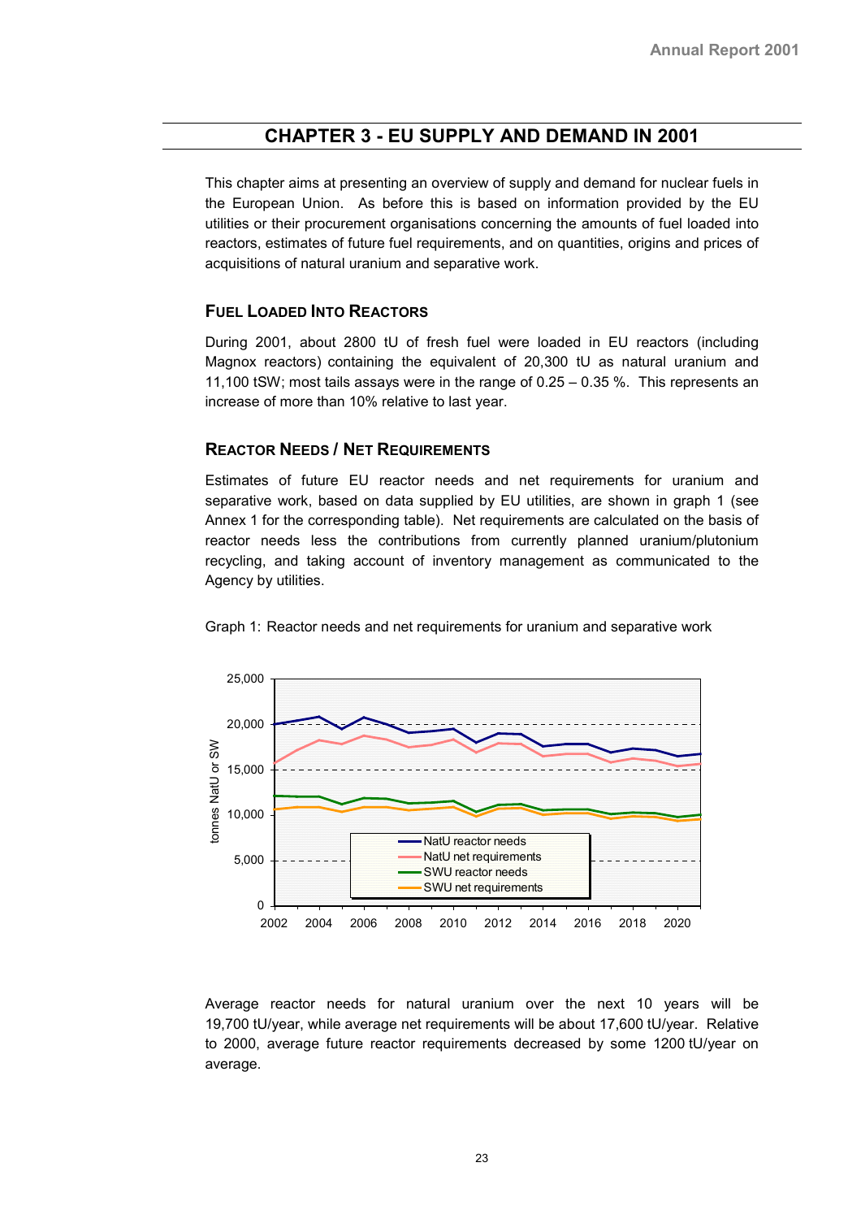## CHAPTER 3 - EU SUPPLY AND DEMAND IN 2001

This chapter aims at presenting an overview of supply and demand for nuclear fuels in the European Union. As before this is based on information provided by the EU utilities or their procurement organisations concerning the amounts of fuel loaded into reactors, estimates of future fuel requirements, and on quantities, origins and prices of acquisitions of natural uranium and separative work.

### Fuel Loaded Into Reactors

During 2001, about 2800 tU of fresh fuel were loaded in EU reactors (including Magnox reactors) containing the equivalent of 20,300 tU as natural uranium and 11,100 tSW; most tails assays were in the range of 0.25 – 0.35 %. This represents an increase of more than 10% relative to last year.

### Reactor Needs / Net Requirements

Estimates of future EU reactor needs and net requirements for uranium and separative work, based on data supplied by EU utilities, are shown in graph 1 (see Annex 1 for the corresponding table). Net requirements are calculated on the basis of reactor needs less the contributions from currently planned uranium/plutonium recycling, and taking account of inventory management as communicated to the Agency by utilities.

Graph 1: Reactor needs and net requirements for uranium and separative work

Average reactor needs for natural uranium over the next 10 years will be 19,700 tU/year, while average net requirements will be about 17,600 tU/year. Relative to 2000, average future reactor requirements decreased by some 1200 tU/year on average.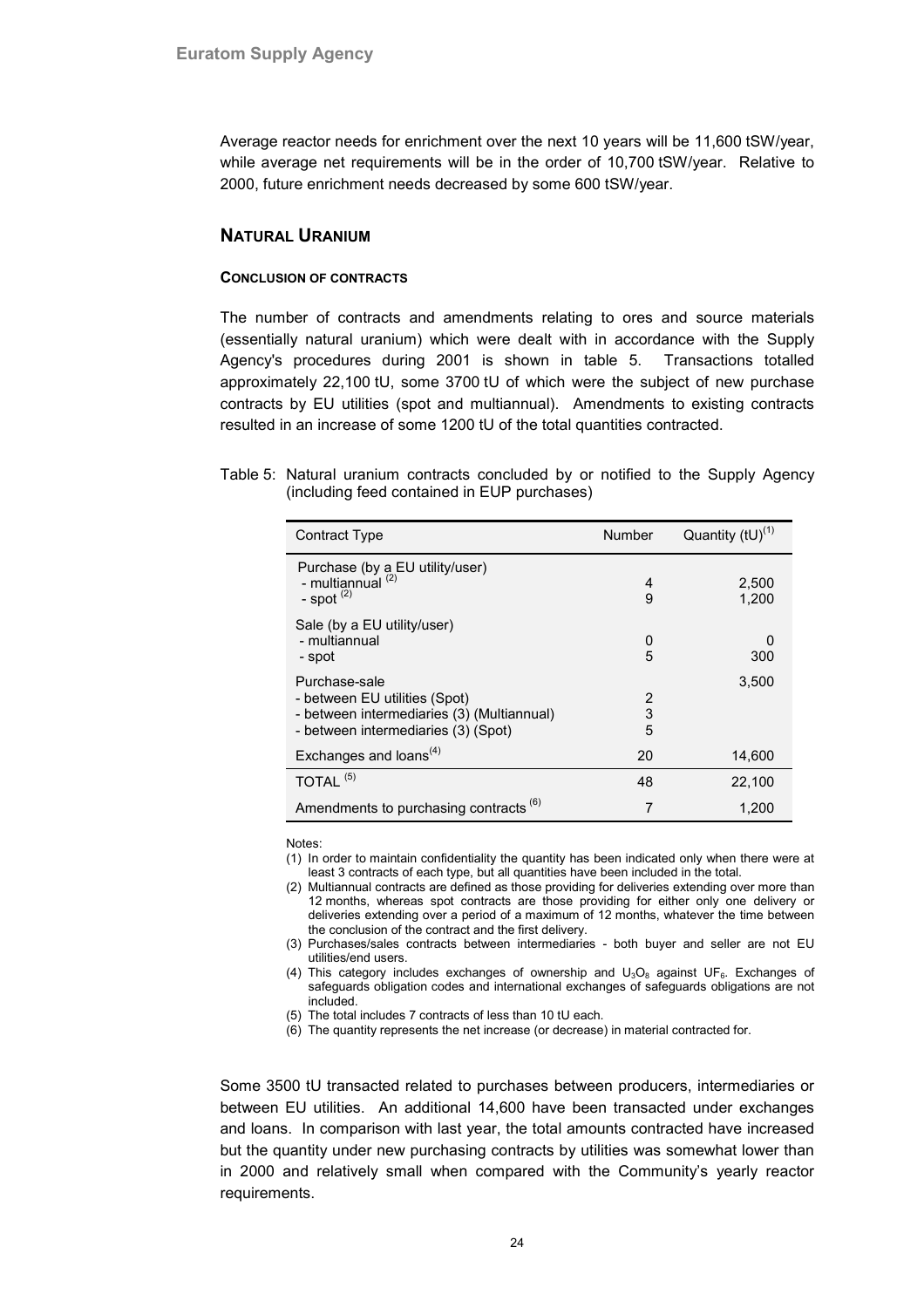Average reactor needs for enrichment over the next 10 years will be 11,600 tSW/year, while average net requirements will be in the order of 10,700 tSW/year. Relative to 2000, future enrichment needs decreased by some 600 tSW/year.

## NATURAL URANIUM

### CONCLUSION OF CONTRACTS

The number of contracts and amendments relating to ores and source materials (essentially natural uranium) which were dealt with in accordance with the Supply Agency's procedures during 2001 is shown in table 5. Transactions totalled approximately 22,100 tU, some 3700 tU of which were the subject of new purchase contracts by EU utilities (spot and multiannual). Amendments to existing contracts resulted in an increase of some 1200 tU of the total quantities contracted.

Table 5: Natural uranium contracts concluded by or notified to the Supply Agency (including feed contained in EUP purchases)

| Contract Type | Number | Quantity (tU)[1] |
|---|---|---|
| Purchase (by a EU utility/user) | | |
| - multiannual [2] | 4 | 2,500 |
| - spot [2] | 9 | 1,200 |
| Sale (by a EU utility/user) | | |
| - multiannual | 0 | 0 |
| - spot | 5 | 300 |
| Purchase-sale | | 3,500 |
| - between EU utilities (Spot) | 2 | |
| - between intermediaries (3) (Multiannual) | 3 | |
| - between intermediaries (3) (Spot) | 5 | |
| Exchanges and loans[4] | 20 | 14,600 |
| TOTAL [5] | 48 | 22,100 |
| Amendments to purchasing contracts [6] | 7 | 1,200 |

Notes:

(1) In order to maintain confidentiality the quantity has been indicated only when there were at least 3 contracts of each type, but all quantities have been included in the total.

(2) Multiannual contracts are defined as those providing for deliveries extending over more than 12 months, whereas spot contracts are those providing for either only one delivery or deliveries extending over a period of a maximum of 12 months, whatever the time between the conclusion of the contract and the first delivery.

(3) Purchases/sales contracts between intermediaries - both buyer and seller are not EU utilities/end users.

(4) This category includes exchanges of ownership and $U_3O_8$ against $UF_6$. Exchanges of safeguards obligation codes and international exchanges of safeguards obligations are not included.

(5) The total includes 7 contracts of less than 10 tU each.

(6) The quantity represents the net increase (or decrease) in material contracted for.

Some 3500 tU transacted related to purchases between producers, intermediaries or between EU utilities. An additional 14,600 have been transacted under exchanges and loans. In comparison with last year, the total amounts contracted have increased but the quantity under new purchasing contracts by utilities was somewhat lower than in 2000 and relatively small when compared with the Community's yearly reactor requirements.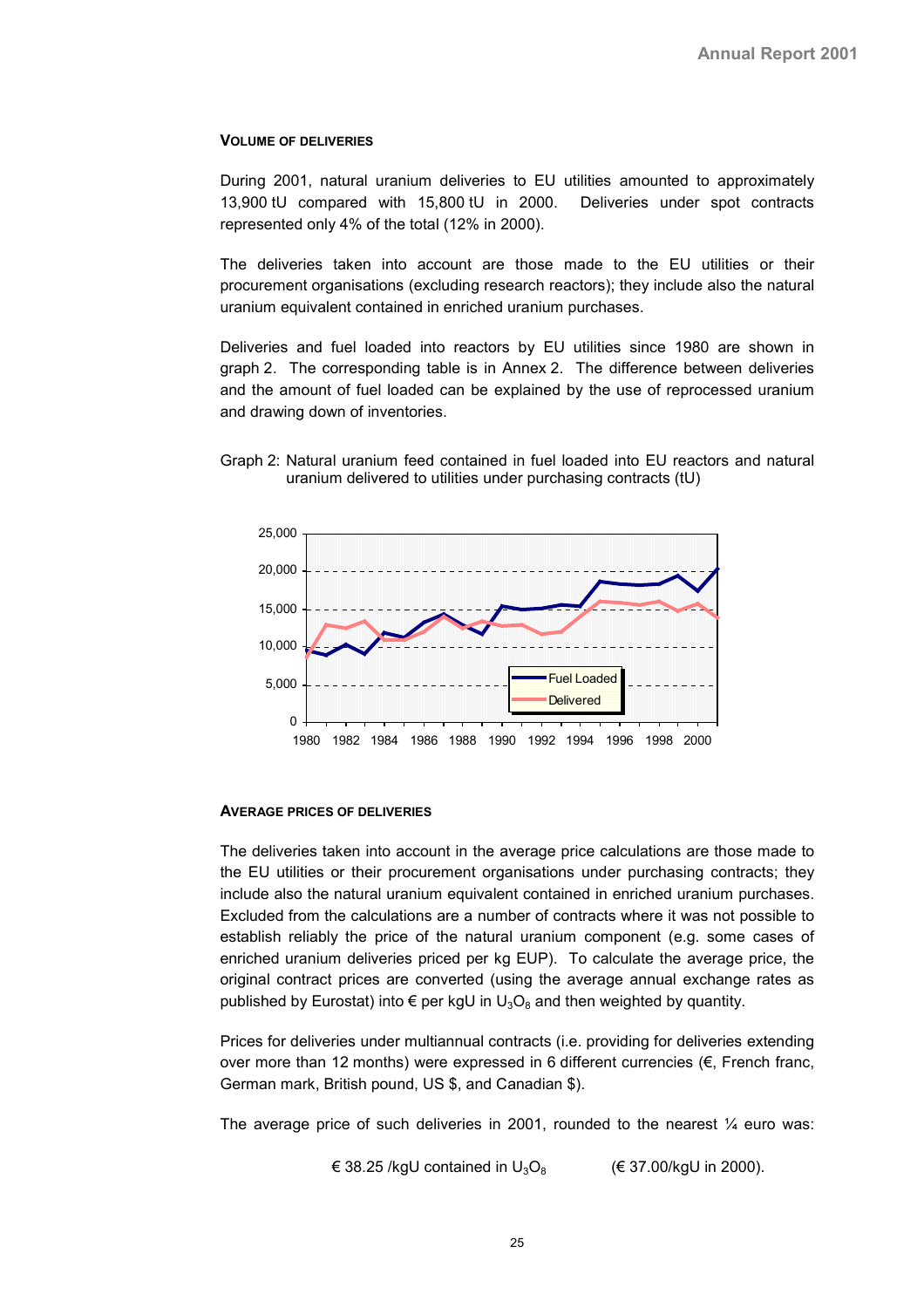#### Volume of Deliveries

During 2001, natural uranium deliveries to EU utilities amounted to approximately 13,900 tU compared with 15,800 tU in 2000. Deliveries under spot contracts represented only 4% of the total (12% in 2000).

The deliveries taken into account are those made to the EU utilities or their procurement organisations (excluding research reactors); they include also the natural uranium equivalent contained in enriched uranium purchases.

Deliveries and fuel loaded into reactors by EU utilities since 1980 are shown in graph 2. The corresponding table is in Annex 2. The difference between deliveries and the amount of fuel loaded can be explained by the use of reprocessed uranium and drawing down of inventories.

Graph 2: Natural uranium feed contained in fuel loaded into EU reactors and natural uranium delivered to utilities under purchasing contracts (tU)

#### Average Prices of Deliveries

The deliveries taken into account in the average price calculations are those made to the EU utilities or their procurement organisations under purchasing contracts; they include also the natural uranium equivalent contained in enriched uranium purchases. Excluded from the calculations are a number of contracts where it was not possible to establish reliably the price of the natural uranium component (e.g. some cases of enriched uranium deliveries priced per kg EUP). To calculate the average price, the original contract prices are converted (using the average annual exchange rates as published by Eurostat) into € per kgU in $U_3O_8$ and then weighted by quantity.

Prices for deliveries under multiannual contracts (i.e. providing for deliveries extending over more than 12 months) were expressed in 6 different currencies (€, French franc, German mark, British pound, US $, and Canadian $).

The average price of such deliveries in 2001, rounded to the nearest ¼ euro was:

€ 38.25 /kgU contained in $U_3O_8$ (€ 37.00/kgU in 2000).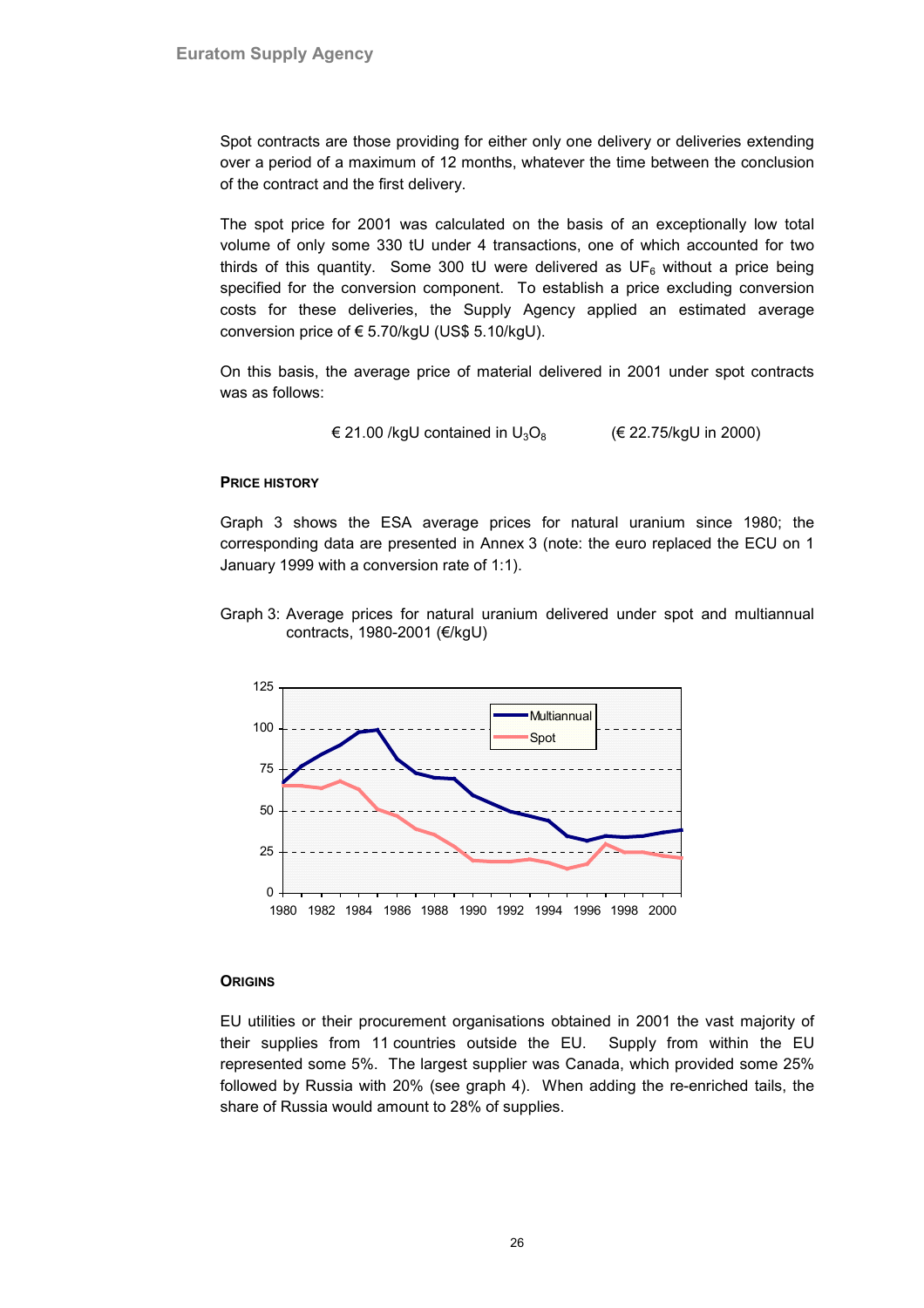Spot contracts are those providing for either only one delivery or deliveries extending over a period of a maximum of 12 months, whatever the time between the conclusion of the contract and the first delivery.

The spot price for 2001 was calculated on the basis of an exceptionally low total volume of only some 330 tU under 4 transactions, one of which accounted for two thirds of this quantity. Some 300 tU were delivered as $UF_6$ without a price being specified for the conversion component. To establish a price excluding conversion costs for these deliveries, the Supply Agency applied an estimated average conversion price of € 5.70/kgU (US$ 5.10/kgU).

On this basis, the average price of material delivered in 2001 under spot contracts was as follows:

€ 21.00 /kgU contained in $U_3O_8$ (€ 22.75/kgU in 2000)

#### PRICE HISTORY

Graph 3 shows the ESA average prices for natural uranium since 1980; the corresponding data are presented in Annex 3 (note: the euro replaced the ECU on 1 January 1999 with a conversion rate of 1:1).

Graph 3: Average prices for natural uranium delivered under spot and multiannual contracts, 1980-2001 (€/kgU)

#### ORIGINS

EU utilities or their procurement organisations obtained in 2001 the vast majority of their supplies from 11 countries outside the EU. Supply from within the EU represented some 5%. The largest supplier was Canada, which provided some 25% followed by Russia with 20% (see graph 4). When adding the re-enriched tails, the share of Russia would amount to 28% of supplies.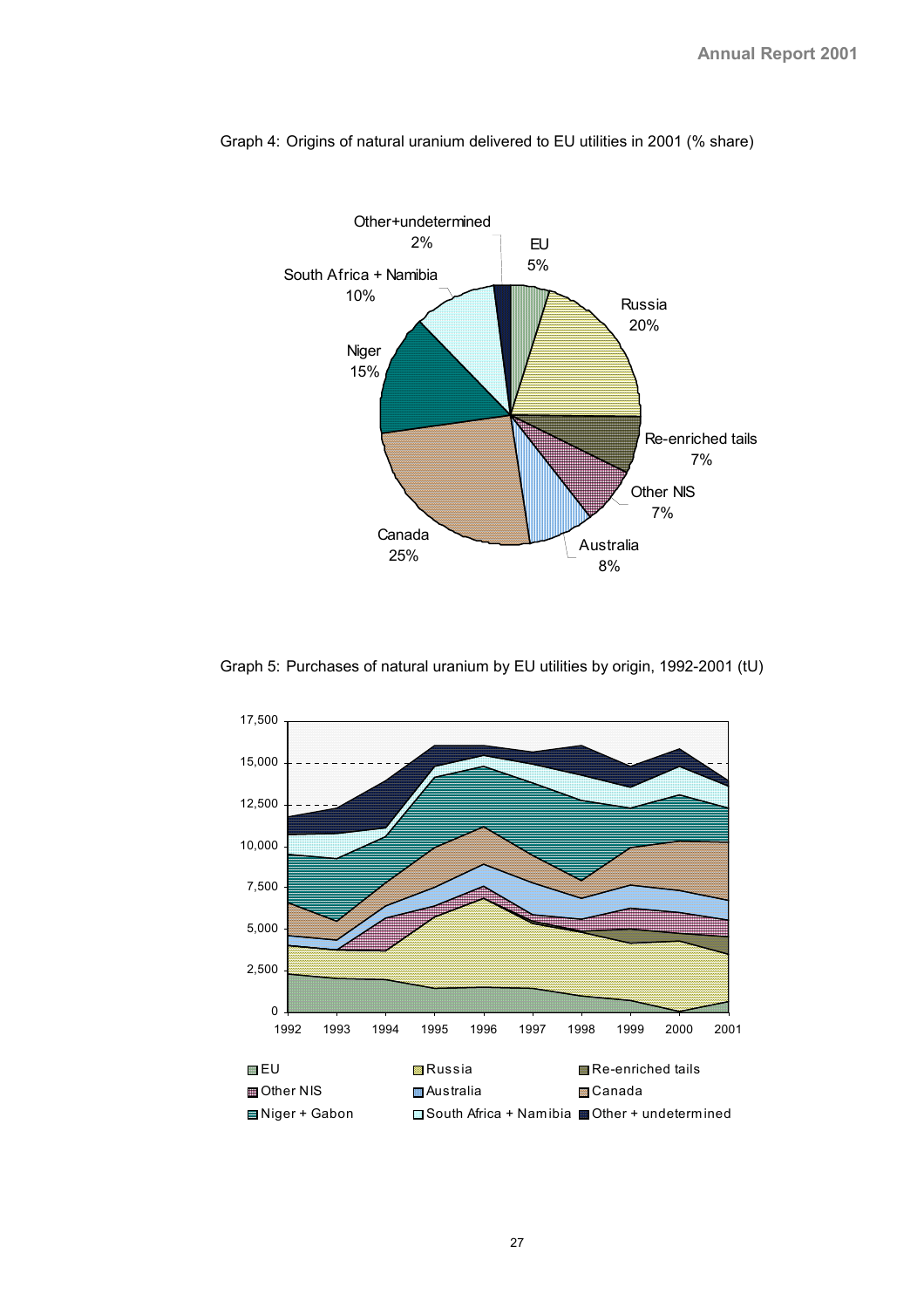Graph 4: Origins of natural uranium delivered to EU utilities in 2001 (% share)

Graph 5: Purchases of natural uranium by EU utilities by origin, 1992-2001 (tU)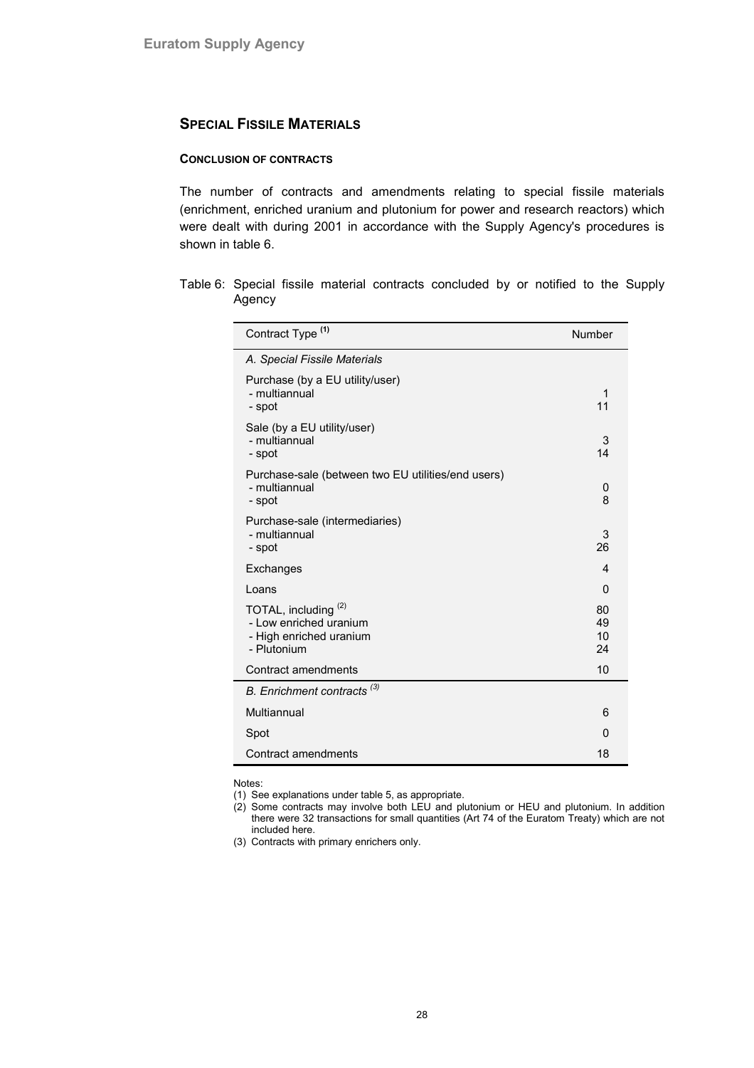## SPECIAL FISSILE MATERIALS

### CONCLUSION OF CONTRACTS

The number of contracts and amendments relating to special fissile materials (enrichment, enriched uranium and plutonium for power and research reactors) which were dealt with during 2001 in accordance with the Supply Agency's procedures is shown in table 6.

Table 6: Special fissile material contracts concluded by or notified to the Supply Agency

| Contract Type [(1)] | Number |
|---|---|
| *A. Special Fissile Materials* | |
| Purchase (by a EU utility/user) | |
| - multiannual | 1 |
| - spot | 11 |
| Sale (by a EU utility/user) | |
| - multiannual | 3 |
| - spot | 14 |
| Purchase-sale (between two EU utilities/end users) | |
| - multiannual | 0 |
| - spot | 8 |
| Purchase-sale (intermediaries) | |
| - multiannual | 3 |
| - spot | 26 |
| Exchanges | 4 |
| Loans | 0 |
| TOTAL, including [(2)] | 80 |
| - Low enriched uranium | 49 |
| - High enriched uranium | 10 |
| - Plutonium | 24 |
| Contract amendments | 10 |
| *B. Enrichment contracts [(3)]* | |
| Multiannual | 6 |
| Spot | 0 |
| Contract amendments | 18 |

Notes:

(1) See explanations under table 5, as appropriate.

(2) Some contracts may involve both LEU and plutonium or HEU and plutonium. In addition there were 32 transactions for small quantities (Art 74 of the Euratom Treaty) which are not included here.

(3) Contracts with primary enrichers only.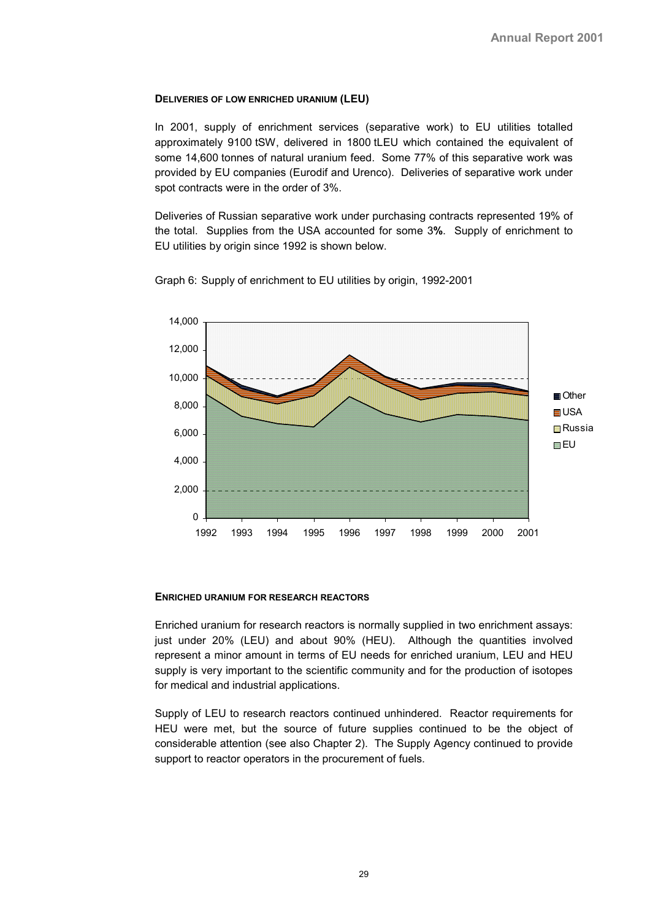#### DELIVERIES OF LOW ENRICHED URANIUM (LEU)

In 2001, supply of enrichment services (separative work) to EU utilities totalled approximately 9100 tSW, delivered in 1800 tLEU which contained the equivalent of some 14,600 tonnes of natural uranium feed. Some 77% of this separative work was provided by EU companies (Eurodif and Urenco). Deliveries of separative work under spot contracts were in the order of 3%.

Deliveries of Russian separative work under purchasing contracts represented 19% of the total. Supplies from the USA accounted for some 3**%**. Supply of enrichment to EU utilities by origin since 1992 is shown below.

Graph 6: Supply of enrichment to EU utilities by origin, 1992-2001

#### ENRICHED URANIUM FOR RESEARCH REACTORS

Enriched uranium for research reactors is normally supplied in two enrichment assays: just under 20% (LEU) and about 90% (HEU). Although the quantities involved represent a minor amount in terms of EU needs for enriched uranium, LEU and HEU supply is very important to the scientific community and for the production of isotopes for medical and industrial applications.

Supply of LEU to research reactors continued unhindered. Reactor requirements for HEU were met, but the source of future supplies continued to be the object of considerable attention (see also Chapter 2). The Supply Agency continued to provide support to reactor operators in the procurement of fuels.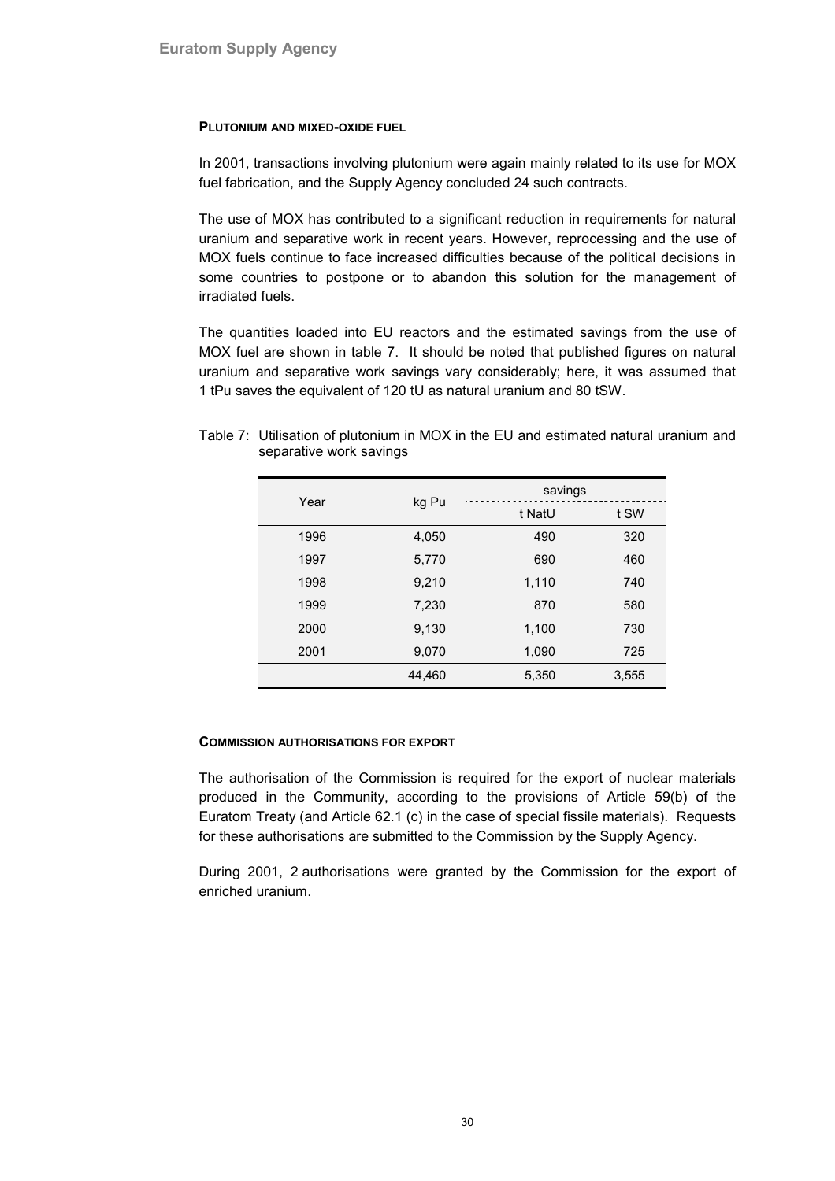#### PLUTONIUM AND MIXED-OXIDE FUEL

In 2001, transactions involving plutonium were again mainly related to its use for MOX fuel fabrication, and the Supply Agency concluded 24 such contracts.

The use of MOX has contributed to a significant reduction in requirements for natural uranium and separative work in recent years. However, reprocessing and the use of MOX fuels continue to face increased difficulties because of the political decisions in some countries to postpone or to abandon this solution for the management of irradiated fuels.

The quantities loaded into EU reactors and the estimated savings from the use of MOX fuel are shown in table 7. It should be noted that published figures on natural uranium and separative work savings vary considerably; here, it was assumed that 1 tPu saves the equivalent of 120 tU as natural uranium and 80 tSW.

Table 7: Utilisation of plutonium in MOX in the EU and estimated natural uranium and separative work savings

| Year | kg Pu | savings | |
|---|---|---|---|
| | | t NatU | t SW |
| 1996 | 4,050 | 490 | 320 |
| 1997 | 5,770 | 690 | 460 |
| 1998 | 9,210 | 1,110 | 740 |
| 1999 | 7,230 | 870 | 580 |
| 2000 | 9,130 | 1,100 | 730 |
| 2001 | 9,070 | 1,090 | 725 |
| | 44,460 | 5,350 | 3,555 |

#### COMMISSION AUTHORISATIONS FOR EXPORT

The authorisation of the Commission is required for the export of nuclear materials produced in the Community, according to the provisions of Article 59(b) of the Euratom Treaty (and Article 62.1 (c) in the case of special fissile materials). Requests for these authorisations are submitted to the Commission by the Supply Agency.

During 2001, 2 authorisations were granted by the Commission for the export of enriched uranium.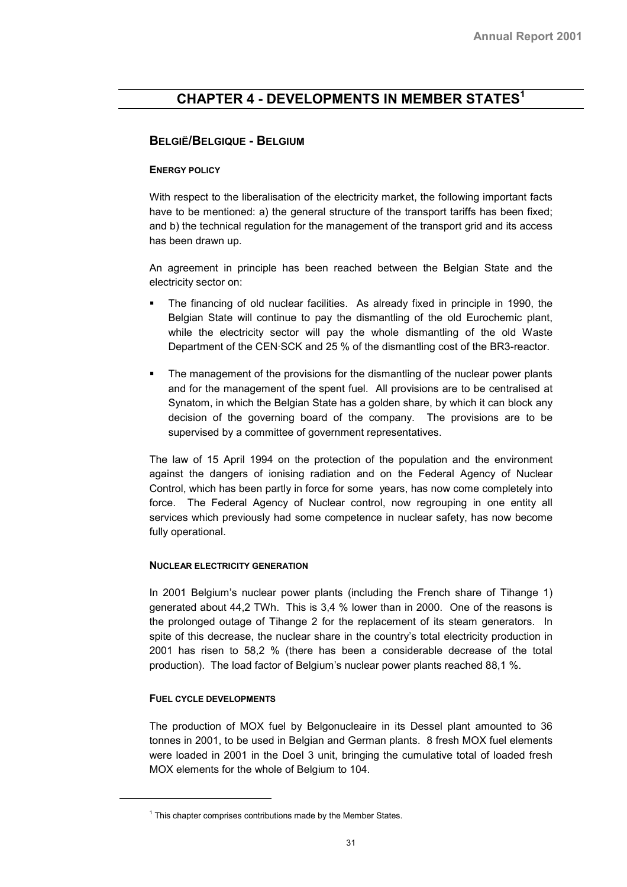# CHAPTER 4 - DEVELOPMENTS IN MEMBER STATES[1]

## BELGIË/BELGIQUE - BELGIUM

### ENERGY POLICY

With respect to the liberalisation of the electricity market, the following important facts have to be mentioned: a) the general structure of the transport tariffs has been fixed; and b) the technical regulation for the management of the transport grid and its access has been drawn up.

An agreement in principle has been reached between the Belgian State and the electricity sector on:

- The financing of old nuclear facilities. As already fixed in principle in 1990, the Belgian State will continue to pay the dismantling of the old Eurochemic plant, while the electricity sector will pay the whole dismantling of the old Waste Department of the CEN·SCK and 25 % of the dismantling cost of the BR3-reactor.
- The management of the provisions for the dismantling of the nuclear power plants and for the management of the spent fuel. All provisions are to be centralised at Synatom, in which the Belgian State has a golden share, by which it can block any decision of the governing board of the company. The provisions are to be supervised by a committee of government representatives.

The law of 15 April 1994 on the protection of the population and the environment against the dangers of ionising radiation and on the Federal Agency of Nuclear Control, which has been partly in force for some years, has now come completely into force. The Federal Agency of Nuclear control, now regrouping in one entity all services which previously had some competence in nuclear safety, has now become fully operational.

### NUCLEAR ELECTRICITY GENERATION

In 2001 Belgium's nuclear power plants (including the French share of Tihange 1) generated about 44,2 TWh. This is 3,4 % lower than in 2000. One of the reasons is the prolonged outage of Tihange 2 for the replacement of its steam generators. In spite of this decrease, the nuclear share in the country's total electricity production in 2001 has risen to 58,2 % (there has been a considerable decrease of the total production). The load factor of Belgium's nuclear power plants reached 88,1 %.

### FUEL CYCLE DEVELOPMENTS

The production of MOX fuel by Belgonucleaire in its Dessel plant amounted to 36 tonnes in 2001, to be used in Belgian and German plants. 8 fresh MOX fuel elements were loaded in 2001 in the Doel 3 unit, bringing the cumulative total of loaded fresh MOX elements for the whole of Belgium to 104.

---

[1] This chapter comprises contributions made by the Member States.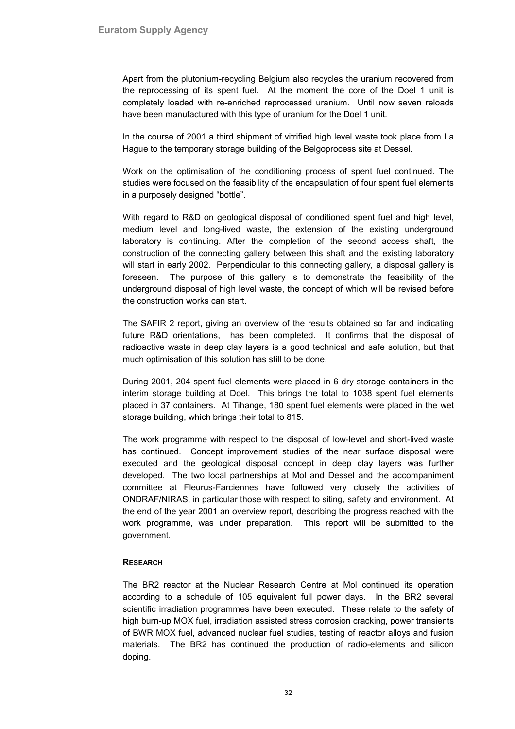Apart from the plutonium-recycling Belgium also recycles the uranium recovered from the reprocessing of its spent fuel. At the moment the core of the Doel 1 unit is completely loaded with re-enriched reprocessed uranium. Until now seven reloads have been manufactured with this type of uranium for the Doel 1 unit.

In the course of 2001 a third shipment of vitrified high level waste took place from La Hague to the temporary storage building of the Belgoprocess site at Dessel.

Work on the optimisation of the conditioning process of spent fuel continued. The studies were focused on the feasibility of the encapsulation of four spent fuel elements in a purposely designed "bottle".

With regard to R&D on geological disposal of conditioned spent fuel and high level, medium level and long-lived waste, the extension of the existing underground laboratory is continuing. After the completion of the second access shaft, the construction of the connecting gallery between this shaft and the existing laboratory will start in early 2002. Perpendicular to this connecting gallery, a disposal gallery is foreseen. The purpose of this gallery is to demonstrate the feasibility of the underground disposal of high level waste, the concept of which will be revised before the construction works can start.

The SAFIR 2 report, giving an overview of the results obtained so far and indicating future R&D orientations, has been completed. It confirms that the disposal of radioactive waste in deep clay layers is a good technical and safe solution, but that much optimisation of this solution has still to be done.

During 2001, 204 spent fuel elements were placed in 6 dry storage containers in the interim storage building at Doel. This brings the total to 1038 spent fuel elements placed in 37 containers. At Tihange, 180 spent fuel elements were placed in the wet storage building, which brings their total to 815.

The work programme with respect to the disposal of low-level and short-lived waste has continued. Concept improvement studies of the near surface disposal were executed and the geological disposal concept in deep clay layers was further developed. The two local partnerships at Mol and Dessel and the accompaniment committee at Fleurus-Farciennes have followed very closely the activities of ONDRAF/NIRAS, in particular those with respect to siting, safety and environment. At the end of the year 2001 an overview report, describing the progress reached with the work programme, was under preparation. This report will be submitted to the government.

#### RESEARCH

The BR2 reactor at the Nuclear Research Centre at Mol continued its operation according to a schedule of 105 equivalent full power days. In the BR2 several scientific irradiation programmes have been executed. These relate to the safety of high burn-up MOX fuel, irradiation assisted stress corrosion cracking, power transients of BWR MOX fuel, advanced nuclear fuel studies, testing of reactor alloys and fusion materials. The BR2 has continued the production of radio-elements and silicon doping.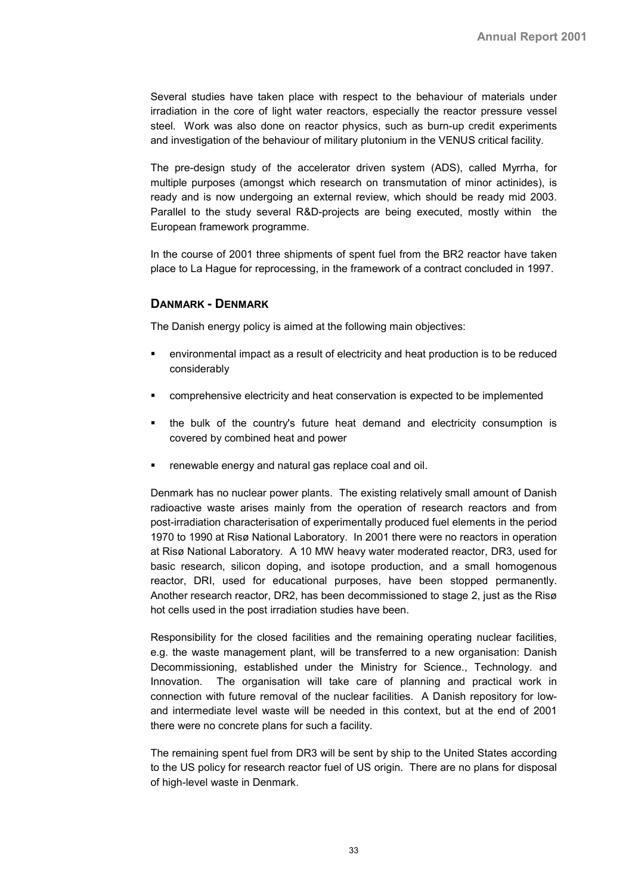Several studies have taken place with respect to the behaviour of materials under irradiation in the core of light water reactors, especially the reactor pressure vessel steel. Work was also done on reactor physics, such as burn-up credit experiments and investigation of the behaviour of military plutonium in the VENUS critical facility.

The pre-design study of the accelerator driven system (ADS), called Myrrha, for multiple purposes (amongst which research on transmutation of minor actinides), is ready and is now undergoing an external review, which should be ready mid 2003. Parallel to the study several R&D-projects are being executed, mostly within the European framework programme.

In the course of 2001 three shipments of spent fuel from the BR2 reactor have taken place to La Hague for reprocessing, in the framework of a contract concluded in 1997.

## DANMARK - DENMARK

The Danish energy policy is aimed at the following main objectives:

- environmental impact as a result of electricity and heat production is to be reduced considerably
- comprehensive electricity and heat conservation is expected to be implemented
- the bulk of the country's future heat demand and electricity consumption is covered by combined heat and power
- renewable energy and natural gas replace coal and oil.

Denmark has no nuclear power plants. The existing relatively small amount of Danish radioactive waste arises mainly from the operation of research reactors and from post-irradiation characterisation of experimentally produced fuel elements in the period 1970 to 1990 at Risø National Laboratory. In 2001 there were no reactors in operation at Risø National Laboratory. A 10 MW heavy water moderated reactor, DR3, used for basic research, silicon doping, and isotope production, and a small homogenous reactor, DRI, used for educational purposes, have been stopped permanently. Another research reactor, DR2, has been decommissioned to stage 2, just as the Risø hot cells used in the post irradiation studies have been.

Responsibility for the closed facilities and the remaining operating nuclear facilities, e.g. the waste management plant, will be transferred to a new organisation: Danish Decommissioning, established under the Ministry for Science., Technology. and Innovation. The organisation will take care of planning and practical work in connection with future removal of the nuclear facilities. A Danish repository for low- and intermediate level waste will be needed in this context, but at the end of 2001 there were no concrete plans for such a facility.

The remaining spent fuel from DR3 will be sent by ship to the United States according to the US policy for research reactor fuel of US origin. There are no plans for disposal of high-level waste in Denmark.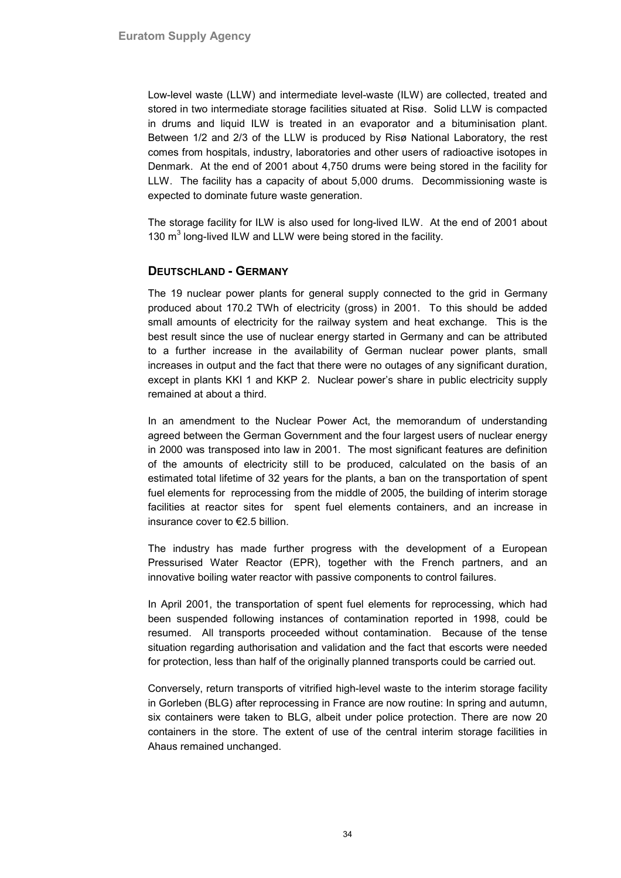Low-level waste (LLW) and intermediate level-waste (ILW) are collected, treated and stored in two intermediate storage facilities situated at Risø. Solid LLW is compacted in drums and liquid ILW is treated in an evaporator and a bituminisation plant. Between 1/2 and 2/3 of the LLW is produced by Risø National Laboratory, the rest comes from hospitals, industry, laboratories and other users of radioactive isotopes in Denmark. At the end of 2001 about 4,750 drums were being stored in the facility for LLW. The facility has a capacity of about 5,000 drums. Decommissioning waste is expected to dominate future waste generation.

The storage facility for ILW is also used for long-lived ILW. At the end of 2001 about 130 $m^3$ long-lived ILW and LLW were being stored in the facility.

## DEUTSCHLAND - GERMANY

The 19 nuclear power plants for general supply connected to the grid in Germany produced about 170.2 TWh of electricity (gross) in 2001. To this should be added small amounts of electricity for the railway system and heat exchange. This is the best result since the use of nuclear energy started in Germany and can be attributed to a further increase in the availability of German nuclear power plants, small increases in output and the fact that there were no outages of any significant duration, except in plants KKI 1 and KKP 2. Nuclear power's share in public electricity supply remained at about a third.

In an amendment to the Nuclear Power Act, the memorandum of understanding agreed between the German Government and the four largest users of nuclear energy in 2000 was transposed into law in 2001. The most significant features are definition of the amounts of electricity still to be produced, calculated on the basis of an estimated total lifetime of 32 years for the plants, a ban on the transportation of spent fuel elements for reprocessing from the middle of 2005, the building of interim storage facilities at reactor sites for spent fuel elements containers, and an increase in insurance cover to €2.5 billion.

The industry has made further progress with the development of a European Pressurised Water Reactor (EPR), together with the French partners, and an innovative boiling water reactor with passive components to control failures.

In April 2001, the transportation of spent fuel elements for reprocessing, which had been suspended following instances of contamination reported in 1998, could be resumed. All transports proceeded without contamination. Because of the tense situation regarding authorisation and validation and the fact that escorts were needed for protection, less than half of the originally planned transports could be carried out.

Conversely, return transports of vitrified high-level waste to the interim storage facility in Gorleben (BLG) after reprocessing in France are now routine: In spring and autumn, six containers were taken to BLG, albeit under police protection. There are now 20 containers in the store. The extent of use of the central interim storage facilities in Ahaus remained unchanged.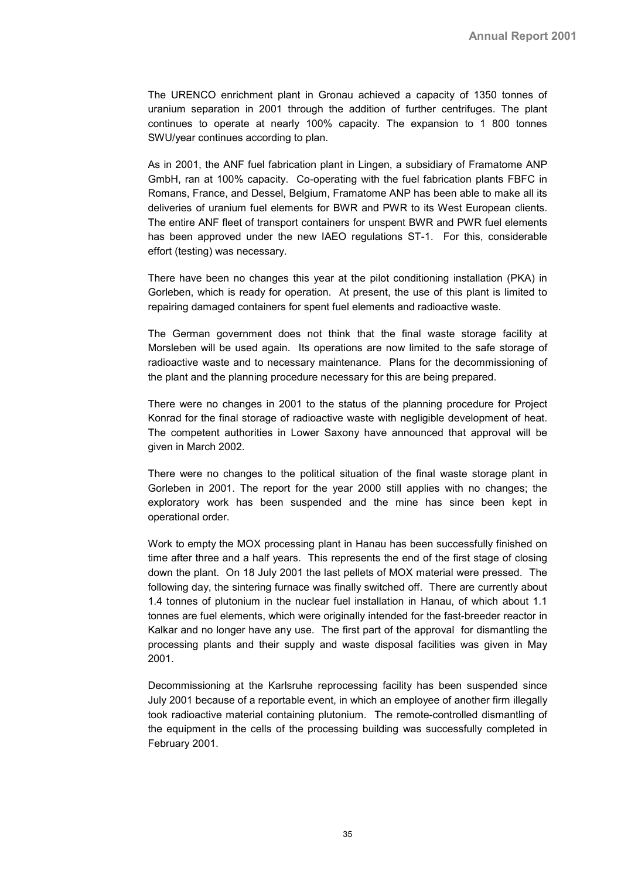The URENCO enrichment plant in Gronau achieved a capacity of 1350 tonnes of uranium separation in 2001 through the addition of further centrifuges. The plant continues to operate at nearly 100% capacity. The expansion to 1 800 tonnes SWU/year continues according to plan.

As in 2001, the ANF fuel fabrication plant in Lingen, a subsidiary of Framatome ANP GmbH, ran at 100% capacity. Co-operating with the fuel fabrication plants FBFC in Romans, France, and Dessel, Belgium, Framatome ANP has been able to make all its deliveries of uranium fuel elements for BWR and PWR to its West European clients. The entire ANF fleet of transport containers for unspent BWR and PWR fuel elements has been approved under the new IAEO regulations ST-1. For this, considerable effort (testing) was necessary.

There have been no changes this year at the pilot conditioning installation (PKA) in Gorleben, which is ready for operation. At present, the use of this plant is limited to repairing damaged containers for spent fuel elements and radioactive waste.

The German government does not think that the final waste storage facility at Morsleben will be used again. Its operations are now limited to the safe storage of radioactive waste and to necessary maintenance. Plans for the decommissioning of the plant and the planning procedure necessary for this are being prepared.

There were no changes in 2001 to the status of the planning procedure for Project Konrad for the final storage of radioactive waste with negligible development of heat. The competent authorities in Lower Saxony have announced that approval will be given in March 2002.

There were no changes to the political situation of the final waste storage plant in Gorleben in 2001. The report for the year 2000 still applies with no changes; the exploratory work has been suspended and the mine has since been kept in operational order.

Work to empty the MOX processing plant in Hanau has been successfully finished on time after three and a half years. This represents the end of the first stage of closing down the plant. On 18 July 2001 the last pellets of MOX material were pressed. The following day, the sintering furnace was finally switched off. There are currently about 1.4 tonnes of plutonium in the nuclear fuel installation in Hanau, of which about 1.1 tonnes are fuel elements, which were originally intended for the fast-breeder reactor in Kalkar and no longer have any use. The first part of the approval for dismantling the processing plants and their supply and waste disposal facilities was given in May 2001.

Decommissioning at the Karlsruhe reprocessing facility has been suspended since July 2001 because of a reportable event, in which an employee of another firm illegally took radioactive material containing plutonium. The remote-controlled dismantling of the equipment in the cells of the processing building was successfully completed in February 2001.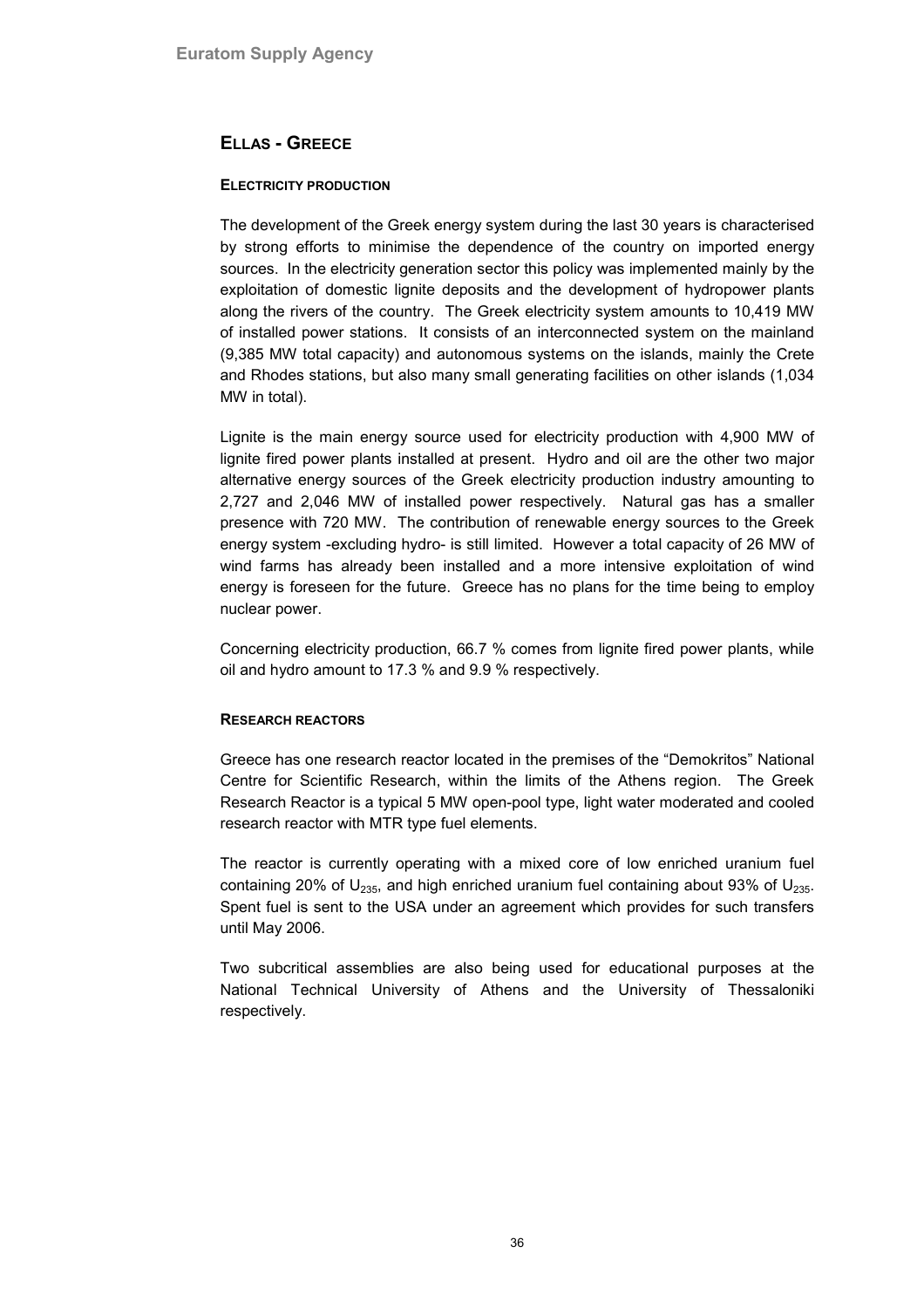## ELLAS - GREECE

### ELECTRICITY PRODUCTION

The development of the Greek energy system during the last 30 years is characterised by strong efforts to minimise the dependence of the country on imported energy sources. In the electricity generation sector this policy was implemented mainly by the exploitation of domestic lignite deposits and the development of hydropower plants along the rivers of the country. The Greek electricity system amounts to 10,419 MW of installed power stations. It consists of an interconnected system on the mainland (9,385 MW total capacity) and autonomous systems on the islands, mainly the Crete and Rhodes stations, but also many small generating facilities on other islands (1,034 MW in total).

Lignite is the main energy source used for electricity production with 4,900 MW of lignite fired power plants installed at present. Hydro and oil are the other two major alternative energy sources of the Greek electricity production industry amounting to 2,727 and 2,046 MW of installed power respectively. Natural gas has a smaller presence with 720 MW. The contribution of renewable energy sources to the Greek energy system -excluding hydro- is still limited. However a total capacity of 26 MW of wind farms has already been installed and a more intensive exploitation of wind energy is foreseen for the future. Greece has no plans for the time being to employ nuclear power.

Concerning electricity production, 66.7 % comes from lignite fired power plants, while oil and hydro amount to 17.3 % and 9.9 % respectively.

### RESEARCH REACTORS

Greece has one research reactor located in the premises of the "Demokritos" National Centre for Scientific Research, within the limits of the Athens region. The Greek Research Reactor is a typical 5 MW open-pool type, light water moderated and cooled research reactor with MTR type fuel elements.

The reactor is currently operating with a mixed core of low enriched uranium fuel containing 20% of $U_{235}$, and high enriched uranium fuel containing about 93% of $U_{235}$. Spent fuel is sent to the USA under an agreement which provides for such transfers until May 2006.

Two subcritical assemblies are also being used for educational purposes at the National Technical University of Athens and the University of Thessaloniki respectively.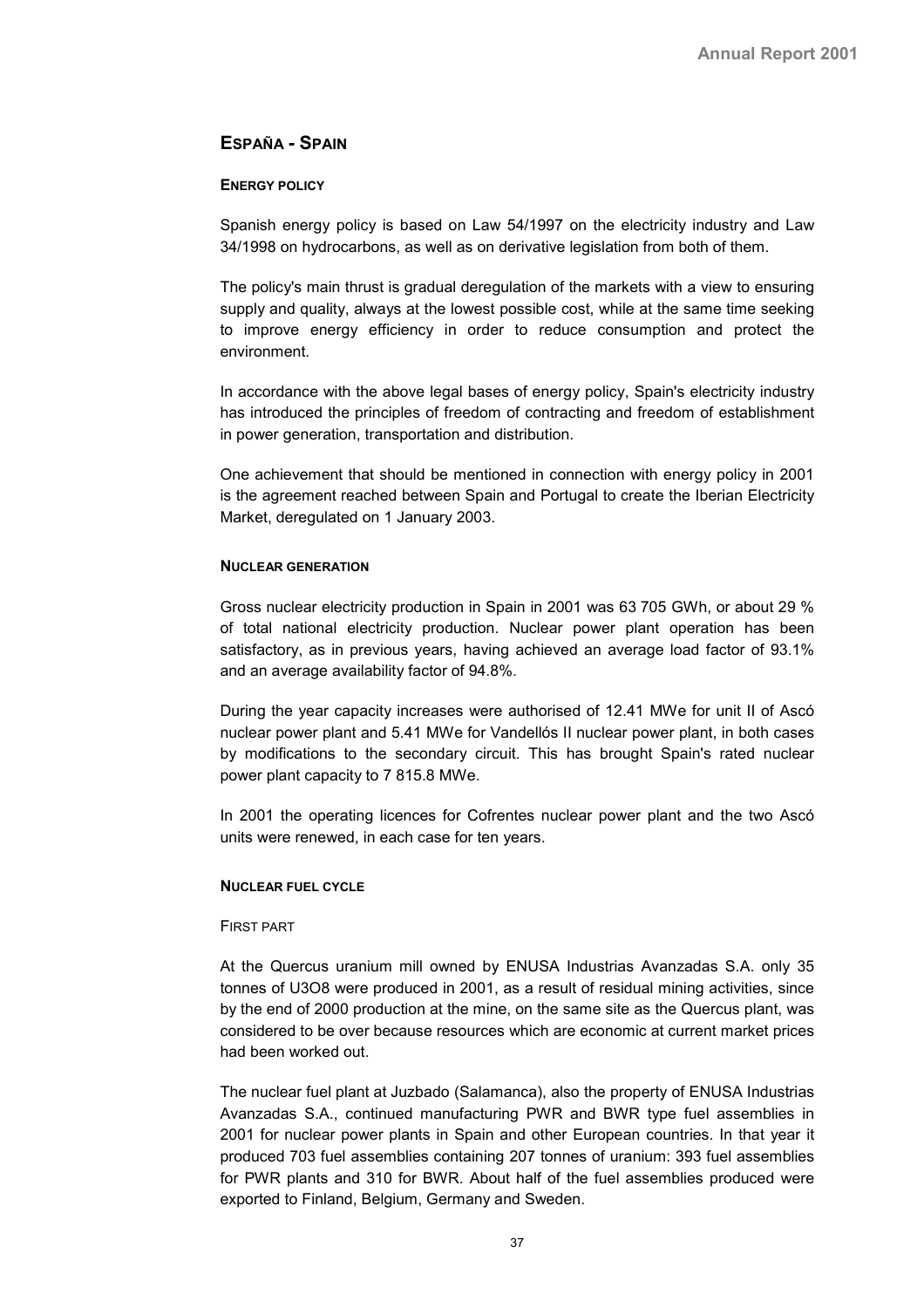## ESPAÑA - SPAIN

### ENERGY POLICY

Spanish energy policy is based on Law 54/1997 on the electricity industry and Law 34/1998 on hydrocarbons, as well as on derivative legislation from both of them.

The policy's main thrust is gradual deregulation of the markets with a view to ensuring supply and quality, always at the lowest possible cost, while at the same time seeking to improve energy efficiency in order to reduce consumption and protect the environment.

In accordance with the above legal bases of energy policy, Spain's electricity industry has introduced the principles of freedom of contracting and freedom of establishment in power generation, transportation and distribution.

One achievement that should be mentioned in connection with energy policy in 2001 is the agreement reached between Spain and Portugal to create the Iberian Electricity Market, deregulated on 1 January 2003.

### NUCLEAR GENERATION

Gross nuclear electricity production in Spain in 2001 was 63 705 GWh, or about 29 % of total national electricity production. Nuclear power plant operation has been satisfactory, as in previous years, having achieved an average load factor of 93.1% and an average availability factor of 94.8%.

During the year capacity increases were authorised of 12.41 MWe for unit II of Ascó nuclear power plant and 5.41 MWe for Vandellós II nuclear power plant, in both cases by modifications to the secondary circuit. This has brought Spain's rated nuclear power plant capacity to 7 815.8 MWe.

In 2001 the operating licences for Cofrentes nuclear power plant and the two Ascó units were renewed, in each case for ten years.

### NUCLEAR FUEL CYCLE

#### FIRST PART

At the Quercus uranium mill owned by ENUSA Industrias Avanzadas S.A. only 35 tonnes of $U_3O_8$ were produced in 2001, as a result of residual mining activities, since by the end of 2000 production at the mine, on the same site as the Quercus plant, was considered to be over because resources which are economic at current market prices had been worked out.

The nuclear fuel plant at Juzbado (Salamanca), also the property of ENUSA Industrias Avanzadas S.A., continued manufacturing PWR and BWR type fuel assemblies in 2001 for nuclear power plants in Spain and other European countries. In that year it produced 703 fuel assemblies containing 207 tonnes of uranium: 393 fuel assemblies for PWR plants and 310 for BWR. About half of the fuel assemblies produced were exported to Finland, Belgium, Germany and Sweden.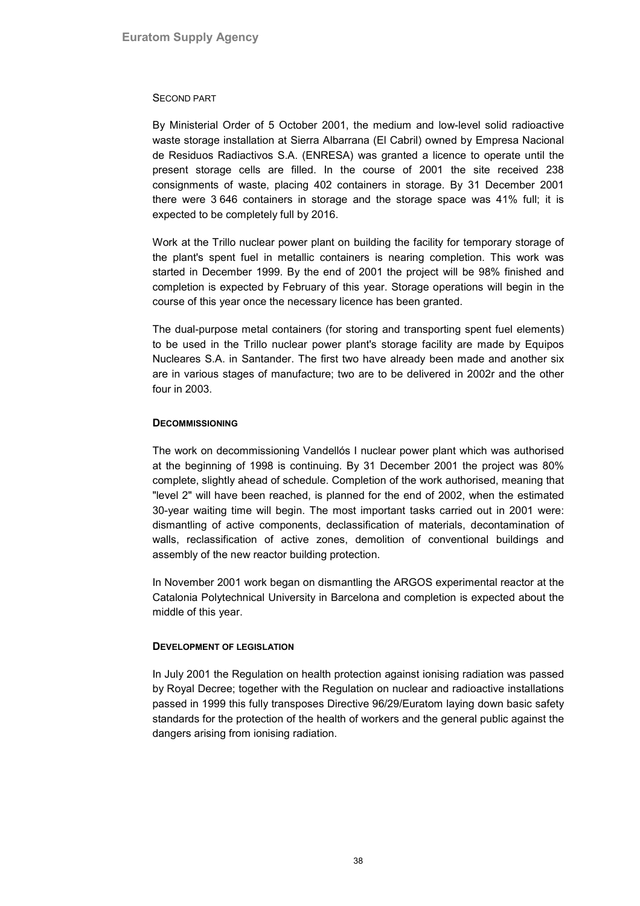SECOND PART

By Ministerial Order of 5 October 2001, the medium and low-level solid radioactive waste storage installation at Sierra Albarrana (El Cabril) owned by Empresa Nacional de Residuos Radiactivos S.A. (ENRESA) was granted a licence to operate until the present storage cells are filled. In the course of 2001 the site received 238 consignments of waste, placing 402 containers in storage. By 31 December 2001 there were 3 646 containers in storage and the storage space was 41% full; it is expected to be completely full by 2016.

Work at the Trillo nuclear power plant on building the facility for temporary storage of the plant's spent fuel in metallic containers is nearing completion. This work was started in December 1999. By the end of 2001 the project will be 98% finished and completion is expected by February of this year. Storage operations will begin in the course of this year once the necessary licence has been granted.

The dual-purpose metal containers (for storing and transporting spent fuel elements) to be used in the Trillo nuclear power plant's storage facility are made by Equipos Nucleares S.A. in Santander. The first two have already been made and another six are in various stages of manufacture; two are to be delivered in 2002r and the other four in 2003.

### DECOMMISSIONING

The work on decommissioning Vandellós I nuclear power plant which was authorised at the beginning of 1998 is continuing. By 31 December 2001 the project was 80% complete, slightly ahead of schedule. Completion of the work authorised, meaning that "level 2" will have been reached, is planned for the end of 2002, when the estimated 30-year waiting time will begin. The most important tasks carried out in 2001 were: dismantling of active components, declassification of materials, decontamination of walls, reclassification of active zones, demolition of conventional buildings and assembly of the new reactor building protection.

In November 2001 work began on dismantling the ARGOS experimental reactor at the Catalonia Polytechnical University in Barcelona and completion is expected about the middle of this year.

### DEVELOPMENT OF LEGISLATION

In July 2001 the Regulation on health protection against ionising radiation was passed by Royal Decree; together with the Regulation on nuclear and radioactive installations passed in 1999 this fully transposes Directive 96/29/Euratom laying down basic safety standards for the protection of the health of workers and the general public against the dangers arising from ionising radiation.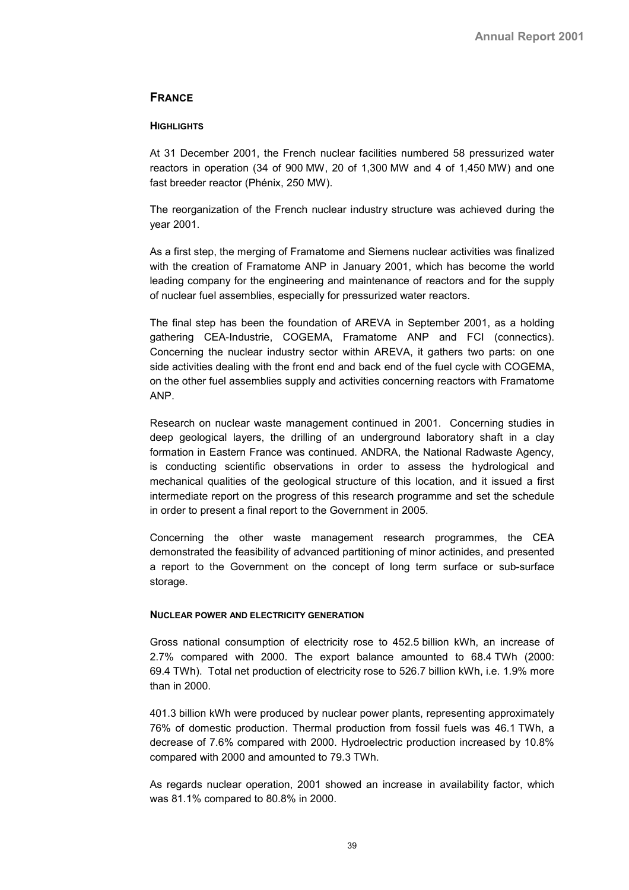# FRANCE

## HIGHLIGHTS

At 31 December 2001, the French nuclear facilities numbered 58 pressurized water reactors in operation (34 of 900 MW, 20 of 1,300 MW and 4 of 1,450 MW) and one fast breeder reactor (Phénix, 250 MW).

The reorganization of the French nuclear industry structure was achieved during the year 2001.

As a first step, the merging of Framatome and Siemens nuclear activities was finalized with the creation of Framatome ANP in January 2001, which has become the world leading company for the engineering and maintenance of reactors and for the supply of nuclear fuel assemblies, especially for pressurized water reactors.

The final step has been the foundation of AREVA in September 2001, as a holding gathering CEA-Industrie, COGEMA, Framatome ANP and FCI (connectics). Concerning the nuclear industry sector within AREVA, it gathers two parts: on one side activities dealing with the front end and back end of the fuel cycle with COGEMA, on the other fuel assemblies supply and activities concerning reactors with Framatome ANP.

Research on nuclear waste management continued in 2001. Concerning studies in deep geological layers, the drilling of an underground laboratory shaft in a clay formation in Eastern France was continued. ANDRA, the National Radwaste Agency, is conducting scientific observations in order to assess the hydrological and mechanical qualities of the geological structure of this location, and it issued a first intermediate report on the progress of this research programme and set the schedule in order to present a final report to the Government in 2005.

Concerning the other waste management research programmes, the CEA demonstrated the feasibility of advanced partitioning of minor actinides, and presented a report to the Government on the concept of long term surface or sub-surface storage.

## NUCLEAR POWER AND ELECTRICITY GENERATION

Gross national consumption of electricity rose to 452.5 billion kWh, an increase of 2.7% compared with 2000. The export balance amounted to 68.4 TWh (2000: 69.4 TWh). Total net production of electricity rose to 526.7 billion kWh, i.e. 1.9% more than in 2000.

401.3 billion kWh were produced by nuclear power plants, representing approximately 76% of domestic production. Thermal production from fossil fuels was 46.1 TWh, a decrease of 7.6% compared with 2000. Hydroelectric production increased by 10.8% compared with 2000 and amounted to 79.3 TWh.

As regards nuclear operation, 2001 showed an increase in availability factor, which was 81.1% compared to 80.8% in 2000.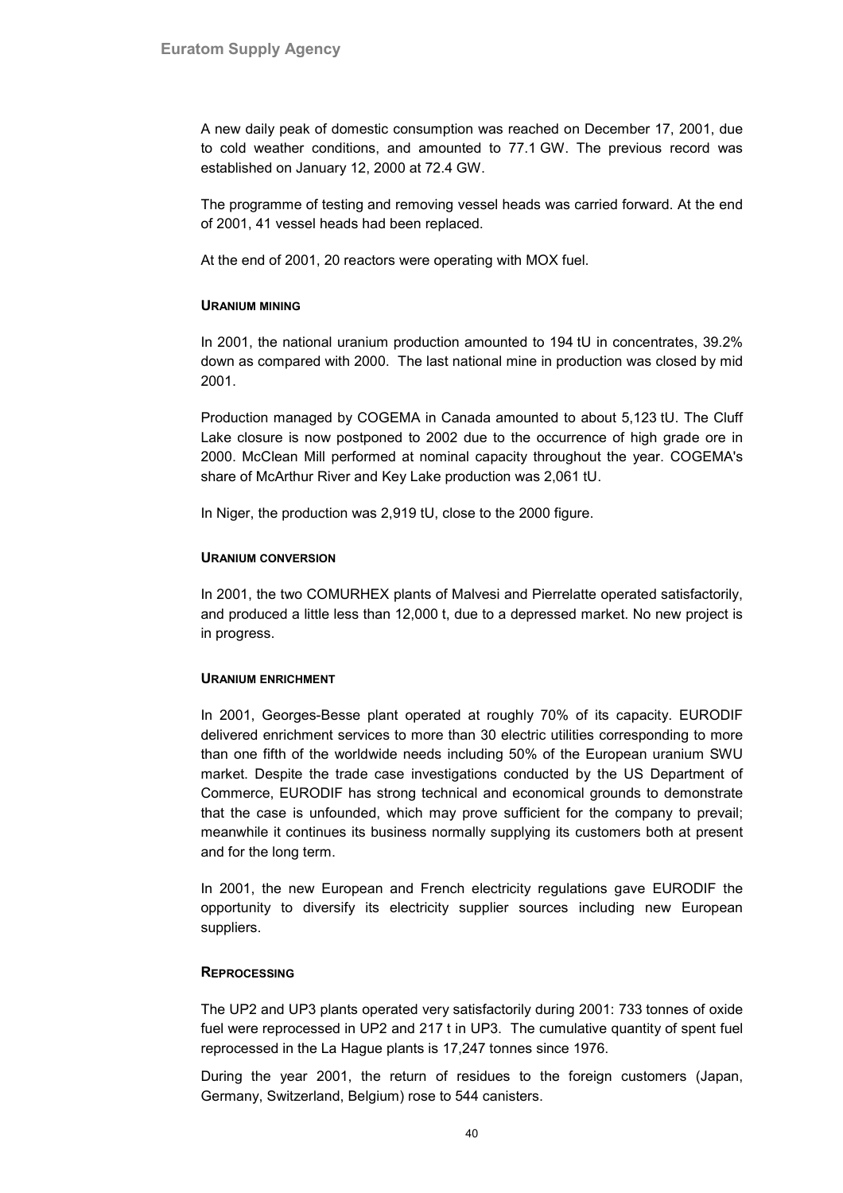A new daily peak of domestic consumption was reached on December 17, 2001, due to cold weather conditions, and amounted to 77.1 GW. The previous record was established on January 12, 2000 at 72.4 GW.

The programme of testing and removing vessel heads was carried forward. At the end of 2001, 41 vessel heads had been replaced.

At the end of 2001, 20 reactors were operating with MOX fuel.

#### URANIUM MINING

In 2001, the national uranium production amounted to 194 tU in concentrates, 39.2% down as compared with 2000. The last national mine in production was closed by mid 2001.

Production managed by COGEMA in Canada amounted to about 5,123 tU. The Cluff Lake closure is now postponed to 2002 due to the occurrence of high grade ore in 2000. McClean Mill performed at nominal capacity throughout the year. COGEMA's share of McArthur River and Key Lake production was 2,061 tU.

In Niger, the production was 2,919 tU, close to the 2000 figure.

#### URANIUM CONVERSION

In 2001, the two COMURHEX plants of Malvesi and Pierrelatte operated satisfactorily, and produced a little less than 12,000 t, due to a depressed market. No new project is in progress.

#### URANIUM ENRICHMENT

In 2001, Georges-Besse plant operated at roughly 70% of its capacity. EURODIF delivered enrichment services to more than 30 electric utilities corresponding to more than one fifth of the worldwide needs including 50% of the European uranium SWU market. Despite the trade case investigations conducted by the US Department of Commerce, EURODIF has strong technical and economical grounds to demonstrate that the case is unfounded, which may prove sufficient for the company to prevail; meanwhile it continues its business normally supplying its customers both at present and for the long term.

In 2001, the new European and French electricity regulations gave EURODIF the opportunity to diversify its electricity supplier sources including new European suppliers.

#### REPROCESSING

The UP2 and UP3 plants operated very satisfactorily during 2001: 733 tonnes of oxide fuel were reprocessed in UP2 and 217 t in UP3. The cumulative quantity of spent fuel reprocessed in the La Hague plants is 17,247 tonnes since 1976.

During the year 2001, the return of residues to the foreign customers (Japan, Germany, Switzerland, Belgium) rose to 544 canisters.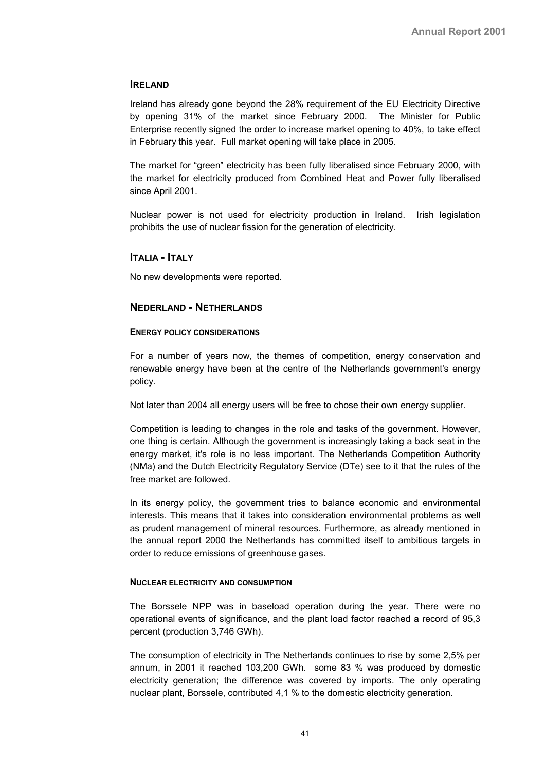## IRELAND

Ireland has already gone beyond the 28% requirement of the EU Electricity Directive by opening 31% of the market since February 2000. The Minister for Public Enterprise recently signed the order to increase market opening to 40%, to take effect in February this year. Full market opening will take place in 2005.

The market for “green” electricity has been fully liberalised since February 2000, with the market for electricity produced from Combined Heat and Power fully liberalised since April 2001.

Nuclear power is not used for electricity production in Ireland. Irish legislation prohibits the use of nuclear fission for the generation of electricity.

## ITALIA - ITALY

No new developments were reported.

## NEDERLAND - NETHERLANDS

### ENERGY POLICY CONSIDERATIONS

For a number of years now, the themes of competition, energy conservation and renewable energy have been at the centre of the Netherlands government's energy policy.

Not later than 2004 all energy users will be free to chose their own energy supplier.

Competition is leading to changes in the role and tasks of the government. However, one thing is certain. Although the government is increasingly taking a back seat in the energy market, it's role is no less important. The Netherlands Competition Authority (NMa) and the Dutch Electricity Regulatory Service (DTe) see to it that the rules of the free market are followed.

In its energy policy, the government tries to balance economic and environmental interests. This means that it takes into consideration environmental problems as well as prudent management of mineral resources. Furthermore, as already mentioned in the annual report 2000 the Netherlands has committed itself to ambitious targets in order to reduce emissions of greenhouse gases.

### NUCLEAR ELECTRICITY AND CONSUMPTION

The Borssele NPP was in baseload operation during the year. There were no operational events of significance, and the plant load factor reached a record of 95,3 percent (production 3,746 GWh).

The consumption of electricity in The Netherlands continues to rise by some 2,5% per annum, in 2001 it reached 103,200 GWh. some 83 % was produced by domestic electricity generation; the difference was covered by imports. The only operating nuclear plant, Borssele, contributed 4,1 % to the domestic electricity generation.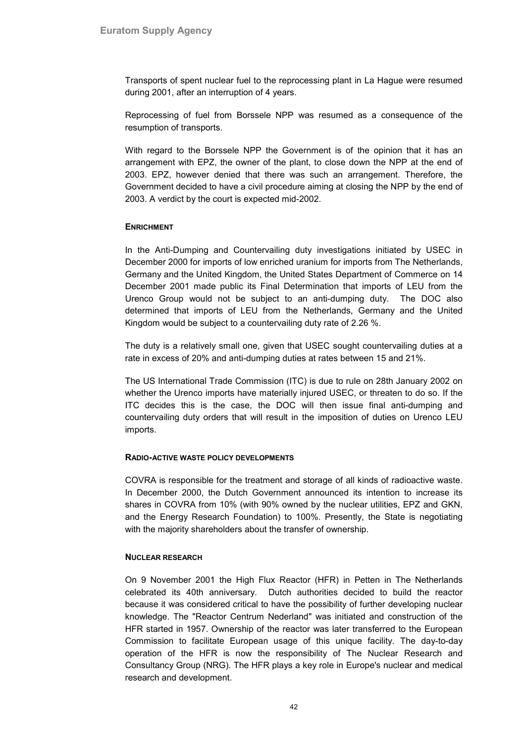Transports of spent nuclear fuel to the reprocessing plant in La Hague were resumed during 2001, after an interruption of 4 years.

Reprocessing of fuel from Borssele NPP was resumed as a consequence of the resumption of transports.

With regard to the Borssele NPP the Government is of the opinion that it has an arrangement with EPZ, the owner of the plant, to close down the NPP at the end of 2003. EPZ, however denied that there was such an arrangement. Therefore, the Government decided to have a civil procedure aiming at closing the NPP by the end of 2003. A verdict by the court is expected mid-2002.

#### ENRICHMENT

In the Anti-Dumping and Countervailing duty investigations initiated by USEC in December 2000 for imports of low enriched uranium for imports from The Netherlands, Germany and the United Kingdom, the United States Department of Commerce on 14 December 2001 made public its Final Determination that imports of LEU from the Urenco Group would not be subject to an anti-dumping duty. The DOC also determined that imports of LEU from the Netherlands, Germany and the United Kingdom would be subject to a countervailing duty rate of 2.26 %.

The duty is a relatively small one, given that USEC sought countervailing duties at a rate in excess of 20% and anti-dumping duties at rates between 15 and 21%.

The US International Trade Commission (ITC) is due to rule on 28th January 2002 on whether the Urenco imports have materially injured USEC, or threaten to do so. If the ITC decides this is the case, the DOC will then issue final anti-dumping and countervailing duty orders that will result in the imposition of duties on Urenco LEU imports.

#### RADIO-ACTIVE WASTE POLICY DEVELOPMENTS

COVRA is responsible for the treatment and storage of all kinds of radioactive waste. In December 2000, the Dutch Government announced its intention to increase its shares in COVRA from 10% (with 90% owned by the nuclear utilities, EPZ and GKN, and the Energy Research Foundation) to 100%. Presently, the State is negotiating with the majority shareholders about the transfer of ownership.

#### NUCLEAR RESEARCH

On 9 November 2001 the High Flux Reactor (HFR) in Petten in The Netherlands celebrated its 40th anniversary. Dutch authorities decided to build the reactor because it was considered critical to have the possibility of further developing nuclear knowledge. The "Reactor Centrum Nederland" was initiated and construction of the HFR started in 1957. Ownership of the reactor was later transferred to the European Commission to facilitate European usage of this unique facility. The day-to-day operation of the HFR is now the responsibility of The Nuclear Research and Consultancy Group (NRG). The HFR plays a key role in Europe's nuclear and medical research and development.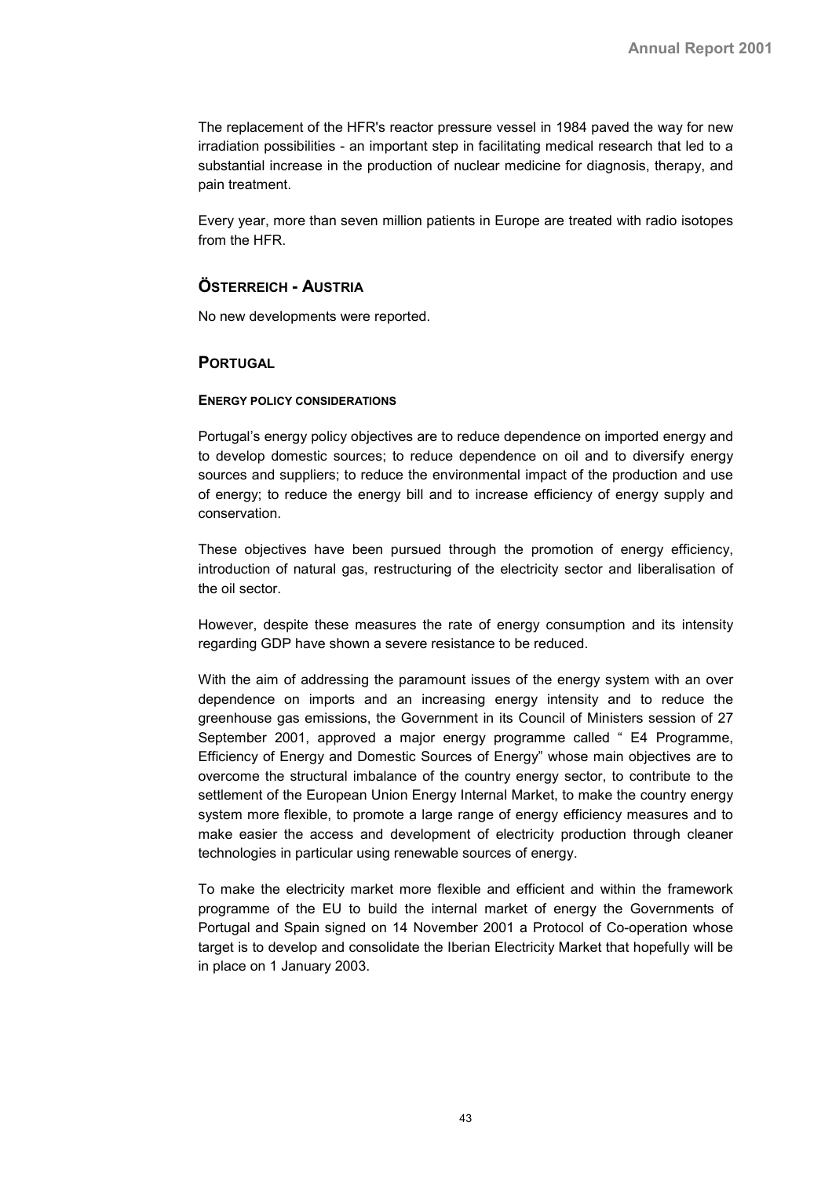The replacement of the HFR's reactor pressure vessel in 1984 paved the way for new irradiation possibilities - an important step in facilitating medical research that led to a substantial increase in the production of nuclear medicine for diagnosis, therapy, and pain treatment.

Every year, more than seven million patients in Europe are treated with radio isotopes from the HFR.

## ÖSTERREICH - AUSTRIA

No new developments were reported.

## PORTUGAL

#### ENERGY POLICY CONSIDERATIONS

Portugal's energy policy objectives are to reduce dependence on imported energy and to develop domestic sources; to reduce dependence on oil and to diversify energy sources and suppliers; to reduce the environmental impact of the production and use of energy; to reduce the energy bill and to increase efficiency of energy supply and conservation.

These objectives have been pursued through the promotion of energy efficiency, introduction of natural gas, restructuring of the electricity sector and liberalisation of the oil sector.

However, despite these measures the rate of energy consumption and its intensity regarding GDP have shown a severe resistance to be reduced.

With the aim of addressing the paramount issues of the energy system with an over dependence on imports and an increasing energy intensity and to reduce the greenhouse gas emissions, the Government in its Council of Ministers session of 27 September 2001, approved a major energy programme called " E4 Programme, Efficiency of Energy and Domestic Sources of Energy" whose main objectives are to overcome the structural imbalance of the country energy sector, to contribute to the settlement of the European Union Energy Internal Market, to make the country energy system more flexible, to promote a large range of energy efficiency measures and to make easier the access and development of electricity production through cleaner technologies in particular using renewable sources of energy.

To make the electricity market more flexible and efficient and within the framework programme of the EU to build the internal market of energy the Governments of Portugal and Spain signed on 14 November 2001 a Protocol of Co-operation whose target is to develop and consolidate the Iberian Electricity Market that hopefully will be in place on 1 January 2003.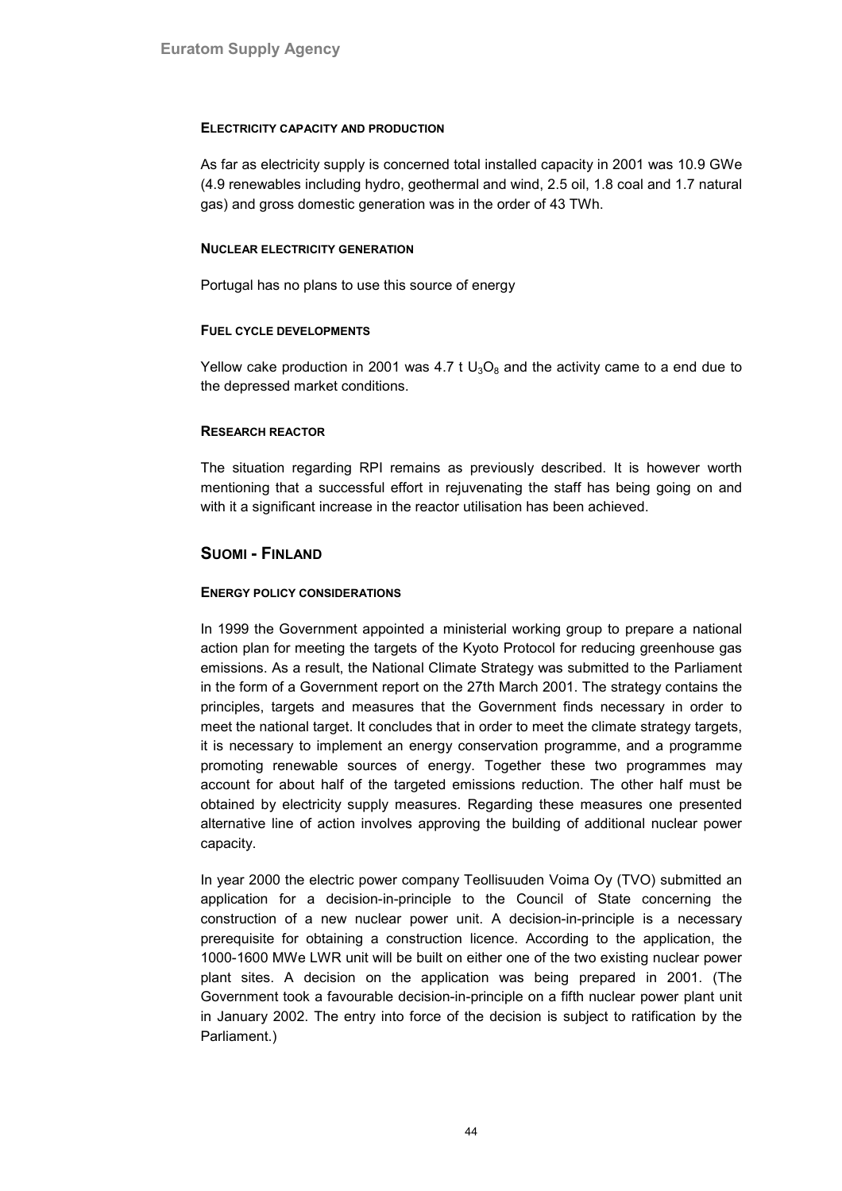#### ELECTRICITY CAPACITY AND PRODUCTION

As far as electricity supply is concerned total installed capacity in 2001 was 10.9 GWe (4.9 renewables including hydro, geothermal and wind, 2.5 oil, 1.8 coal and 1.7 natural gas) and gross domestic generation was in the order of 43 TWh.

#### NUCLEAR ELECTRICITY GENERATION

Portugal has no plans to use this source of energy

#### FUEL CYCLE DEVELOPMENTS

Yellow cake production in 2001 was 4.7 t $U_3O_8$ and the activity came to a end due to the depressed market conditions.

#### RESEARCH REACTOR

The situation regarding RPI remains as previously described. It is however worth mentioning that a successful effort in rejuvenating the staff has being going on and with it a significant increase in the reactor utilisation has been achieved.

## SUOMI - FINLAND

#### ENERGY POLICY CONSIDERATIONS

In 1999 the Government appointed a ministerial working group to prepare a national action plan for meeting the targets of the Kyoto Protocol for reducing greenhouse gas emissions. As a result, the National Climate Strategy was submitted to the Parliament in the form of a Government report on the 27th March 2001. The strategy contains the principles, targets and measures that the Government finds necessary in order to meet the national target. It concludes that in order to meet the climate strategy targets, it is necessary to implement an energy conservation programme, and a programme promoting renewable sources of energy. Together these two programmes may account for about half of the targeted emissions reduction. The other half must be obtained by electricity supply measures. Regarding these measures one presented alternative line of action involves approving the building of additional nuclear power capacity.

In year 2000 the electric power company Teollisuuden Voima Oy (TVO) submitted an application for a decision-in-principle to the Council of State concerning the construction of a new nuclear power unit. A decision-in-principle is a necessary prerequisite for obtaining a construction licence. According to the application, the 1000-1600 MWe LWR unit will be built on either one of the two existing nuclear power plant sites. A decision on the application was being prepared in 2001. (The Government took a favourable decision-in-principle on a fifth nuclear power plant unit in January 2002. The entry into force of the decision is subject to ratification by the Parliament.)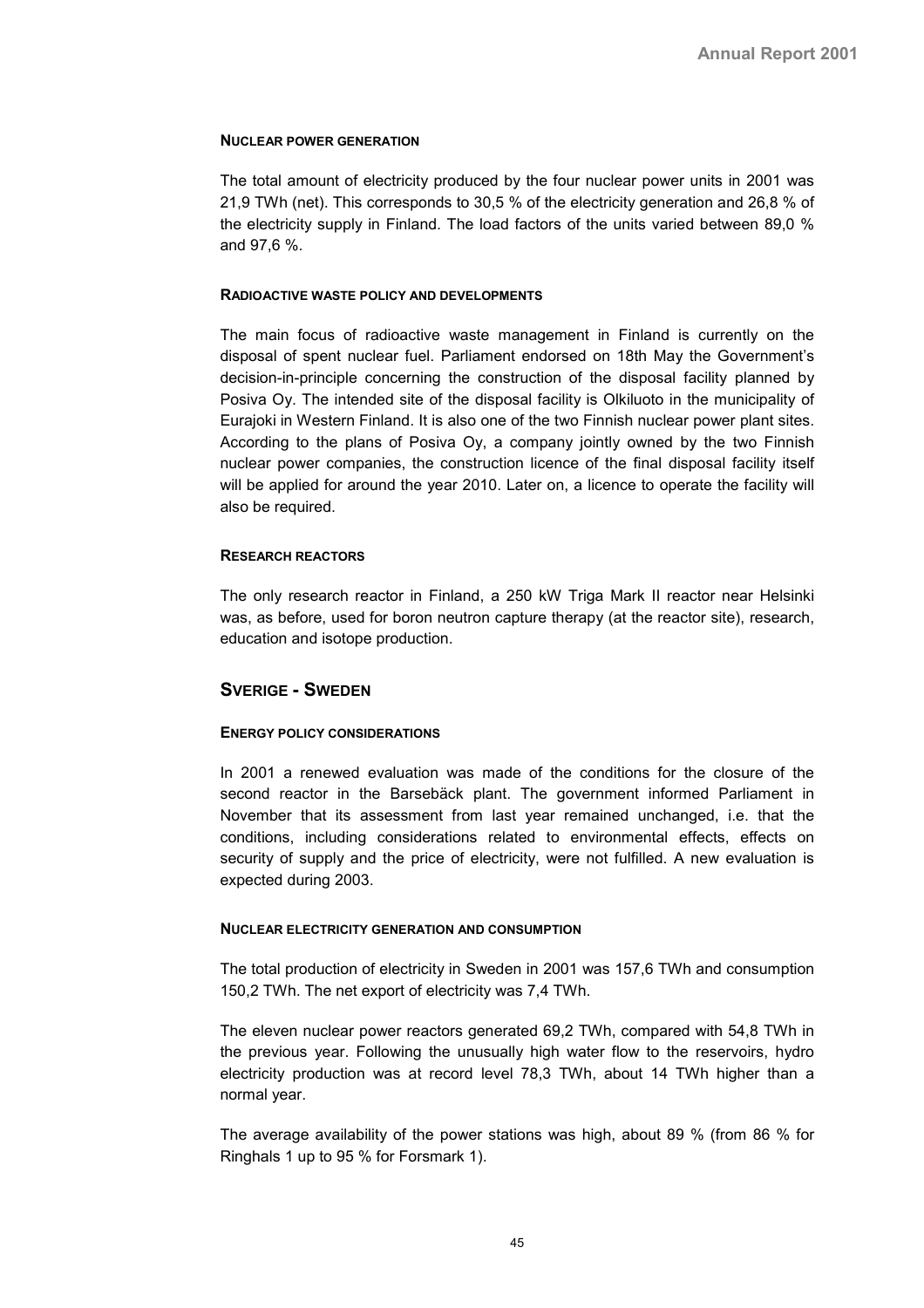#### Nuclear power generation

The total amount of electricity produced by the four nuclear power units in 2001 was 21,9 TWh (net). This corresponds to 30,5 % of the electricity generation and 26,8 % of the electricity supply in Finland. The load factors of the units varied between 89,0 % and 97,6 %.

#### Radioactive waste policy and developments

The main focus of radioactive waste management in Finland is currently on the disposal of spent nuclear fuel. Parliament endorsed on 18th May the Government's decision-in-principle concerning the construction of the disposal facility planned by Posiva Oy. The intended site of the disposal facility is Olkiluoto in the municipality of Eurajoki in Western Finland. It is also one of the two Finnish nuclear power plant sites. According to the plans of Posiva Oy, a company jointly owned by the two Finnish nuclear power companies, the construction licence of the final disposal facility itself will be applied for around the year 2010. Later on, a licence to operate the facility will also be required.

#### Research reactors

The only research reactor in Finland, a 250 kW Triga Mark II reactor near Helsinki was, as before, used for boron neutron capture therapy (at the reactor site), research, education and isotope production.

## Sverige - Sweden

#### Energy policy considerations

In 2001 a renewed evaluation was made of the conditions for the closure of the second reactor in the Barsebäck plant. The government informed Parliament in November that its assessment from last year remained unchanged, i.e. that the conditions, including considerations related to environmental effects, effects on security of supply and the price of electricity, were not fulfilled. A new evaluation is expected during 2003.

#### Nuclear electricity generation and consumption

The total production of electricity in Sweden in 2001 was 157,6 TWh and consumption 150,2 TWh. The net export of electricity was 7,4 TWh.

The eleven nuclear power reactors generated 69,2 TWh, compared with 54,8 TWh in the previous year. Following the unusually high water flow to the reservoirs, hydro electricity production was at record level 78,3 TWh, about 14 TWh higher than a normal year.

The average availability of the power stations was high, about 89 % (from 86 % for Ringhals 1 up to 95 % for Forsmark 1).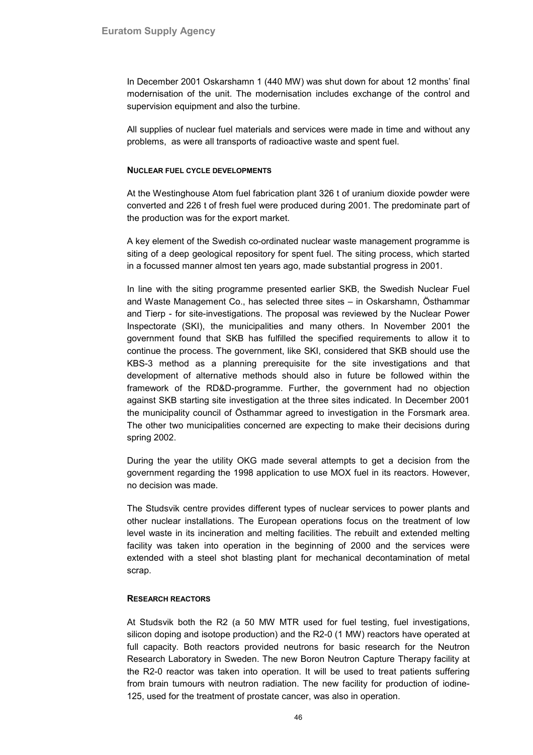In December 2001 Oskarshamn 1 (440 MW) was shut down for about 12 months' final modernisation of the unit. The modernisation includes exchange of the control and supervision equipment and also the turbine.

All supplies of nuclear fuel materials and services were made in time and without any problems, as were all transports of radioactive waste and spent fuel.

#### NUCLEAR FUEL CYCLE DEVELOPMENTS

At the Westinghouse Atom fuel fabrication plant 326 t of uranium dioxide powder were converted and 226 t of fresh fuel were produced during 2001. The predominate part of the production was for the export market.

A key element of the Swedish co-ordinated nuclear waste management programme is siting of a deep geological repository for spent fuel. The siting process, which started in a focussed manner almost ten years ago, made substantial progress in 2001.

In line with the siting programme presented earlier SKB, the Swedish Nuclear Fuel and Waste Management Co., has selected three sites – in Oskarshamn, Östhammar and Tierp - for site-investigations. The proposal was reviewed by the Nuclear Power Inspectorate (SKI), the municipalities and many others. In November 2001 the government found that SKB has fulfilled the specified requirements to allow it to continue the process. The government, like SKI, considered that SKB should use the KBS-3 method as a planning prerequisite for the site investigations and that development of alternative methods should also in future be followed within the framework of the RD&D-programme. Further, the government had no objection against SKB starting site investigation at the three sites indicated. In December 2001 the municipality council of Östhammar agreed to investigation in the Forsmark area. The other two municipalities concerned are expecting to make their decisions during spring 2002.

During the year the utility OKG made several attempts to get a decision from the government regarding the 1998 application to use MOX fuel in its reactors. However, no decision was made.

The Studsvik centre provides different types of nuclear services to power plants and other nuclear installations. The European operations focus on the treatment of low level waste in its incineration and melting facilities. The rebuilt and extended melting facility was taken into operation in the beginning of 2000 and the services were extended with a steel shot blasting plant for mechanical decontamination of metal scrap.

#### RESEARCH REACTORS

At Studsvik both the R2 (a 50 MW MTR used for fuel testing, fuel investigations, silicon doping and isotope production) and the R2-0 (1 MW) reactors have operated at full capacity. Both reactors provided neutrons for basic research for the Neutron Research Laboratory in Sweden. The new Boron Neutron Capture Therapy facility at the R2-0 reactor was taken into operation. It will be used to treat patients suffering from brain tumours with neutron radiation. The new facility for production of iodine-125, used for the treatment of prostate cancer, was also in operation.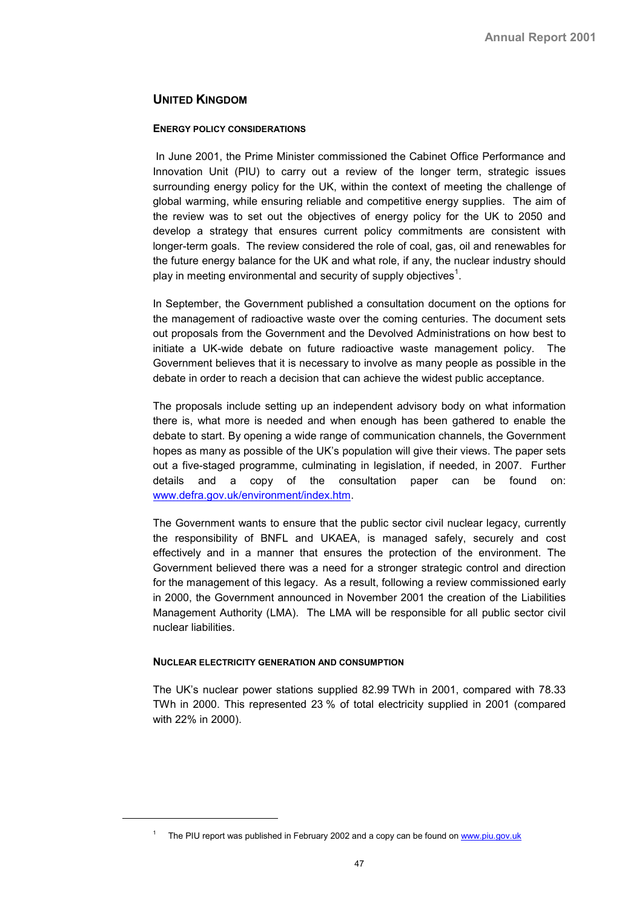## UNITED KINGDOM

### ENERGY POLICY CONSIDERATIONS

In June 2001, the Prime Minister commissioned the Cabinet Office Performance and Innovation Unit (PIU) to carry out a review of the longer term, strategic issues surrounding energy policy for the UK, within the context of meeting the challenge of global warming, while ensuring reliable and competitive energy supplies. The aim of the review was to set out the objectives of energy policy for the UK to 2050 and develop a strategy that ensures current policy commitments are consistent with longer-term goals. The review considered the role of coal, gas, oil and renewables for the future energy balance for the UK and what role, if any, the nuclear industry should play in meeting environmental and security of supply objectives[1].

In September, the Government published a consultation document on the options for the management of radioactive waste over the coming centuries. The document sets out proposals from the Government and the Devolved Administrations on how best to initiate a UK-wide debate on future radioactive waste management policy. The Government believes that it is necessary to involve as many people as possible in the debate in order to reach a decision that can achieve the widest public acceptance.

The proposals include setting up an independent advisory body on what information there is, what more is needed and when enough has been gathered to enable the debate to start. By opening a wide range of communication channels, the Government hopes as many as possible of the UK's population will give their views. The paper sets out a five-staged programme, culminating in legislation, if needed, in 2007. Further details and a copy of the consultation paper can be found on: www.defra.gov.uk/environment/index.htm.

The Government wants to ensure that the public sector civil nuclear legacy, currently the responsibility of BNFL and UKAEA, is managed safely, securely and cost effectively and in a manner that ensures the protection of the environment. The Government believed there was a need for a stronger strategic control and direction for the management of this legacy. As a result, following a review commissioned early in 2000, the Government announced in November 2001 the creation of the Liabilities Management Authority (LMA). The LMA will be responsible for all public sector civil nuclear liabilities.

### NUCLEAR ELECTRICITY GENERATION AND CONSUMPTION

The UK's nuclear power stations supplied 82.99 TWh in 2001, compared with 78.33 TWh in 2000. This represented 23 % of total electricity supplied in 2001 (compared with 22% in 2000).

---

[1] The PIU report was published in February 2002 and a copy can be found on www.piu.gov.uk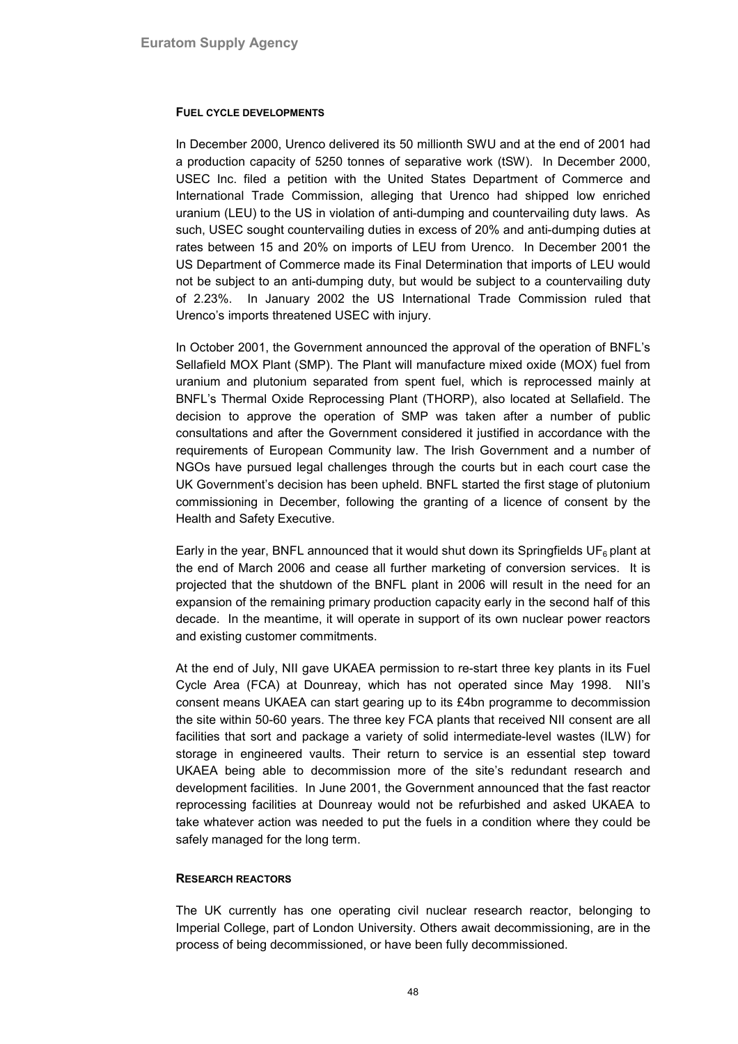### Fuel cycle developments

In December 2000, Urenco delivered its 50 millionth SWU and at the end of 2001 had a production capacity of 5250 tonnes of separative work (tSW). In December 2000, USEC Inc. filed a petition with the United States Department of Commerce and International Trade Commission, alleging that Urenco had shipped low enriched uranium (LEU) to the US in violation of anti-dumping and countervailing duty laws. As such, USEC sought countervailing duties in excess of 20% and anti-dumping duties at rates between 15 and 20% on imports of LEU from Urenco. In December 2001 the US Department of Commerce made its Final Determination that imports of LEU would not be subject to an anti-dumping duty, but would be subject to a countervailing duty of 2.23%. In January 2002 the US International Trade Commission ruled that Urenco's imports threatened USEC with injury.

In October 2001, the Government announced the approval of the operation of BNFL's Sellafield MOX Plant (SMP). The Plant will manufacture mixed oxide (MOX) fuel from uranium and plutonium separated from spent fuel, which is reprocessed mainly at BNFL's Thermal Oxide Reprocessing Plant (THORP), also located at Sellafield. The decision to approve the operation of SMP was taken after a number of public consultations and after the Government considered it justified in accordance with the requirements of European Community law. The Irish Government and a number of NGOs have pursued legal challenges through the courts but in each court case the UK Government's decision has been upheld. BNFL started the first stage of plutonium commissioning in December, following the granting of a licence of consent by the Health and Safety Executive.

Early in the year, BNFL announced that it would shut down its Springfields $UF_6$ plant at the end of March 2006 and cease all further marketing of conversion services. It is projected that the shutdown of the BNFL plant in 2006 will result in the need for an expansion of the remaining primary production capacity early in the second half of this decade. In the meantime, it will operate in support of its own nuclear power reactors and existing customer commitments.

At the end of July, NII gave UKAEA permission to re-start three key plants in its Fuel Cycle Area (FCA) at Dounreay, which has not operated since May 1998. NII's consent means UKAEA can start gearing up to its £4bn programme to decommission the site within 50-60 years. The three key FCA plants that received NII consent are all facilities that sort and package a variety of solid intermediate-level wastes (ILW) for storage in engineered vaults. Their return to service is an essential step toward UKAEA being able to decommission more of the site's redundant research and development facilities. In June 2001, the Government announced that the fast reactor reprocessing facilities at Dounreay would not be refurbished and asked UKAEA to take whatever action was needed to put the fuels in a condition where they could be safely managed for the long term.

### Research reactors

The UK currently has one operating civil nuclear research reactor, belonging to Imperial College, part of London University. Others await decommissioning, are in the process of being decommissioned, or have been fully decommissioned.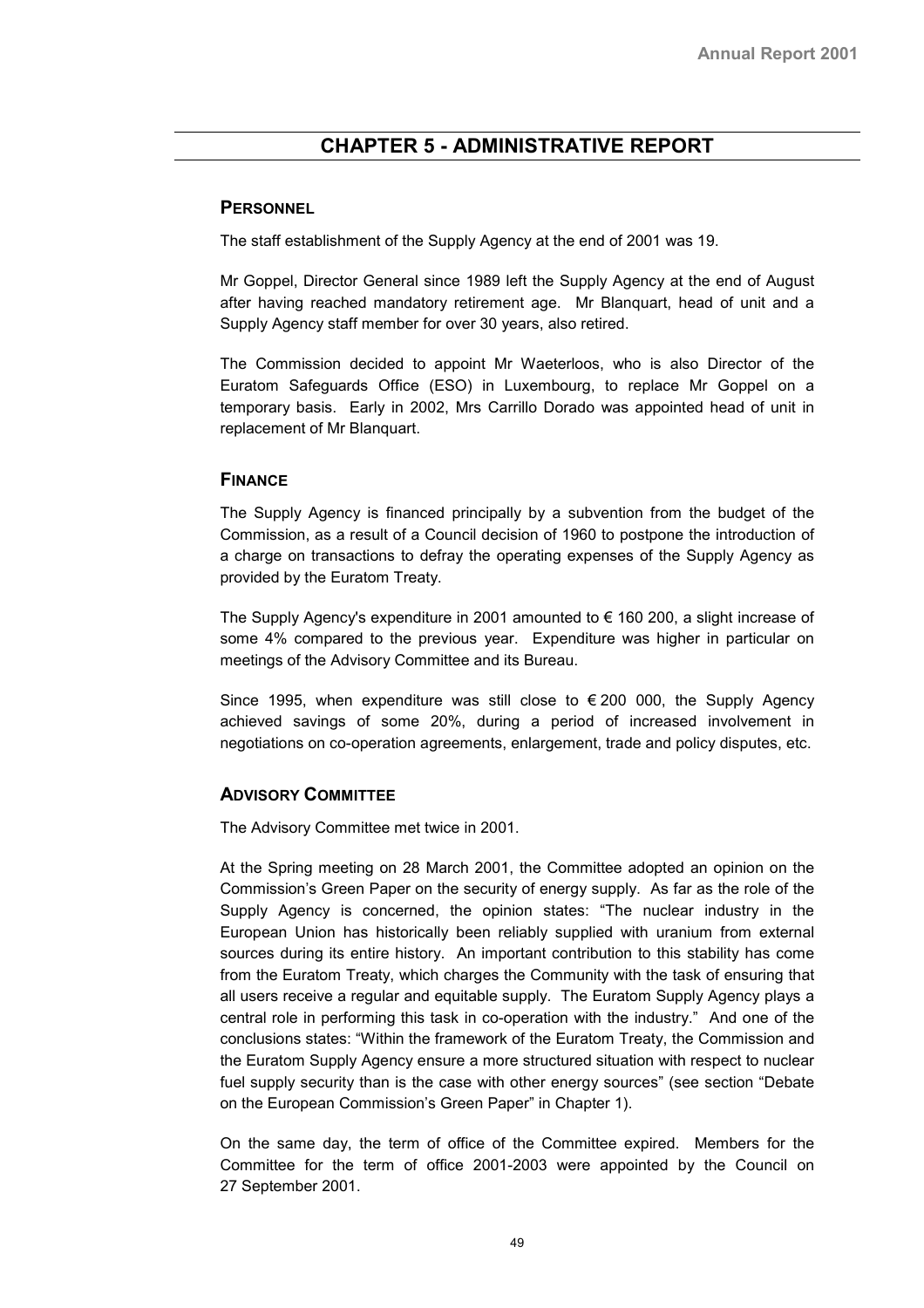# CHAPTER 5 - ADMINISTRATIVE REPORT

## PERSONNEL

The staff establishment of the Supply Agency at the end of 2001 was 19.

Mr Goppel, Director General since 1989 left the Supply Agency at the end of August after having reached mandatory retirement age. Mr Blanquart, head of unit and a Supply Agency staff member for over 30 years, also retired.

The Commission decided to appoint Mr Waeterloos, who is also Director of the Euratom Safeguards Office (ESO) in Luxembourg, to replace Mr Goppel on a temporary basis. Early in 2002, Mrs Carrillo Dorado was appointed head of unit in replacement of Mr Blanquart.

## FINANCE

The Supply Agency is financed principally by a subvention from the budget of the Commission, as a result of a Council decision of 1960 to postpone the introduction of a charge on transactions to defray the operating expenses of the Supply Agency as provided by the Euratom Treaty.

The Supply Agency's expenditure in 2001 amounted to € 160 200, a slight increase of some 4% compared to the previous year. Expenditure was higher in particular on meetings of the Advisory Committee and its Bureau.

Since 1995, when expenditure was still close to € 200 000, the Supply Agency achieved savings of some 20%, during a period of increased involvement in negotiations on co-operation agreements, enlargement, trade and policy disputes, etc.

## ADVISORY COMMITTEE

The Advisory Committee met twice in 2001.

At the Spring meeting on 28 March 2001, the Committee adopted an opinion on the Commission's Green Paper on the security of energy supply. As far as the role of the Supply Agency is concerned, the opinion states: "The nuclear industry in the European Union has historically been reliably supplied with uranium from external sources during its entire history. An important contribution to this stability has come from the Euratom Treaty, which charges the Community with the task of ensuring that all users receive a regular and equitable supply. The Euratom Supply Agency plays a central role in performing this task in co-operation with the industry." And one of the conclusions states: "Within the framework of the Euratom Treaty, the Commission and the Euratom Supply Agency ensure a more structured situation with respect to nuclear fuel supply security than is the case with other energy sources" (see section "Debate on the European Commission's Green Paper" in Chapter 1).

On the same day, the term of office of the Committee expired. Members for the Committee for the term of office 2001-2003 were appointed by the Council on 27 September 2001.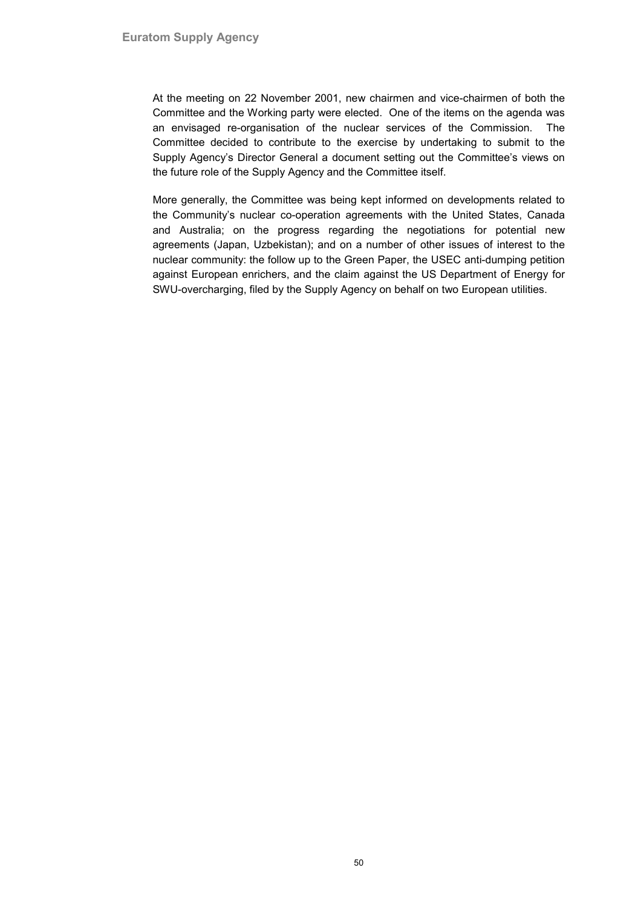At the meeting on 22 November 2001, new chairmen and vice-chairmen of both the Committee and the Working party were elected. One of the items on the agenda was an envisaged re-organisation of the nuclear services of the Commission. The Committee decided to contribute to the exercise by undertaking to submit to the Supply Agency's Director General a document setting out the Committee's views on the future role of the Supply Agency and the Committee itself.

More generally, the Committee was being kept informed on developments related to the Community's nuclear co-operation agreements with the United States, Canada and Australia; on the progress regarding the negotiations for potential new agreements (Japan, Uzbekistan); and on a number of other issues of interest to the nuclear community: the follow up to the Green Paper, the USEC anti-dumping petition against European enrichers, and the claim against the US Department of Energy for SWU-overcharging, filed by the Supply Agency on behalf on two European utilities.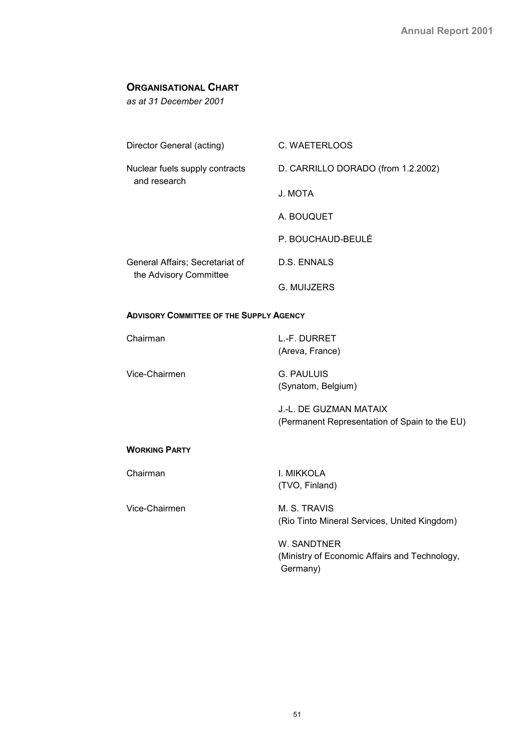## Organisational Chart

*as at 31 December 2001*

| | |
|---|---|
| Director General (acting) | C. WAETERLOOS |
| Nuclear fuels supply contracts and research | D. CARRILLO DORADO (from 1.2.2002) |
| | J. MOTA |
| | A. BOUQUET |
| | P. BOUCHAUD-BEULÉ |
| General Affairs; Secretariat of the Advisory Committee | D.S. ENNALS |
| | G. MUIJZERS |

### Advisory Committee of the Supply Agency

| | |
|---|---|
| Chairman | L.-F. DURRET (Areva, France) |
| Vice-Chairmen | G. PAULUIS (Synatom, Belgium) |
| | J.-L. DE GUZMAN MATAIX (Permanent Representation of Spain to the EU) |

### Working Party

| | |
|---|---|
| Chairman | I. MIKKOLA (TVO, Finland) |
| Vice-Chairmen | M. S. TRAVIS (Rio Tinto Mineral Services, United Kingdom) |
| | W. SANDTNER (Ministry of Economic Affairs and Technology, Germany) |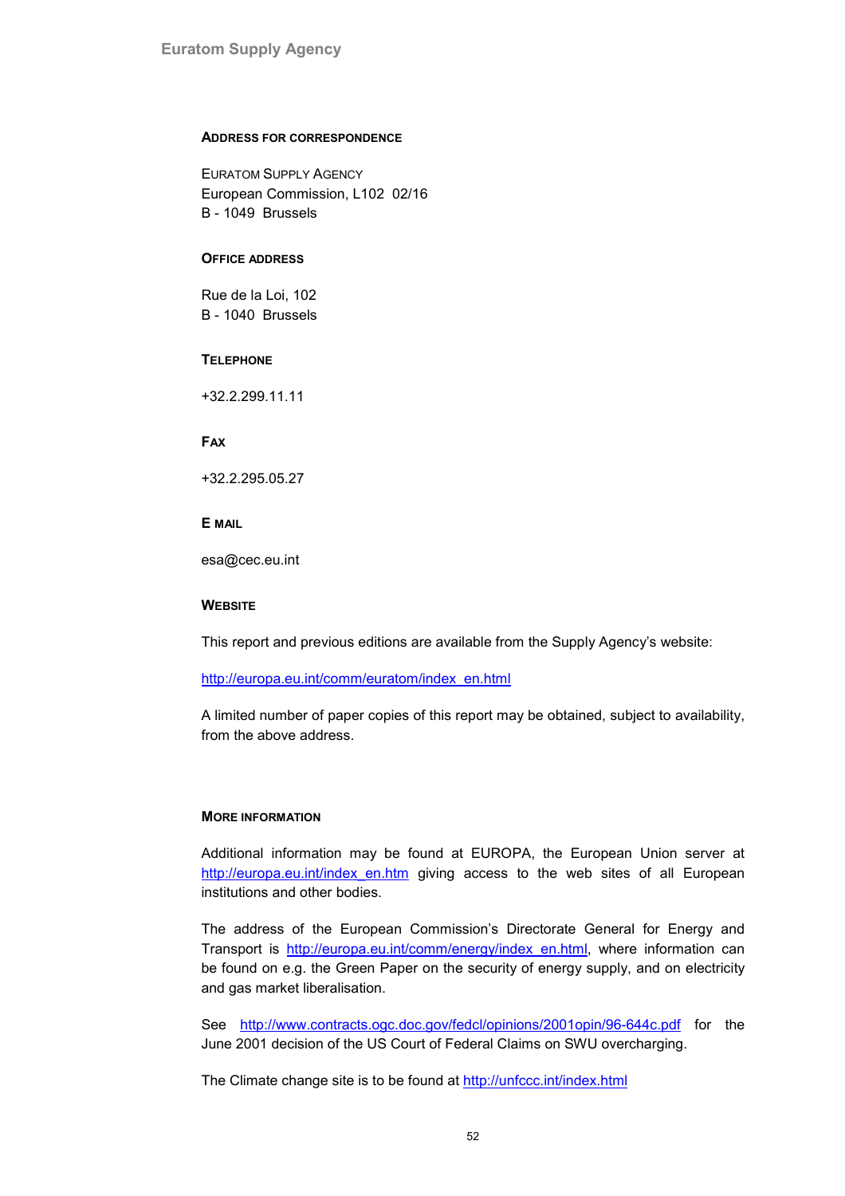#### ADDRESS FOR CORRESPONDENCE

EURATOM SUPPLY AGENCY
European Commission, L102 02/16
B - 1049 Brussels

#### OFFICE ADDRESS

Rue de la Loi, 102
B - 1040 Brussels

#### TELEPHONE

+32.2.299.11.11

#### FAX

+32.2.295.05.27

#### E MAIL

esa@cec.eu.int

#### WEBSITE

This report and previous editions are available from the Supply Agency's website:

http://europa.eu.int/comm/euratom/index_en.html

A limited number of paper copies of this report may be obtained, subject to availability, from the above address.

#### MORE INFORMATION

Additional information may be found at EUROPA, the European Union server at http://europa.eu.int/index_en.htm giving access to the web sites of all European institutions and other bodies.

The address of the European Commission's Directorate General for Energy and Transport is http://europa.eu.int/comm/energy/index_en.html, where information can be found on e.g. the Green Paper on the security of energy supply, and on electricity and gas market liberalisation.

See http://www.contracts.ogc.doc.gov/fedcl/opinions/2001opin/96-644c.pdf for the June 2001 decision of the US Court of Federal Claims on SWU overcharging.

The Climate change site is to be found at http://unfccc.int/index.html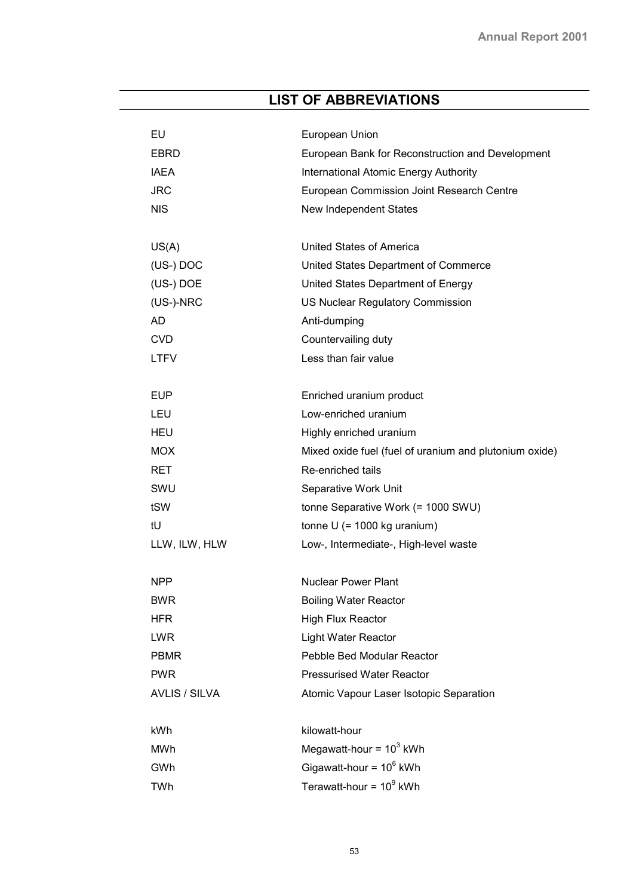# LIST OF ABBREVIATIONS

| | |
|---|---|
| EU | European Union |
| EBRD | European Bank for Reconstruction and Development |
| IAEA | International Atomic Energy Authority |
| JRC | European Commission Joint Research Centre |
| NIS | New Independent States |
| | |
| US(A) | United States of America |
| (US-) DOC | United States Department of Commerce |
| (US-) DOE | United States Department of Energy |
| (US-)-NRC | US Nuclear Regulatory Commission |
| AD | Anti-dumping |
| CVD | Countervailing duty |
| LTFV | Less than fair value |
| | |
| EUP | Enriched uranium product |
| LEU | Low-enriched uranium |
| HEU | Highly enriched uranium |
| MOX | Mixed oxide fuel (fuel of uranium and plutonium oxide) |
| RET | Re-enriched tails |
| SWU | Separative Work Unit |
| tSW | tonne Separative Work (= 1000 SWU) |
| tU | tonne U (= 1000 kg uranium) |
| LLW, ILW, HLW | Low-, Intermediate-, High-level waste |
| | |
| NPP | Nuclear Power Plant |
| BWR | Boiling Water Reactor |
| HFR | High Flux Reactor |
| LWR | Light Water Reactor |
| PBMR | Pebble Bed Modular Reactor |
| PWR | Pressurised Water Reactor |
| AVLIS / SILVA | Atomic Vapour Laser Isotopic Separation |
| | |
| kWh | kilowatt-hour |
| MWh | Megawatt-hour = $10^3$ kWh |
| GWh | Gigawatt-hour = $10^6$ kWh |
| TWh | Terawatt-hour = $10^9$ kWh |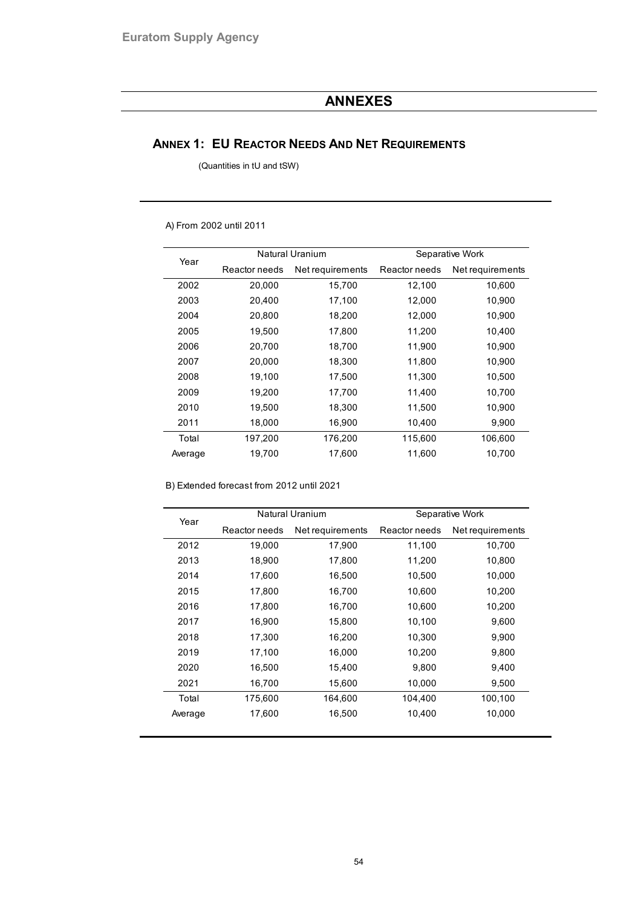# ANNEXES

## ANNEX 1: EU REACTOR NEEDS AND NET REQUIREMENTS

(Quantities in tU and tSW)

A) From 2002 until 2011

| Year | Natural Uranium | | Separative Work | |
|---|---|---|---|---|
| | Reactor needs | Net requirements | Reactor needs | Net requirements |
| 2002 | 20,000 | 15,700 | 12,100 | 10,600 |
| 2003 | 20,400 | 17,100 | 12,000 | 10,900 |
| 2004 | 20,800 | 18,200 | 12,000 | 10,900 |
| 2005 | 19,500 | 17,800 | 11,200 | 10,400 |
| 2006 | 20,700 | 18,700 | 11,900 | 10,900 |
| 2007 | 20,000 | 18,300 | 11,800 | 10,900 |
| 2008 | 19,100 | 17,500 | 11,300 | 10,500 |
| 2009 | 19,200 | 17,700 | 11,400 | 10,700 |
| 2010 | 19,500 | 18,300 | 11,500 | 10,900 |
| 2011 | 18,000 | 16,900 | 10,400 | 9,900 |
| Total | 197,200 | 176,200 | 115,600 | 106,600 |
| Average | 19,700 | 17,600 | 11,600 | 10,700 |

B) Extended forecast from 2012 until 2021

| Year | Natural Uranium | | Separative Work | |
|---|---|---|---|---|
| | Reactor needs | Net requirements | Reactor needs | Net requirements |
| 2012 | 19,000 | 17,900 | 11,100 | 10,700 |
| 2013 | 18,900 | 17,800 | 11,200 | 10,800 |
| 2014 | 17,600 | 16,500 | 10,500 | 10,000 |
| 2015 | 17,800 | 16,700 | 10,600 | 10,200 |
| 2016 | 17,800 | 16,700 | 10,600 | 10,200 |
| 2017 | 16,900 | 15,800 | 10,100 | 9,600 |
| 2018 | 17,300 | 16,200 | 10,300 | 9,900 |
| 2019 | 17,100 | 16,000 | 10,200 | 9,800 |
| 2020 | 16,500 | 15,400 | 9,800 | 9,400 |
| 2021 | 16,700 | 15,600 | 10,000 | 9,500 |
| Total | 175,600 | 164,600 | 104,400 | 100,100 |
| Average | 17,600 | 16,500 | 10,400 | 10,000 |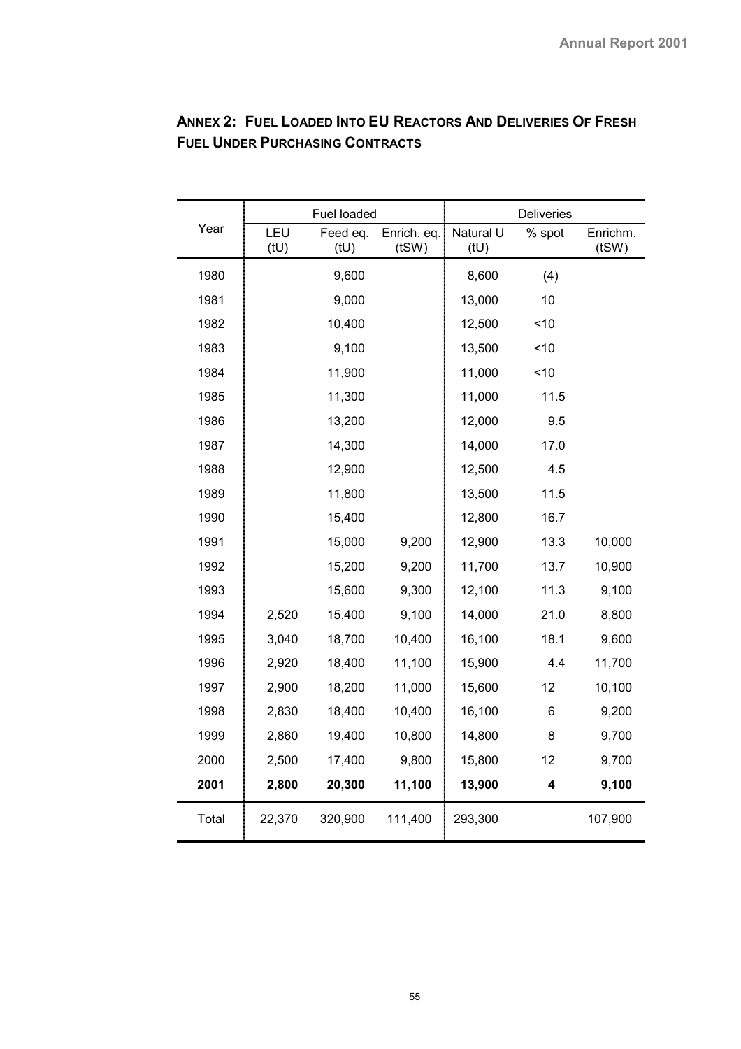## ANNEX 2: FUEL LOADED INTO EU REACTORS AND DELIVERIES OF FRESH FUEL UNDER PURCHASING CONTRACTS

| Year | Fuel loaded | | | Deliveries | | |
|---|---|---|---|---|---|---|
| | LEU (tU) | Feed eq. (tU) | Enrich. eq. (tSW) | Natural U (tU) | % spot | Enrichm. (tSW) |
| 1980 | | 9,600 | | 8,600 | (4) | |
| 1981 | | 9,000 | | 13,000 | 10 | |
| 1982 | | 10,400 | | 12,500 | <10 | |
| 1983 | | 9,100 | | 13,500 | <10 | |
| 1984 | | 11,900 | | 11,000 | <10 | |
| 1985 | | 11,300 | | 11,000 | 11.5 | |
| 1986 | | 13,200 | | 12,000 | 9.5 | |
| 1987 | | 14,300 | | 14,000 | 17.0 | |
| 1988 | | 12,900 | | 12,500 | 4.5 | |
| 1989 | | 11,800 | | 13,500 | 11.5 | |
| 1990 | | 15,400 | | 12,800 | 16.7 | |
| 1991 | | 15,000 | 9,200 | 12,900 | 13.3 | 10,000 |
| 1992 | | 15,200 | 9,200 | 11,700 | 13.7 | 10,900 |
| 1993 | | 15,600 | 9,300 | 12,100 | 11.3 | 9,100 |
| 1994 | 2,520 | 15,400 | 9,100 | 14,000 | 21.0 | 8,800 |
| 1995 | 3,040 | 18,700 | 10,400 | 16,100 | 18.1 | 9,600 |
| 1996 | 2,920 | 18,400 | 11,100 | 15,900 | 4.4 | 11,700 |
| 1997 | 2,900 | 18,200 | 11,000 | 15,600 | 12 | 10,100 |
| 1998 | 2,830 | 18,400 | 10,400 | 16,100 | 6 | 9,200 |
| 1999 | 2,860 | 19,400 | 10,800 | 14,800 | 8 | 9,700 |
| 2000 | 2,500 | 17,400 | 9,800 | 15,800 | 12 | 9,700 |
| **2001** | **2,800** | **20,300** | **11,100** | **13,900** | **4** | **9,100** |
| Total | 22,370 | 320,900 | 111,400 | 293,300 | | 107,900 |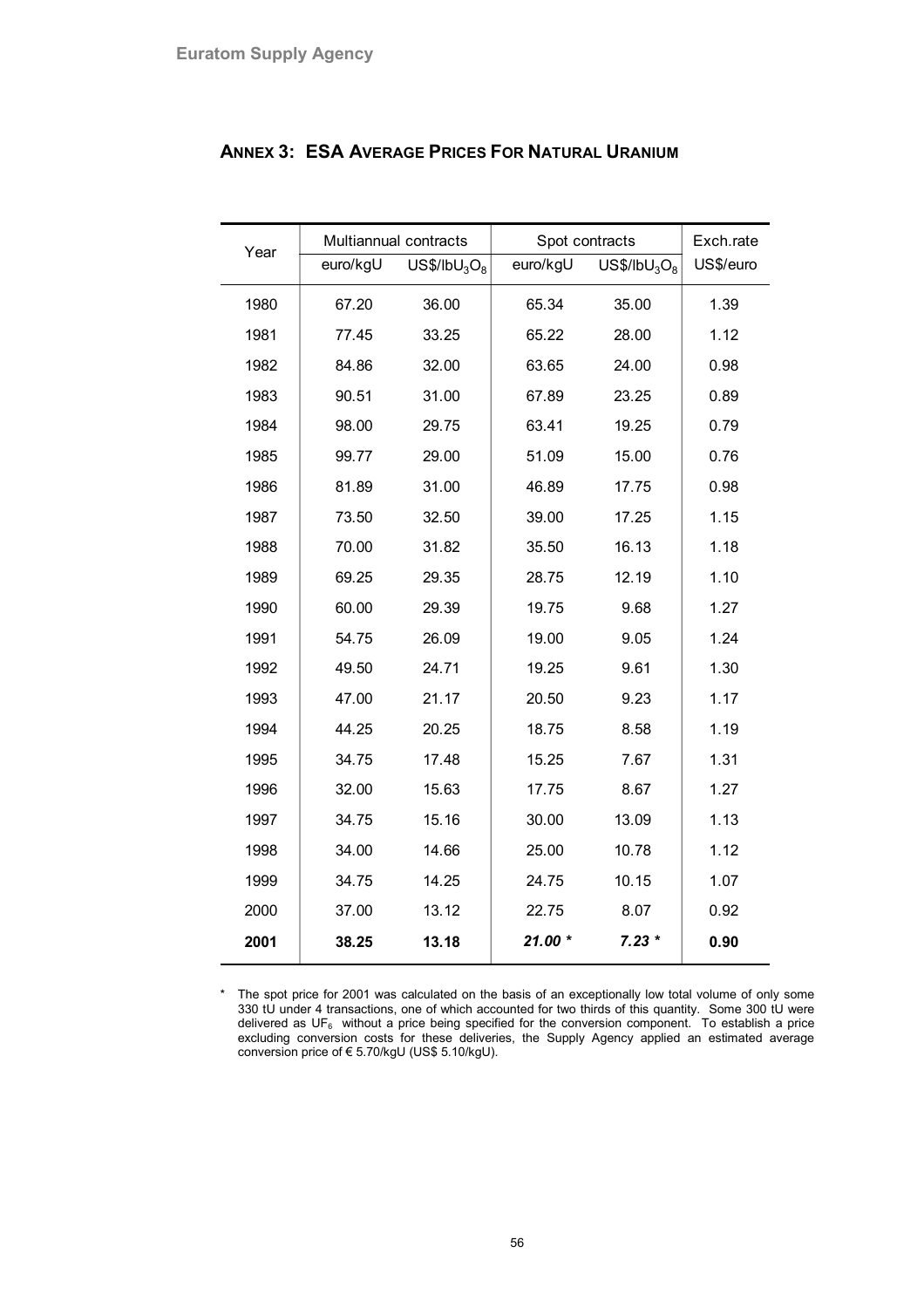## ANNEX 3: ESA AVERAGE PRICES FOR NATURAL URANIUM

| Year | Multiannual contracts | | Spot contracts | | Exch.rate |
|---|---|---|---|---|---|
| | euro/kgU | US$/lb$U_3O_8$ | euro/kgU | US$/lb$U_3O_8$ | US$/euro |
| 1980 | 67.20 | 36.00 | 65.34 | 35.00 | 1.39 |
| 1981 | 77.45 | 33.25 | 65.22 | 28.00 | 1.12 |
| 1982 | 84.86 | 32.00 | 63.65 | 24.00 | 0.98 |
| 1983 | 90.51 | 31.00 | 67.89 | 23.25 | 0.89 |
| 1984 | 98.00 | 29.75 | 63.41 | 19.25 | 0.79 |
| 1985 | 99.77 | 29.00 | 51.09 | 15.00 | 0.76 |
| 1986 | 81.89 | 31.00 | 46.89 | 17.75 | 0.98 |
| 1987 | 73.50 | 32.50 | 39.00 | 17.25 | 1.15 |
| 1988 | 70.00 | 31.82 | 35.50 | 16.13 | 1.18 |
| 1989 | 69.25 | 29.35 | 28.75 | 12.19 | 1.10 |
| 1990 | 60.00 | 29.39 | 19.75 | 9.68 | 1.27 |
| 1991 | 54.75 | 26.09 | 19.00 | 9.05 | 1.24 |
| 1992 | 49.50 | 24.71 | 19.25 | 9.61 | 1.30 |
| 1993 | 47.00 | 21.17 | 20.50 | 9.23 | 1.17 |
| 1994 | 44.25 | 20.25 | 18.75 | 8.58 | 1.19 |
| 1995 | 34.75 | 17.48 | 15.25 | 7.67 | 1.31 |
| 1996 | 32.00 | 15.63 | 17.75 | 8.67 | 1.27 |
| 1997 | 34.75 | 15.16 | 30.00 | 13.09 | 1.13 |
| 1998 | 34.00 | 14.66 | 25.00 | 10.78 | 1.12 |
| 1999 | 34.75 | 14.25 | 24.75 | 10.15 | 1.07 |
| 2000 | 37.00 | 13.12 | 22.75 | 8.07 | 0.92 |
| **2001** | **38.25** | **13.18** | ***21.00 **** | ***7.23 **** | **0.90** |

* The spot price for 2001 was calculated on the basis of an exceptionally low total volume of only some 330 tU under 4 transactions, one of which accounted for two thirds of this quantity. Some 300 tU were delivered as $UF_6$ without a price being specified for the conversion component. To establish a price excluding conversion costs for these deliveries, the Supply Agency applied an estimated average conversion price of € 5.70/kgU (US$ 5.10/kgU).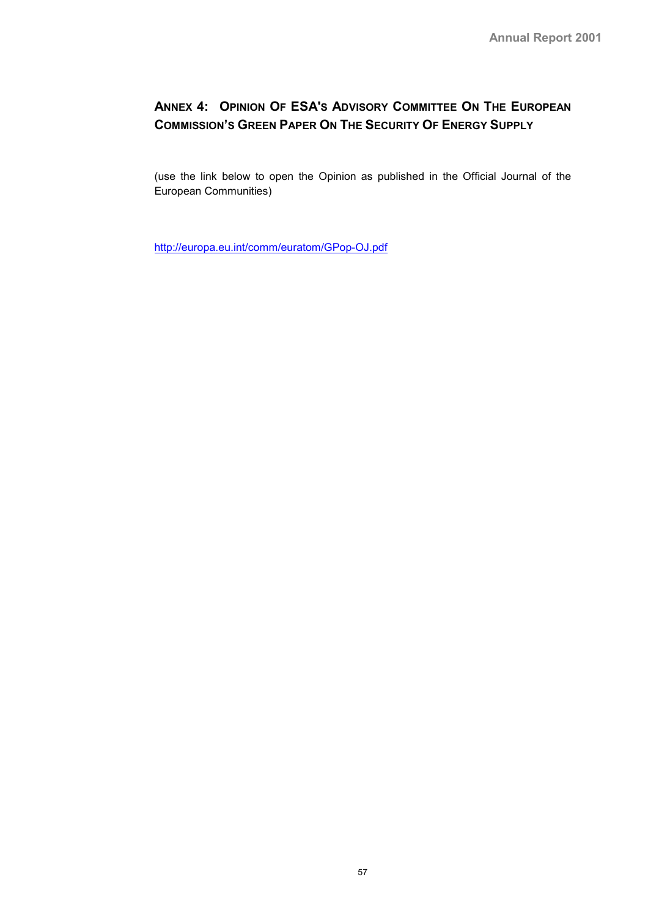## ANNEX 4: OPINION OF ESA'S ADVISORY COMMITTEE ON THE EUROPEAN COMMISSION'S GREEN PAPER ON THE SECURITY OF ENERGY SUPPLY

(use the link below to open the Opinion as published in the Official Journal of the European Communities)

http://europa.eu.int/comm/euratom/GPop-OJ.pdf